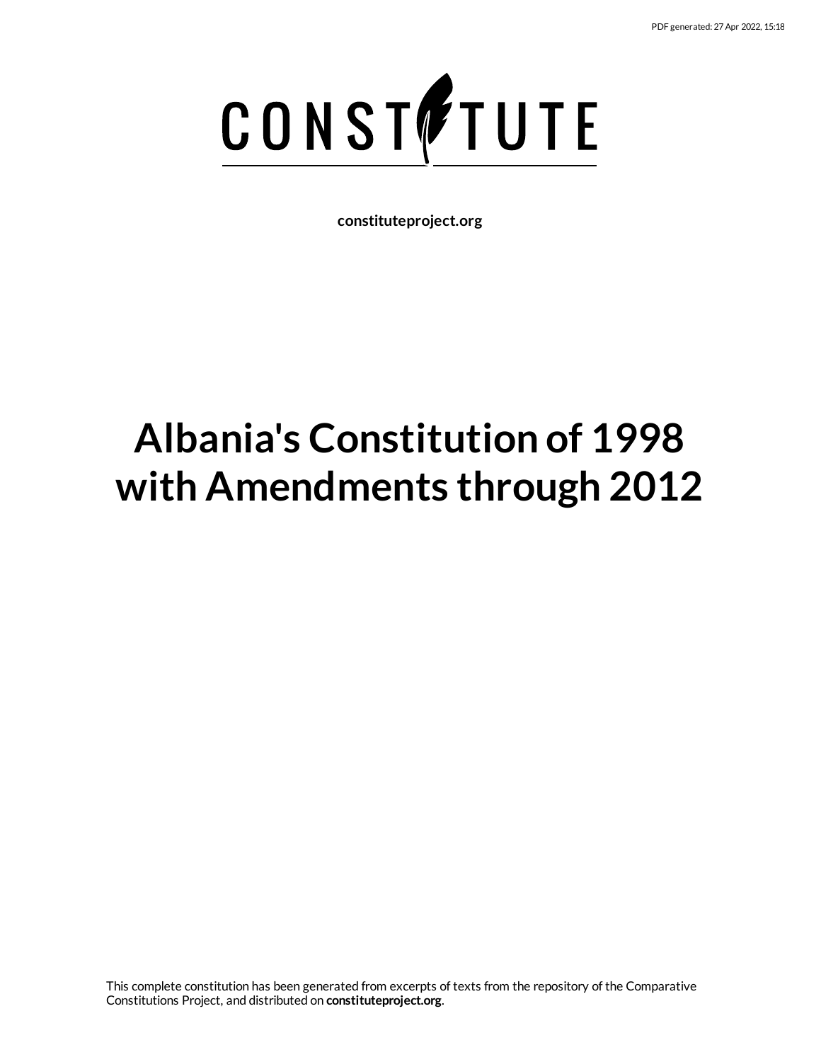CONSTITUTE

**constituteproject.org**

# Albania's Constitution of 1998 with Amendments through 2012

This complete constitution has been generated from excerpts of texts from the repository of the Comparative Constitutions Project, and distributed on **constituteproject.org**.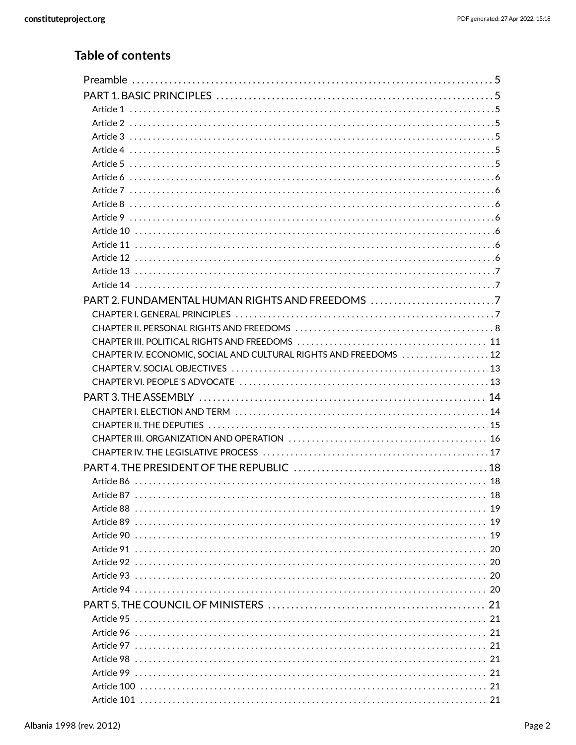## Table of contents

- Preamble ..... 5
- PART 1. BASIC PRINCIPLES ..... 5
  - Article 1 ..... 5
  - Article 2 ..... 5
  - Article 3 ..... 5
  - Article 4 ..... 5
  - Article 5 ..... 5
  - Article 6 ..... 6
  - Article 7 ..... 6
  - Article 8 ..... 6
  - Article 9 ..... 6
  - Article 10 ..... 6
  - Article 11 ..... 6
  - Article 12 ..... 6
  - Article 13 ..... 7
  - Article 14 ..... 7
- PART 2. FUNDAMENTAL HUMAN RIGHTS AND FREEDOMS ..... 7
  - CHAPTER I. GENERAL PRINCIPLES ..... 7
  - CHAPTER II. PERSONAL RIGHTS AND FREEDOMS ..... 8
  - CHAPTER III. POLITICAL RIGHTS AND FREEDOMS ..... 11
  - CHAPTER IV. ECONOMIC, SOCIAL AND CULTURAL RIGHTS AND FREEDOMS ..... 12
  - CHAPTER V. SOCIAL OBJECTIVES ..... 13
  - CHAPTER VI. PEOPLE'S ADVOCATE ..... 13
- PART 3. THE ASSEMBLY ..... 14
  - CHAPTER I. ELECTION AND TERM ..... 14
  - CHAPTER II. THE DEPUTIES ..... 15
  - CHAPTER III. ORGANIZATION AND OPERATION ..... 16
  - CHAPTER IV. THE LEGISLATIVE PROCESS ..... 17
- PART 4. THE PRESIDENT OF THE REPUBLIC ..... 18
  - Article 86 ..... 18
  - Article 87 ..... 18
  - Article 88 ..... 19
  - Article 89 ..... 19
  - Article 90 ..... 19
  - Article 91 ..... 20
  - Article 92 ..... 20
  - Article 93 ..... 20
  - Article 94 ..... 20
- PART 5. THE COUNCIL OF MINISTERS ..... 21
  - Article 95 ..... 21
  - Article 96 ..... 21
  - Article 97 ..... 21
  - Article 98 ..... 21
  - Article 99 ..... 21
  - Article 100 ..... 21
  - Article 101 ..... 21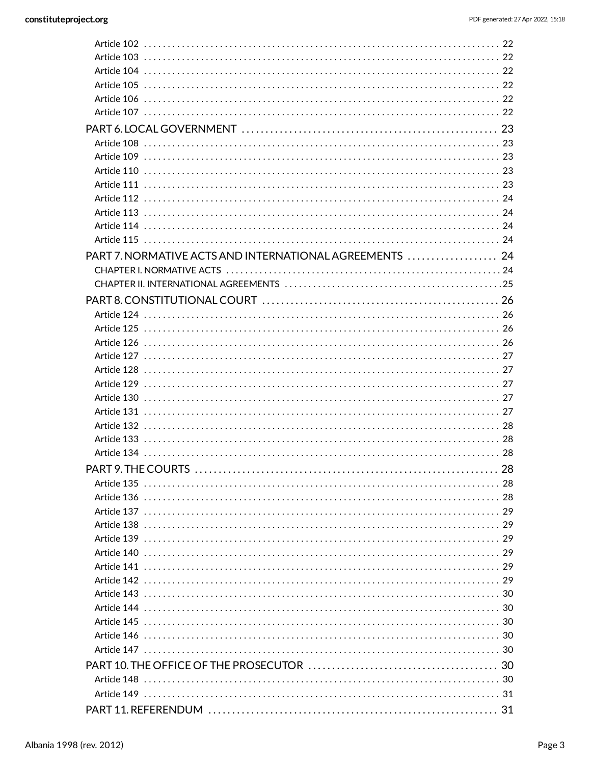Article 102 . . . . . . . . . . 22
Article 103 . . . . . . . . . . 22
Article 104 . . . . . . . . . . 22
Article 105 . . . . . . . . . . 22
Article 106 . . . . . . . . . . 22
Article 107 . . . . . . . . . . 22

PART 6. LOCAL GOVERNMENT . . . . . . . . . . 23
Article 108 . . . . . . . . . . 23
Article 109 . . . . . . . . . . 23
Article 110 . . . . . . . . . . 23
Article 111 . . . . . . . . . . 23
Article 112 . . . . . . . . . . 24
Article 113 . . . . . . . . . . 24
Article 114 . . . . . . . . . . 24
Article 115 . . . . . . . . . . 24

PART 7. NORMATIVE ACTS AND INTERNATIONAL AGREEMENTS . . . . . . . . . . 24
CHAPTER I. NORMATIVE ACTS . . . . . . . . . . 24
CHAPTER II. INTERNATIONAL AGREEMENTS . . . . . . . . . . 25

PART 8. CONSTITUTIONAL COURT . . . . . . . . . . 26
Article 124 . . . . . . . . . . 26
Article 125 . . . . . . . . . . 26
Article 126 . . . . . . . . . . 26
Article 127 . . . . . . . . . . 27
Article 128 . . . . . . . . . . 27
Article 129 . . . . . . . . . . 27
Article 130 . . . . . . . . . . 27
Article 131 . . . . . . . . . . 27
Article 132 . . . . . . . . . . 28
Article 133 . . . . . . . . . . 28
Article 134 . . . . . . . . . . 28

PART 9. THE COURTS . . . . . . . . . . 28
Article 135 . . . . . . . . . . 28
Article 136 . . . . . . . . . . 28
Article 137 . . . . . . . . . . 29
Article 138 . . . . . . . . . . 29
Article 139 . . . . . . . . . . 29
Article 140 . . . . . . . . . . 29
Article 141 . . . . . . . . . . 29
Article 142 . . . . . . . . . . 29
Article 143 . . . . . . . . . . 30
Article 144 . . . . . . . . . . 30
Article 145 . . . . . . . . . . 30
Article 146 . . . . . . . . . . 30
Article 147 . . . . . . . . . . 30

PART 10. THE OFFICE OF THE PROSECUTOR . . . . . . . . . . 30
Article 148 . . . . . . . . . . 30
Article 149 . . . . . . . . . . 31

PART 11. REFERENDUM . . . . . . . . . . 31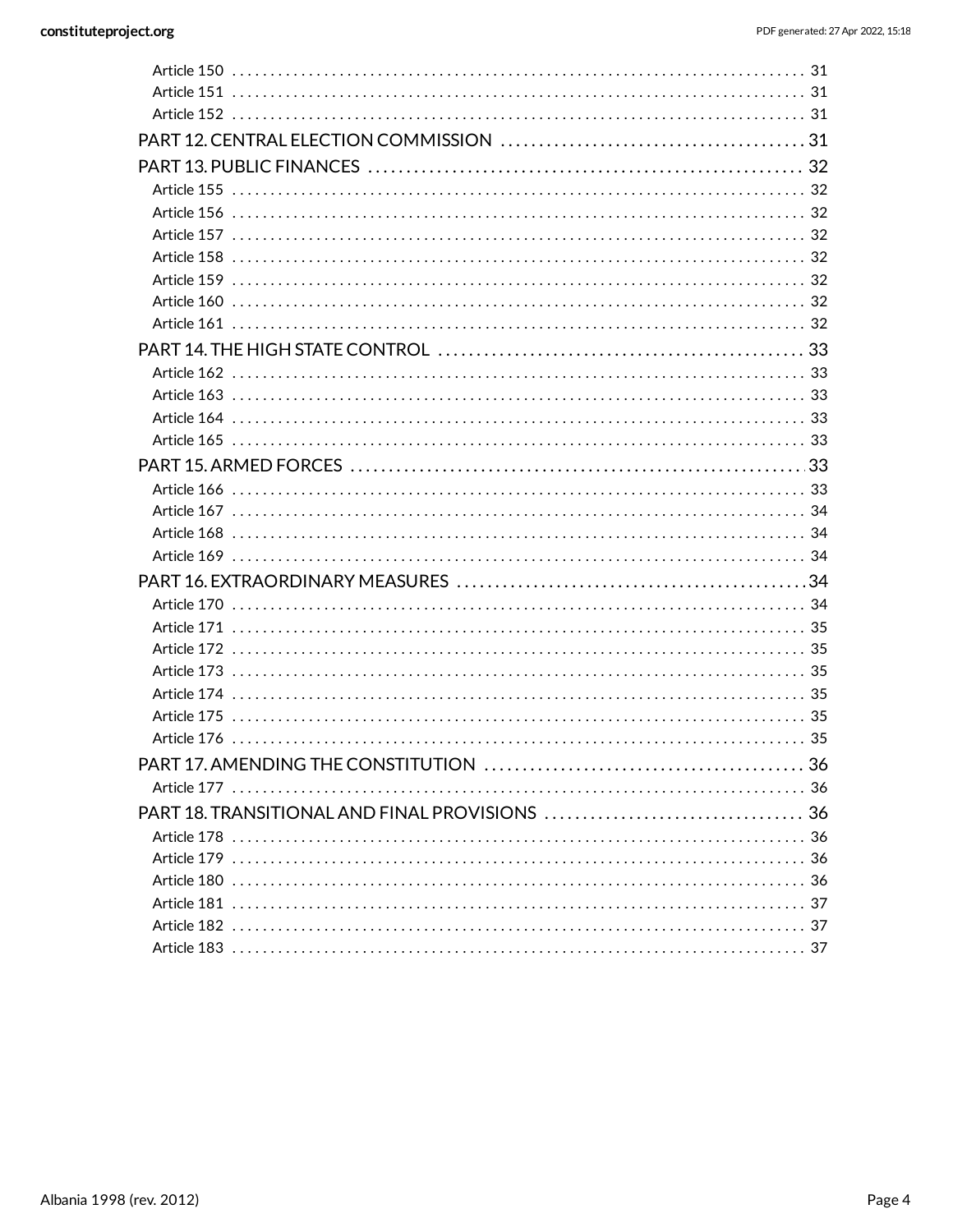Article 150 . . . . . . . . . . . . . . . . . . . . . . . . . . . . . . . . . . . . . . . . . . . . . . . . . . . . . . . . . . . . . . . . . . . . . . . . . . . . 31
Article 151 . . . . . . . . . . . . . . . . . . . . . . . . . . . . . . . . . . . . . . . . . . . . . . . . . . . . . . . . . . . . . . . . . . . . . . . . . . . . 31
Article 152 . . . . . . . . . . . . . . . . . . . . . . . . . . . . . . . . . . . . . . . . . . . . . . . . . . . . . . . . . . . . . . . . . . . . . . . . . . . . 31

PART 12. CENTRAL ELECTION COMMISSION . . . . . . . . . . . . . . . . . . . . . . . . . . . . . . . . . . . . . . . 31

PART 13. PUBLIC FINANCES . . . . . . . . . . . . . . . . . . . . . . . . . . . . . . . . . . . . . . . . . . . . . . . . . . . . . 32

Article 155 . . . . . . . . . . . . . . . . . . . . . . . . . . . . . . . . . . . . . . . . . . . . . . . . . . . . . . . . . . . . . . . . . . . . . . . . . . . . 32
Article 156 . . . . . . . . . . . . . . . . . . . . . . . . . . . . . . . . . . . . . . . . . . . . . . . . . . . . . . . . . . . . . . . . . . . . . . . . . . . . 32
Article 157 . . . . . . . . . . . . . . . . . . . . . . . . . . . . . . . . . . . . . . . . . . . . . . . . . . . . . . . . . . . . . . . . . . . . . . . . . . . . 32
Article 158 . . . . . . . . . . . . . . . . . . . . . . . . . . . . . . . . . . . . . . . . . . . . . . . . . . . . . . . . . . . . . . . . . . . . . . . . . . . . 32
Article 159 . . . . . . . . . . . . . . . . . . . . . . . . . . . . . . . . . . . . . . . . . . . . . . . . . . . . . . . . . . . . . . . . . . . . . . . . . . . . 32
Article 160 . . . . . . . . . . . . . . . . . . . . . . . . . . . . . . . . . . . . . . . . . . . . . . . . . . . . . . . . . . . . . . . . . . . . . . . . . . . . 32
Article 161 . . . . . . . . . . . . . . . . . . . . . . . . . . . . . . . . . . . . . . . . . . . . . . . . . . . . . . . . . . . . . . . . . . . . . . . . . . . . 32

PART 14. THE HIGH STATE CONTROL . . . . . . . . . . . . . . . . . . . . . . . . . . . . . . . . . . . . . . . . . . . . . . . 33

Article 162 . . . . . . . . . . . . . . . . . . . . . . . . . . . . . . . . . . . . . . . . . . . . . . . . . . . . . . . . . . . . . . . . . . . . . . . . . . . . 33
Article 163 . . . . . . . . . . . . . . . . . . . . . . . . . . . . . . . . . . . . . . . . . . . . . . . . . . . . . . . . . . . . . . . . . . . . . . . . . . . . 33
Article 164 . . . . . . . . . . . . . . . . . . . . . . . . . . . . . . . . . . . . . . . . . . . . . . . . . . . . . . . . . . . . . . . . . . . . . . . . . . . . 33
Article 165 . . . . . . . . . . . . . . . . . . . . . . . . . . . . . . . . . . . . . . . . . . . . . . . . . . . . . . . . . . . . . . . . . . . . . . . . . . . . 33

PART 15. ARMED FORCES . . . . . . . . . . . . . . . . . . . . . . . . . . . . . . . . . . . . . . . . . . . . . . . . . . . . . . . . . 33

Article 166 . . . . . . . . . . . . . . . . . . . . . . . . . . . . . . . . . . . . . . . . . . . . . . . . . . . . . . . . . . . . . . . . . . . . . . . . . . . . 33
Article 167 . . . . . . . . . . . . . . . . . . . . . . . . . . . . . . . . . . . . . . . . . . . . . . . . . . . . . . . . . . . . . . . . . . . . . . . . . . . . 34
Article 168 . . . . . . . . . . . . . . . . . . . . . . . . . . . . . . . . . . . . . . . . . . . . . . . . . . . . . . . . . . . . . . . . . . . . . . . . . . . . 34
Article 169 . . . . . . . . . . . . . . . . . . . . . . . . . . . . . . . . . . . . . . . . . . . . . . . . . . . . . . . . . . . . . . . . . . . . . . . . . . . . 34

PART 16. EXTRAORDINARY MEASURES . . . . . . . . . . . . . . . . . . . . . . . . . . . . . . . . . . . . . . . . . . . . 34

Article 170 . . . . . . . . . . . . . . . . . . . . . . . . . . . . . . . . . . . . . . . . . . . . . . . . . . . . . . . . . . . . . . . . . . . . . . . . . . . . 34
Article 171 . . . . . . . . . . . . . . . . . . . . . . . . . . . . . . . . . . . . . . . . . . . . . . . . . . . . . . . . . . . . . . . . . . . . . . . . . . . . 35
Article 172 . . . . . . . . . . . . . . . . . . . . . . . . . . . . . . . . . . . . . . . . . . . . . . . . . . . . . . . . . . . . . . . . . . . . . . . . . . . . 35
Article 173 . . . . . . . . . . . . . . . . . . . . . . . . . . . . . . . . . . . . . . . . . . . . . . . . . . . . . . . . . . . . . . . . . . . . . . . . . . . . 35
Article 174 . . . . . . . . . . . . . . . . . . . . . . . . . . . . . . . . . . . . . . . . . . . . . . . . . . . . . . . . . . . . . . . . . . . . . . . . . . . . 35
Article 175 . . . . . . . . . . . . . . . . . . . . . . . . . . . . . . . . . . . . . . . . . . . . . . . . . . . . . . . . . . . . . . . . . . . . . . . . . . . . 35
Article 176 . . . . . . . . . . . . . . . . . . . . . . . . . . . . . . . . . . . . . . . . . . . . . . . . . . . . . . . . . . . . . . . . . . . . . . . . . . . . 35

PART 17. AMENDING THE CONSTITUTION . . . . . . . . . . . . . . . . . . . . . . . . . . . . . . . . . . . . . . . . . . 36

Article 177 . . . . . . . . . . . . . . . . . . . . . . . . . . . . . . . . . . . . . . . . . . . . . . . . . . . . . . . . . . . . . . . . . . . . . . . . . . . . 36

PART 18. TRANSITIONAL AND FINAL PROVISIONS . . . . . . . . . . . . . . . . . . . . . . . . . . . . . . . . . . 36

Article 178 . . . . . . . . . . . . . . . . . . . . . . . . . . . . . . . . . . . . . . . . . . . . . . . . . . . . . . . . . . . . . . . . . . . . . . . . . . . . 36
Article 179 . . . . . . . . . . . . . . . . . . . . . . . . . . . . . . . . . . . . . . . . . . . . . . . . . . . . . . . . . . . . . . . . . . . . . . . . . . . . 36
Article 180 . . . . . . . . . . . . . . . . . . . . . . . . . . . . . . . . . . . . . . . . . . . . . . . . . . . . . . . . . . . . . . . . . . . . . . . . . . . . 36
Article 181 . . . . . . . . . . . . . . . . . . . . . . . . . . . . . . . . . . . . . . . . . . . . . . . . . . . . . . . . . . . . . . . . . . . . . . . . . . . . 37
Article 182 . . . . . . . . . . . . . . . . . . . . . . . . . . . . . . . . . . . . . . . . . . . . . . . . . . . . . . . . . . . . . . . . . . . . . . . . . . . . 37
Article 183 . . . . . . . . . . . . . . . . . . . . . . . . . . . . . . . . . . . . . . . . . . . . . . . . . . . . . . . . . . . . . . . . . . . . . . . . . . . . 37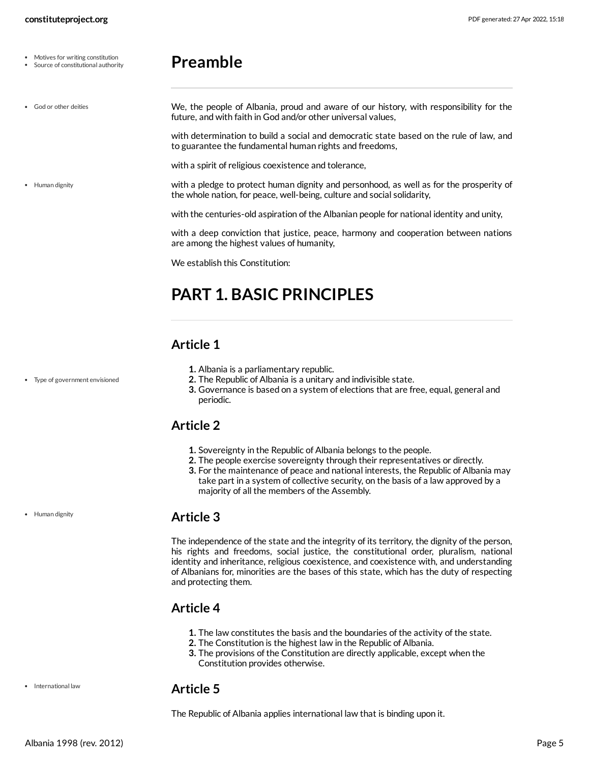## Preamble

- Motives for writing constitution
- Source of constitutional authority

We, the people of Albania, proud and aware of our history, with responsibility for the future, and with faith in God and/or other universal values,

- God or other deities

with determination to build a social and democratic state based on the rule of law, and to guarantee the fundamental human rights and freedoms,

with a spirit of religious coexistence and tolerance,

with a pledge to protect human dignity and personhood, as well as for the prosperity of the whole nation, for peace, well-being, culture and social solidarity,

- Human dignity

with the centuries-old aspiration of the Albanian people for national identity and unity,

with a deep conviction that justice, peace, harmony and cooperation between nations are among the highest values of humanity,

We establish this Constitution:

# PART 1. BASIC PRINCIPLES

### Article 1

- Type of government envisioned

1. Albania is a parliamentary republic.
2. The Republic of Albania is a unitary and indivisible state.
3. Governance is based on a system of elections that are free, equal, general and periodic.

### Article 2

1. Sovereignty in the Republic of Albania belongs to the people.
2. The people exercise sovereignty through their representatives or directly.
3. For the maintenance of peace and national interests, the Republic of Albania may take part in a system of collective security, on the basis of a law approved by a majority of all the members of the Assembly.

### Article 3

- Human dignity

The independence of the state and the integrity of its territory, the dignity of the person, his rights and freedoms, social justice, the constitutional order, pluralism, national identity and inheritance, religious coexistence, and coexistence with, and understanding of Albanians for, minorities are the bases of this state, which has the duty of respecting and protecting them.

### Article 4

1. The law constitutes the basis and the boundaries of the activity of the state.
2. The Constitution is the highest law in the Republic of Albania.
3. The provisions of the Constitution are directly applicable, except when the Constitution provides otherwise.

### Article 5

- International law

The Republic of Albania applies international law that is binding upon it.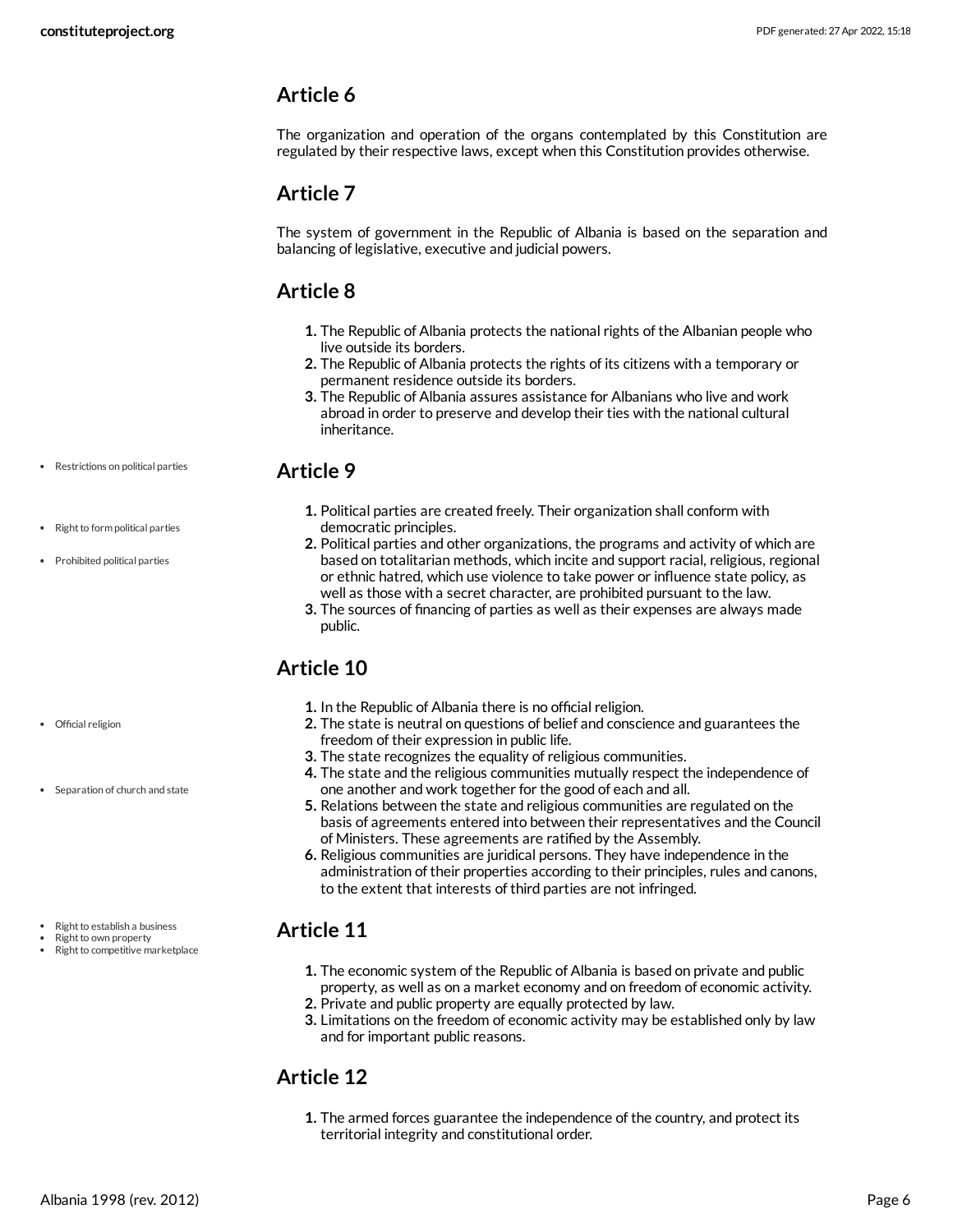## Article 6

The organization and operation of the organs contemplated by this Constitution are regulated by their respective laws, except when this Constitution provides otherwise.

## Article 7

The system of government in the Republic of Albania is based on the separation and balancing of legislative, executive and judicial powers.

## Article 8

1. The Republic of Albania protects the national rights of the Albanian people who live outside its borders.
2. The Republic of Albania protects the rights of its citizens with a temporary or permanent residence outside its borders.
3. The Republic of Albania assures assistance for Albanians who live and work abroad in order to preserve and develop their ties with the national cultural inheritance.

- Restrictions on political parties

## Article 9

- Right to form political parties
- Prohibited political parties

1. Political parties are created freely. Their organization shall conform with democratic principles.
2. Political parties and other organizations, the programs and activity of which are based on totalitarian methods, which incite and support racial, religious, regional or ethnic hatred, which use violence to take power or influence state policy, as well as those with a secret character, are prohibited pursuant to the law.
3. The sources of financing of parties as well as their expenses are always made public.

## Article 10

- Official religion
- Separation of church and state

1. In the Republic of Albania there is no official religion.
2. The state is neutral on questions of belief and conscience and guarantees the freedom of their expression in public life.
3. The state recognizes the equality of religious communities.
4. The state and the religious communities mutually respect the independence of one another and work together for the good of each and all.
5. Relations between the state and religious communities are regulated on the basis of agreements entered into between their representatives and the Council of Ministers. These agreements are ratified by the Assembly.
6. Religious communities are juridical persons. They have independence in the administration of their properties according to their principles, rules and canons, to the extent that interests of third parties are not infringed.

- Right to establish a business
- Right to own property
- Right to competitive marketplace

## Article 11

1. The economic system of the Republic of Albania is based on private and public property, as well as on a market economy and on freedom of economic activity.
2. Private and public property are equally protected by law.
3. Limitations on the freedom of economic activity may be established only by law and for important public reasons.

## Article 12

1. The armed forces guarantee the independence of the country, and protect its territorial integrity and constitutional order.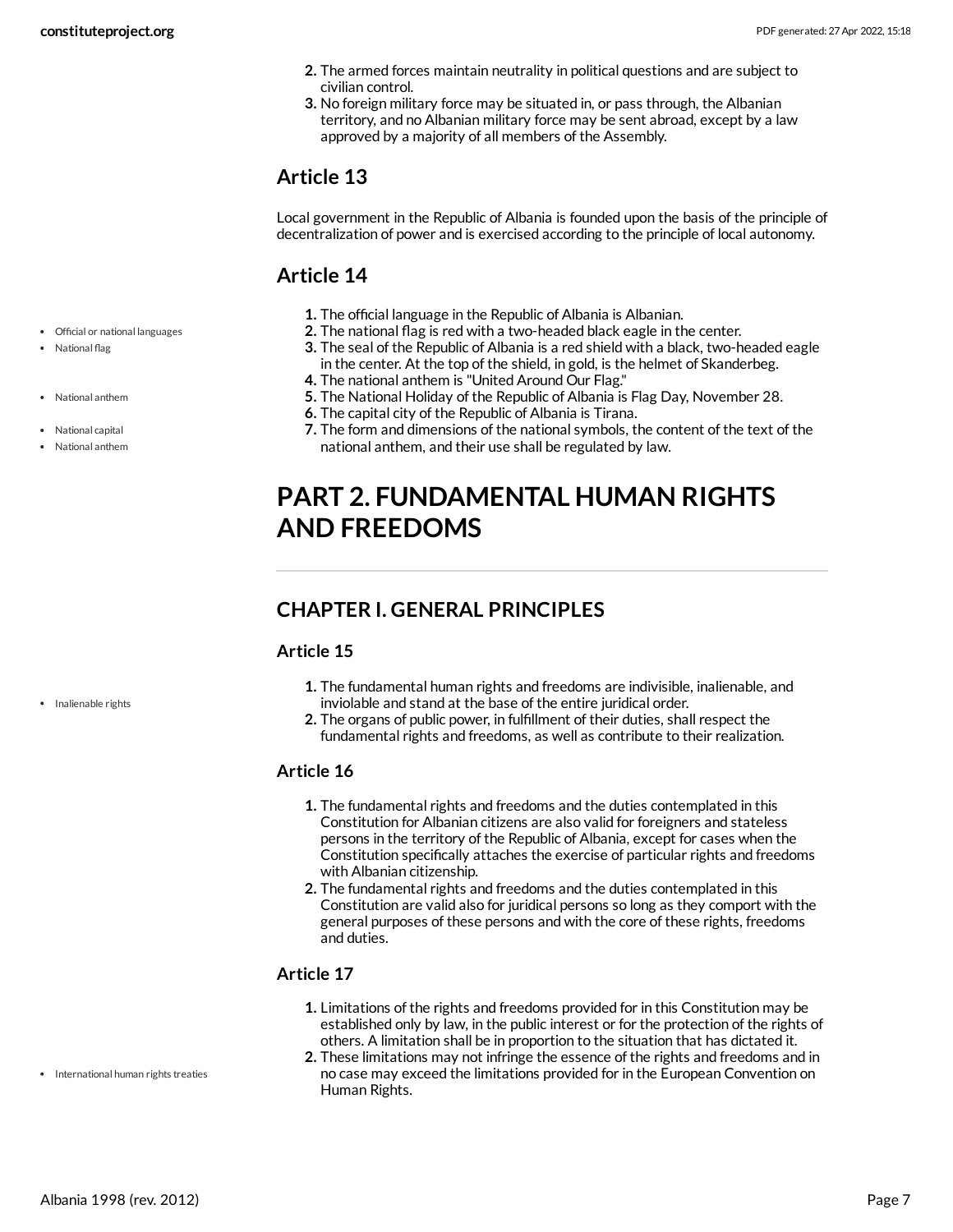2. The armed forces maintain neutrality in political questions and are subject to civilian control.
3. No foreign military force may be situated in, or pass through, the Albanian territory, and no Albanian military force may be sent abroad, except by a law approved by a majority of all members of the Assembly.

## Article 13

Local government in the Republic of Albania is founded upon the basis of the principle of decentralization of power and is exercised according to the principle of local autonomy.

## Article 14

- Official or national languages
- National flag
- National anthem
- National capital
- National anthem

1. The official language in the Republic of Albania is Albanian.
2. The national flag is red with a two-headed black eagle in the center.
3. The seal of the Republic of Albania is a red shield with a black, two-headed eagle in the center. At the top of the shield, in gold, is the helmet of Skanderbeg.
4. The national anthem is "United Around Our Flag."
5. The National Holiday of the Republic of Albania is Flag Day, November 28.
6. The capital city of the Republic of Albania is Tirana.
7. The form and dimensions of the national symbols, the content of the text of the national anthem, and their use shall be regulated by law.

# PART 2. FUNDAMENTAL HUMAN RIGHTS AND FREEDOMS

## CHAPTER I. GENERAL PRINCIPLES

### Article 15

- Inalienable rights

1. The fundamental human rights and freedoms are indivisible, inalienable, and inviolable and stand at the base of the entire juridical order.
2. The organs of public power, in fulfillment of their duties, shall respect the fundamental rights and freedoms, as well as contribute to their realization.

### Article 16

1. The fundamental rights and freedoms and the duties contemplated in this Constitution for Albanian citizens are also valid for foreigners and stateless persons in the territory of the Republic of Albania, except for cases when the Constitution specifically attaches the exercise of particular rights and freedoms with Albanian citizenship.
2. The fundamental rights and freedoms and the duties contemplated in this Constitution are valid also for juridical persons so long as they comport with the general purposes of these persons and with the core of these rights, freedoms and duties.

### Article 17

- International human rights treaties

1. Limitations of the rights and freedoms provided for in this Constitution may be established only by law, in the public interest or for the protection of the rights of others. A limitation shall be in proportion to the situation that has dictated it.
2. These limitations may not infringe the essence of the rights and freedoms and in no case may exceed the limitations provided for in the European Convention on Human Rights.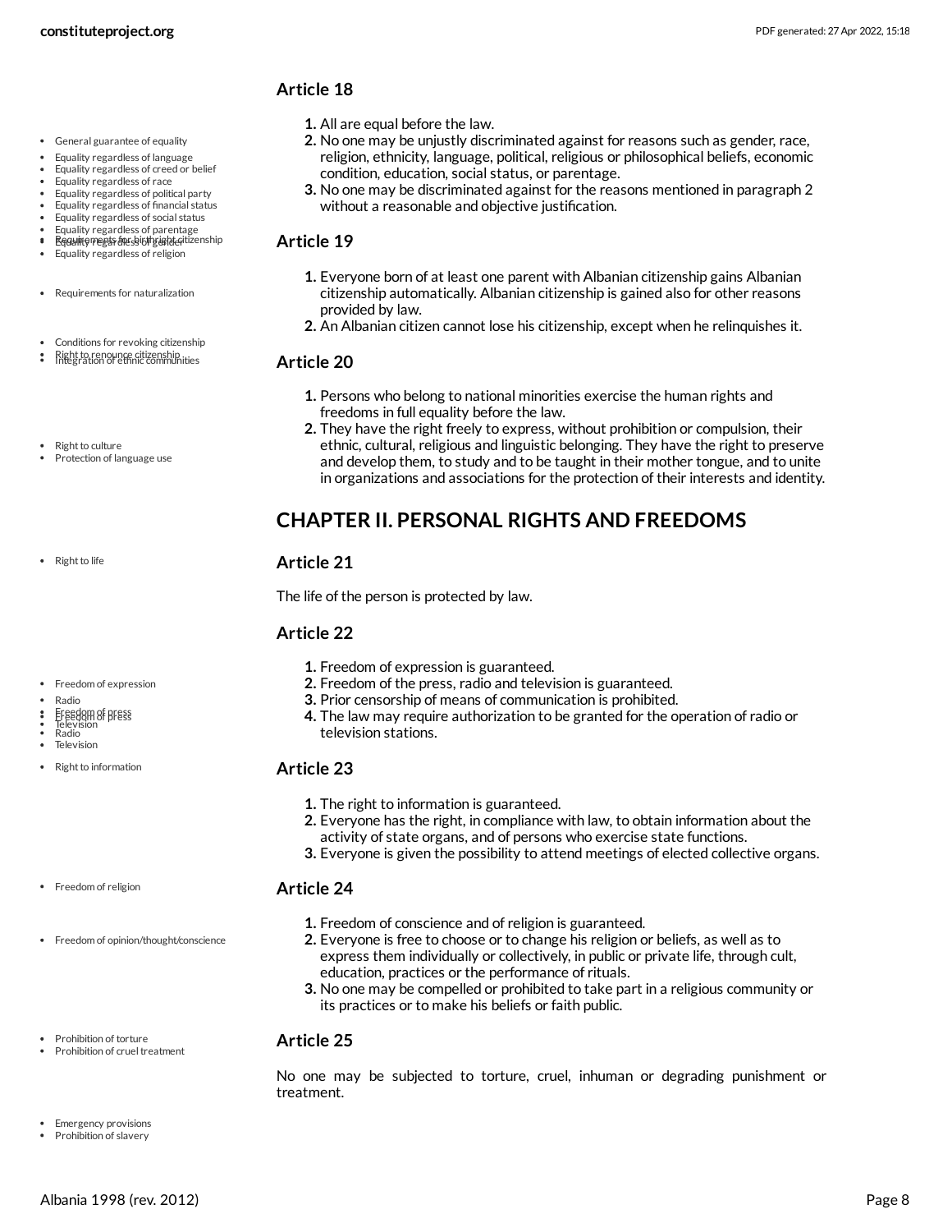## Article 18

1. All are equal before the law.
2. No one may be unjustly discriminated against for reasons such as gender, race, religion, ethnicity, language, political, religious or philosophical beliefs, economic condition, education, social status, or parentage.
3. No one may be discriminated against for the reasons mentioned in paragraph 2 without a reasonable and objective justification.

## Article 19

1. Everyone born of at least one parent with Albanian citizenship gains Albanian citizenship automatically. Albanian citizenship is gained also for other reasons provided by law.
2. An Albanian citizen cannot lose his citizenship, except when he relinquishes it.

## Article 20

1. Persons who belong to national minorities exercise the human rights and freedoms in full equality before the law.
2. They have the right freely to express, without prohibition or compulsion, their ethnic, cultural, religious and linguistic belonging. They have the right to preserve and develop them, to study and to be taught in their mother tongue, and to unite in organizations and associations for the protection of their interests and identity.

# CHAPTER II. PERSONAL RIGHTS AND FREEDOMS

## Article 21

The life of the person is protected by law.

## Article 22

1. Freedom of expression is guaranteed.
2. Freedom of the press, radio and television is guaranteed.
3. Prior censorship of means of communication is prohibited.
4. The law may require authorization to be granted for the operation of radio or television stations.

## Article 23

1. The right to information is guaranteed.
2. Everyone has the right, in compliance with law, to obtain information about the activity of state organs, and of persons who exercise state functions.
3. Everyone is given the possibility to attend meetings of elected collective organs.

## Article 24

1. Freedom of conscience and of religion is guaranteed.
2. Everyone is free to choose or to change his religion or beliefs, as well as to express them individually or collectively, in public or private life, through cult, education, practices or the performance of rituals.
3. No one may be compelled or prohibited to take part in a religious community or its practices or to make his beliefs or faith public.

## Article 25

No one may be subjected to torture, cruel, inhuman or degrading punishment or treatment.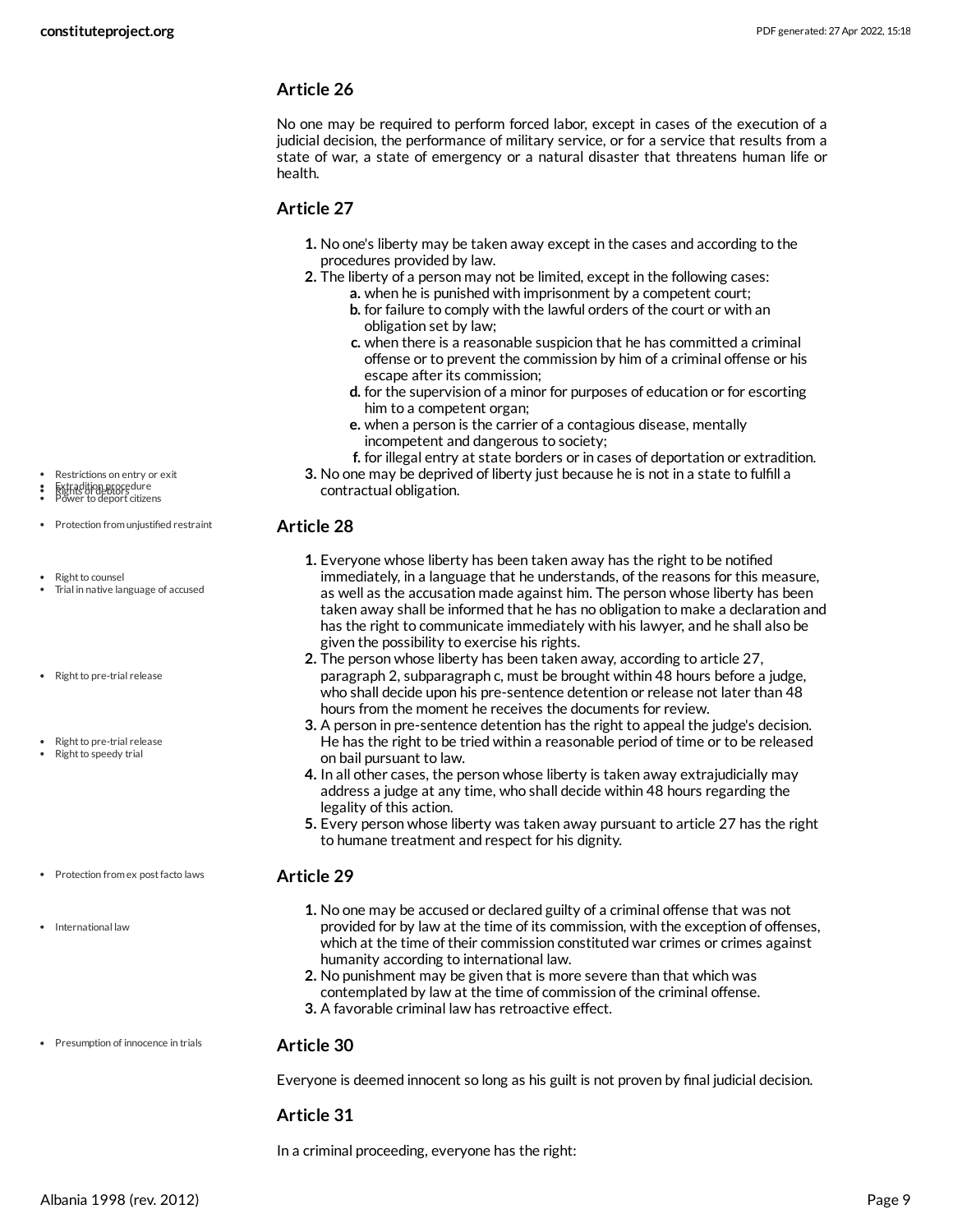### Article 26

No one may be required to perform forced labor, except in cases of the execution of a judicial decision, the performance of military service, or for a service that results from a state of war, a state of emergency or a natural disaster that threatens human life or health.

### Article 27

1. No one's liberty may be taken away except in the cases and according to the procedures provided by law.
2. The liberty of a person may not be limited, except in the following cases:
   a. when he is punished with imprisonment by a competent court;
   b. for failure to comply with the lawful orders of the court or with an obligation set by law;
   c. when there is a reasonable suspicion that he has committed a criminal offense or to prevent the commission by him of a criminal offense or his escape after its commission;
   d. for the supervision of a minor for purposes of education or for escorting him to a competent organ;
   e. when a person is the carrier of a contagious disease, mentally incompetent and dangerous to society;
   f. for illegal entry at state borders or in cases of deportation or extradition.
3. No one may be deprived of liberty just because he is not in a state to fulfill a contractual obligation.

### Article 28

1. Everyone whose liberty has been taken away has the right to be notified immediately, in a language that he understands, of the reasons for this measure, as well as the accusation made against him. The person whose liberty has been taken away shall be informed that he has no obligation to make a declaration and has the right to communicate immediately with his lawyer, and he shall also be given the possibility to exercise his rights.
2. The person whose liberty has been taken away, according to article 27, paragraph 2, subparagraph c, must be brought within 48 hours before a judge, who shall decide upon his pre-sentence detention or release not later than 48 hours from the moment he receives the documents for review.
3. A person in pre-sentence detention has the right to appeal the judge's decision. He has the right to be tried within a reasonable period of time or to be released on bail pursuant to law.
4. In all other cases, the person whose liberty is taken away extrajudicially may address a judge at any time, who shall decide within 48 hours regarding the legality of this action.
5. Every person whose liberty was taken away pursuant to article 27 has the right to humane treatment and respect for his dignity.

### Article 29

1. No one may be accused or declared guilty of a criminal offense that was not provided for by law at the time of its commission, with the exception of offenses, which at the time of their commission constituted war crimes or crimes against humanity according to international law.
2. No punishment may be given that is more severe than that which was contemplated by law at the time of commission of the criminal offense.
3. A favorable criminal law has retroactive effect.

### Article 30

Everyone is deemed innocent so long as his guilt is not proven by final judicial decision.

### Article 31

In a criminal proceeding, everyone has the right: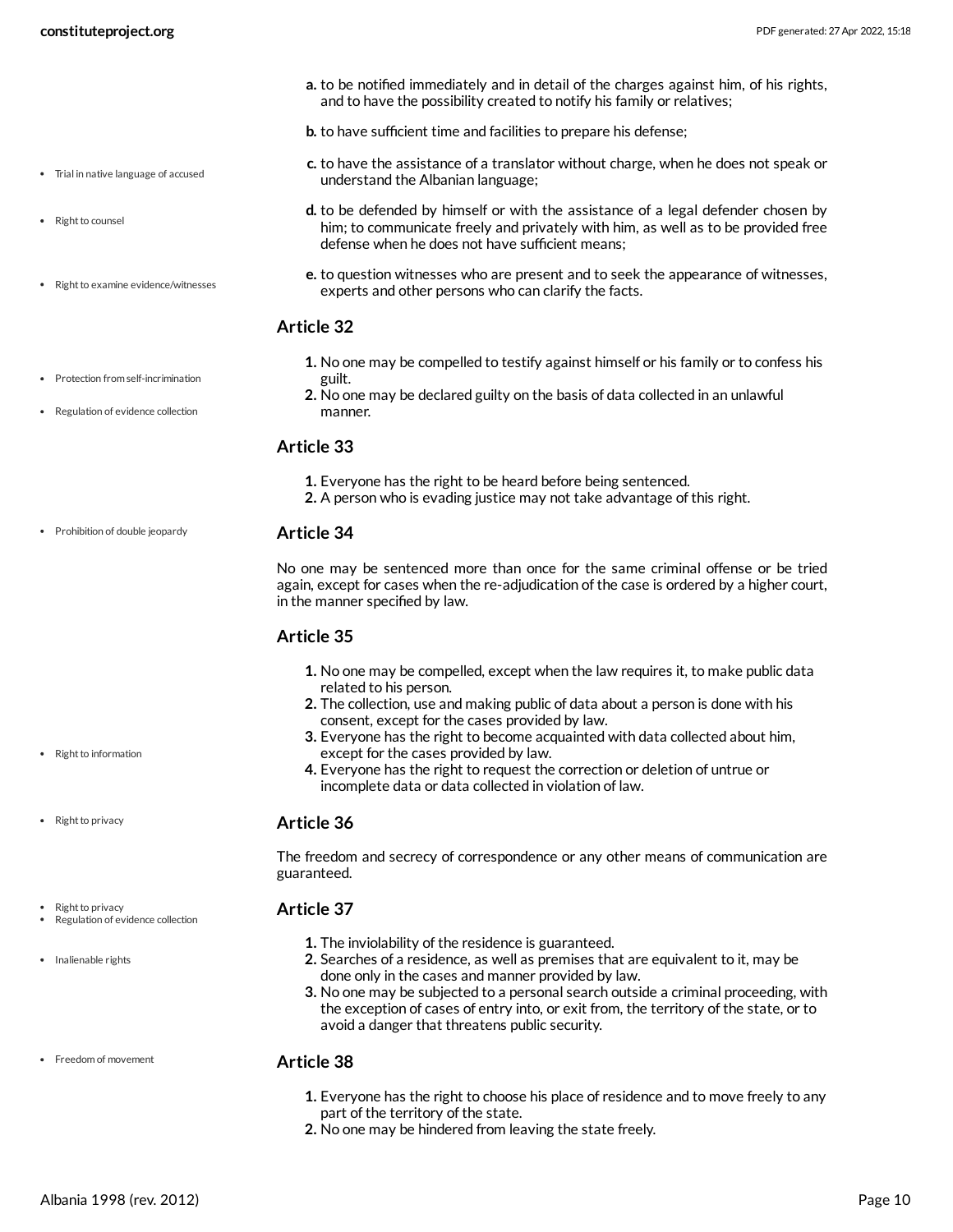a. to be notified immediately and in detail of the charges against him, of his rights, and to have the possibility created to notify his family or relatives;

b. to have sufficient time and facilities to prepare his defense;

c. to have the assistance of a translator without charge, when he does not speak or understand the Albanian language;

d. to be defended by himself or with the assistance of a legal defender chosen by him; to communicate freely and privately with him, as well as to be provided free defense when he does not have sufficient means;

e. to question witnesses who are present and to seek the appearance of witnesses, experts and other persons who can clarify the facts.

## Article 32

1. No one may be compelled to testify against himself or his family or to confess his guilt.
2. No one may be declared guilty on the basis of data collected in an unlawful manner.

## Article 33

1. Everyone has the right to be heard before being sentenced.
2. A person who is evading justice may not take advantage of this right.

## Article 34

No one may be sentenced more than once for the same criminal offense or be tried again, except for cases when the re-adjudication of the case is ordered by a higher court, in the manner specified by law.

## Article 35

1. No one may be compelled, except when the law requires it, to make public data related to his person.
2. The collection, use and making public of data about a person is done with his consent, except for the cases provided by law.
3. Everyone has the right to become acquainted with data collected about him, except for the cases provided by law.
4. Everyone has the right to request the correction or deletion of untrue or incomplete data or data collected in violation of law.

## Article 36

The freedom and secrecy of correspondence or any other means of communication are guaranteed.

## Article 37

1. The inviolability of the residence is guaranteed.
2. Searches of a residence, as well as premises that are equivalent to it, may be done only in the cases and manner provided by law.
3. No one may be subjected to a personal search outside a criminal proceeding, with the exception of cases of entry into, or exit from, the territory of the state, or to avoid a danger that threatens public security.

## Article 38

1. Everyone has the right to choose his place of residence and to move freely to any part of the territory of the state.
2. No one may be hindered from leaving the state freely.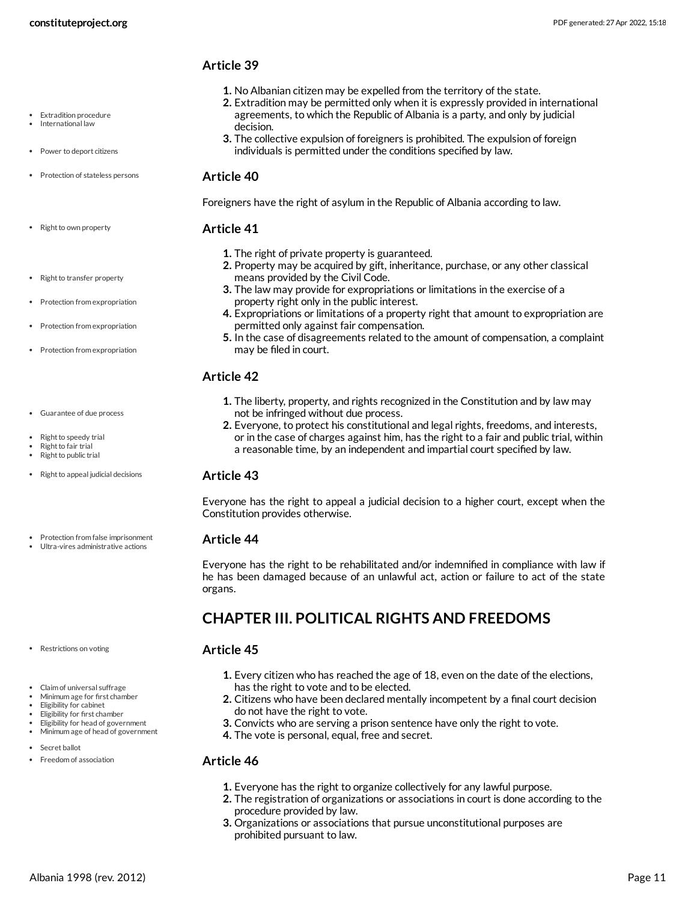### Article 39

1. No Albanian citizen may be expelled from the territory of the state.
2. Extradition may be permitted only when it is expressly provided in international agreements, to which the Republic of Albania is a party, and only by judicial decision.
3. The collective expulsion of foreigners is prohibited. The expulsion of foreign individuals is permitted under the conditions specified by law.

### Article 40

Foreigners have the right of asylum in the Republic of Albania according to law.

### Article 41

1. The right of private property is guaranteed.
2. Property may be acquired by gift, inheritance, purchase, or any other classical means provided by the Civil Code.
3. The law may provide for expropriations or limitations in the exercise of a property right only in the public interest.
4. Expropriations or limitations of a property right that amount to expropriation are permitted only against fair compensation.
5. In the case of disagreements related to the amount of compensation, a complaint may be filed in court.

### Article 42

1. The liberty, property, and rights recognized in the Constitution and by law may not be infringed without due process.
2. Everyone, to protect his constitutional and legal rights, freedoms, and interests, or in the case of charges against him, has the right to a fair and public trial, within a reasonable time, by an independent and impartial court specified by law.

### Article 43

Everyone has the right to appeal a judicial decision to a higher court, except when the Constitution provides otherwise.

### Article 44

Everyone has the right to be rehabilitated and/or indemnified in compliance with law if he has been damaged because of an unlawful act, action or failure to act of the state organs.

## CHAPTER III. POLITICAL RIGHTS AND FREEDOMS

### Article 45

1. Every citizen who has reached the age of 18, even on the date of the elections, has the right to vote and to be elected.
2. Citizens who have been declared mentally incompetent by a final court decision do not have the right to vote.
3. Convicts who are serving a prison sentence have only the right to vote.
4. The vote is personal, equal, free and secret.

### Article 46

1. Everyone has the right to organize collectively for any lawful purpose.
2. The registration of organizations or associations in court is done according to the procedure provided by law.
3. Organizations or associations that pursue unconstitutional purposes are prohibited pursuant to law.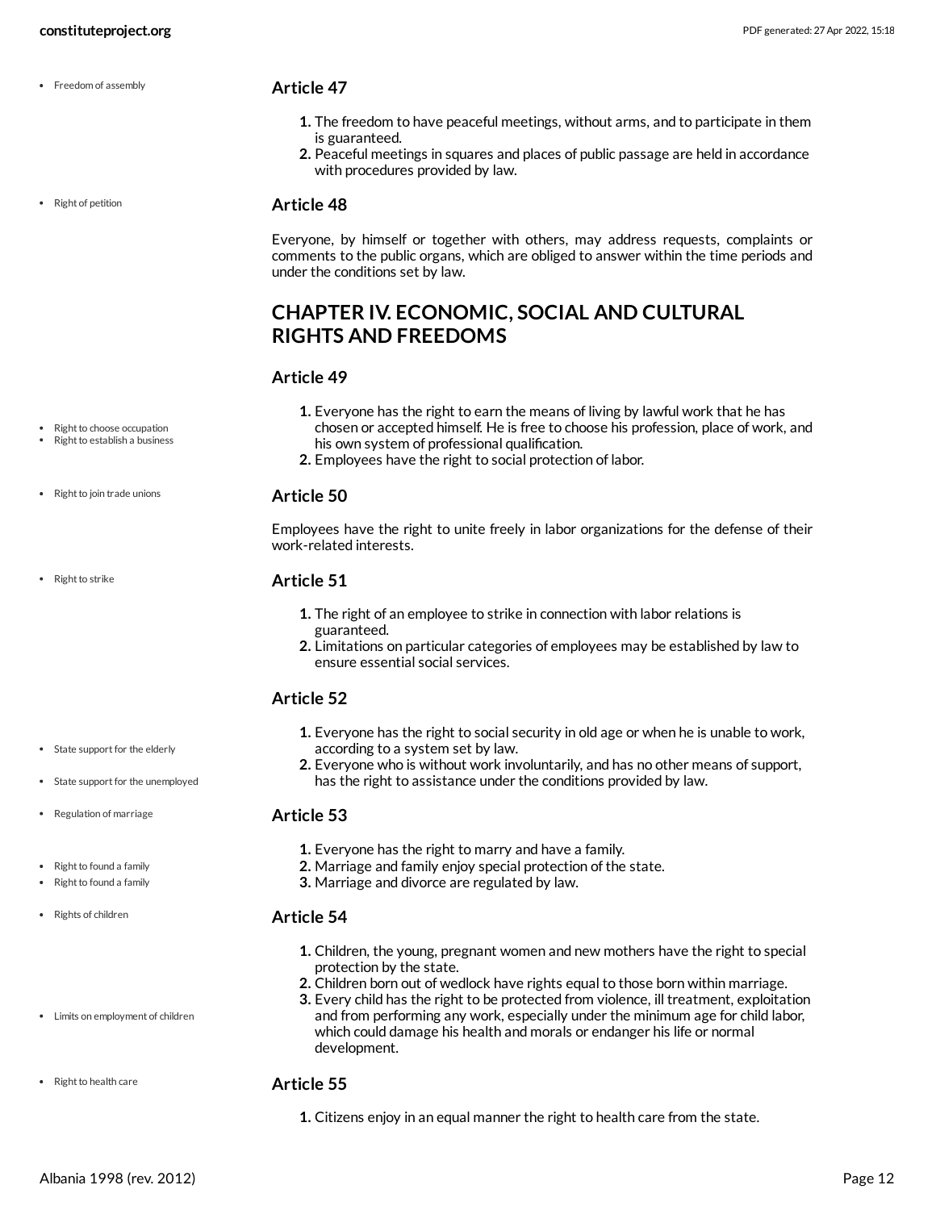- Freedom of assembly

### Article 47

1. The freedom to have peaceful meetings, without arms, and to participate in them is guaranteed.
2. Peaceful meetings in squares and places of public passage are held in accordance with procedures provided by law.

- Right of petition

### Article 48

Everyone, by himself or together with others, may address requests, complaints or comments to the public organs, which are obliged to answer within the time periods and under the conditions set by law.

## CHAPTER IV. ECONOMIC, SOCIAL AND CULTURAL RIGHTS AND FREEDOMS

### Article 49

- Right to choose occupation
- Right to establish a business

1. Everyone has the right to earn the means of living by lawful work that he has chosen or accepted himself. He is free to choose his profession, place of work, and his own system of professional qualification.
2. Employees have the right to social protection of labor.

- Right to join trade unions

### Article 50

Employees have the right to unite freely in labor organizations for the defense of their work-related interests.

- Right to strike

### Article 51

1. The right of an employee to strike in connection with labor relations is guaranteed.
2. Limitations on particular categories of employees may be established by law to ensure essential social services.

### Article 52

- State support for the elderly
- State support for the unemployed

1. Everyone has the right to social security in old age or when he is unable to work, according to a system set by law.
2. Everyone who is without work involuntarily, and has no other means of support, has the right to assistance under the conditions provided by law.

- Regulation of marriage

### Article 53

- Right to found a family
- Right to found a family

1. Everyone has the right to marry and have a family.
2. Marriage and family enjoy special protection of the state.
3. Marriage and divorce are regulated by law.

- Rights of children

### Article 54

1. Children, the young, pregnant women and new mothers have the right to special protection by the state.
2. Children born out of wedlock have rights equal to those born within marriage.
3. Every child has the right to be protected from violence, ill treatment, exploitation and from performing any work, especially under the minimum age for child labor, which could damage his health and morals or endanger his life or normal development.

- Limits on employment of children

- Right to health care

### Article 55

1. Citizens enjoy in an equal manner the right to health care from the state.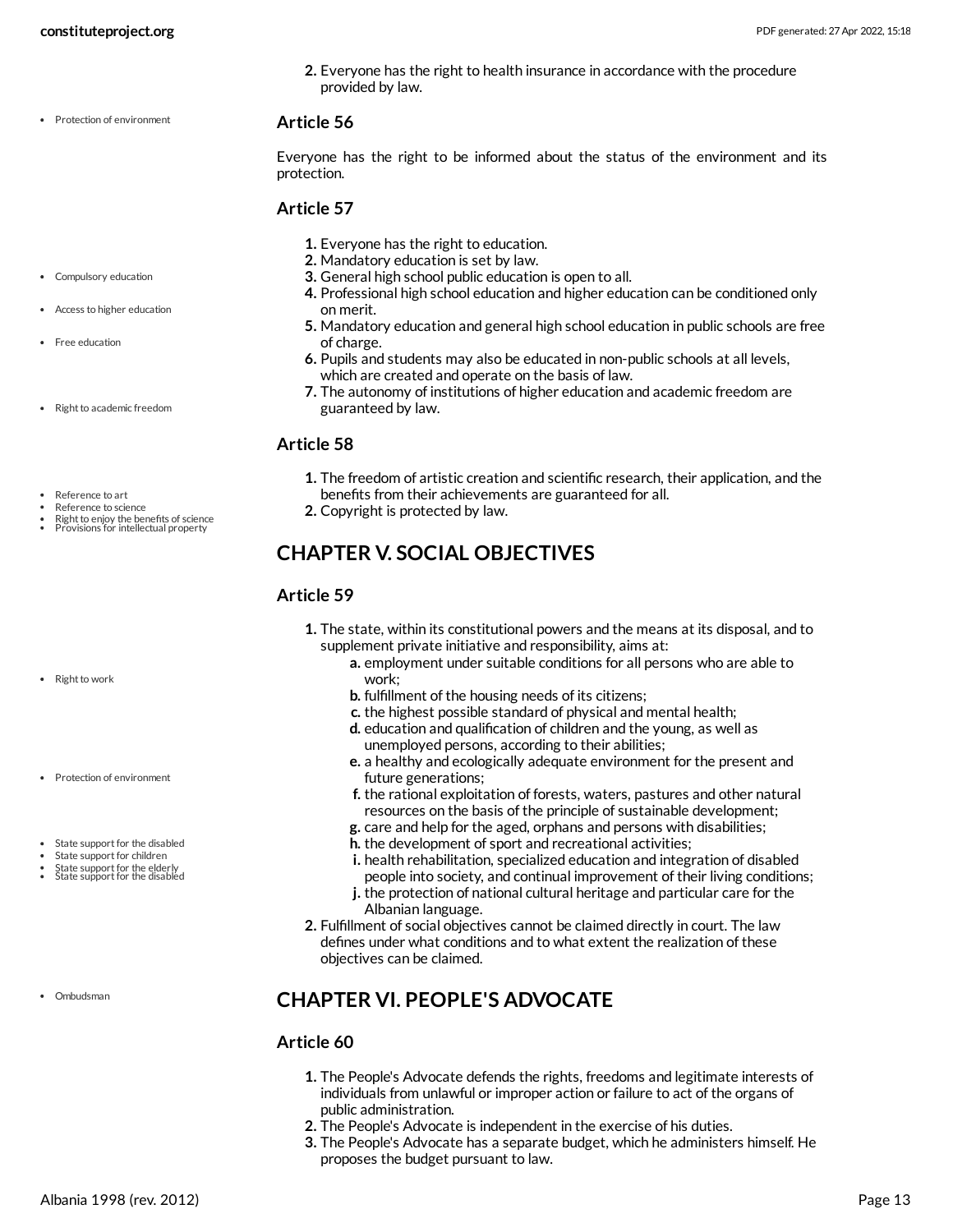2. Everyone has the right to health insurance in accordance with the procedure provided by law.

### Article 56

Everyone has the right to be informed about the status of the environment and its protection.

### Article 57

1. Everyone has the right to education.
2. Mandatory education is set by law.
3. General high school public education is open to all.
4. Professional high school education and higher education can be conditioned only on merit.
5. Mandatory education and general high school education in public schools are free of charge.
6. Pupils and students may also be educated in non-public schools at all levels, which are created and operate on the basis of law.
7. The autonomy of institutions of higher education and academic freedom are guaranteed by law.

### Article 58

1. The freedom of artistic creation and scientific research, their application, and the benefits from their achievements are guaranteed for all.
2. Copyright is protected by law.

## CHAPTER V. SOCIAL OBJECTIVES

### Article 59

1. The state, within its constitutional powers and the means at its disposal, and to supplement private initiative and responsibility, aims at:
   a. employment under suitable conditions for all persons who are able to work;
   b. fulfillment of the housing needs of its citizens;
   c. the highest possible standard of physical and mental health;
   d. education and qualification of children and the young, as well as unemployed persons, according to their abilities;
   e. a healthy and ecologically adequate environment for the present and future generations;
   f. the rational exploitation of forests, waters, pastures and other natural resources on the basis of the principle of sustainable development;
   g. care and help for the aged, orphans and persons with disabilities;
   h. the development of sport and recreational activities;
   i. health rehabilitation, specialized education and integration of disabled people into society, and continual improvement of their living conditions;
   j. the protection of national cultural heritage and particular care for the Albanian language.
2. Fulfillment of social objectives cannot be claimed directly in court. The law defines under what conditions and to what extent the realization of these objectives can be claimed.

## CHAPTER VI. PEOPLE'S ADVOCATE

### Article 60

1. The People's Advocate defends the rights, freedoms and legitimate interests of individuals from unlawful or improper action or failure to act of the organs of public administration.
2. The People's Advocate is independent in the exercise of his duties.
3. The People's Advocate has a separate budget, which he administers himself. He proposes the budget pursuant to law.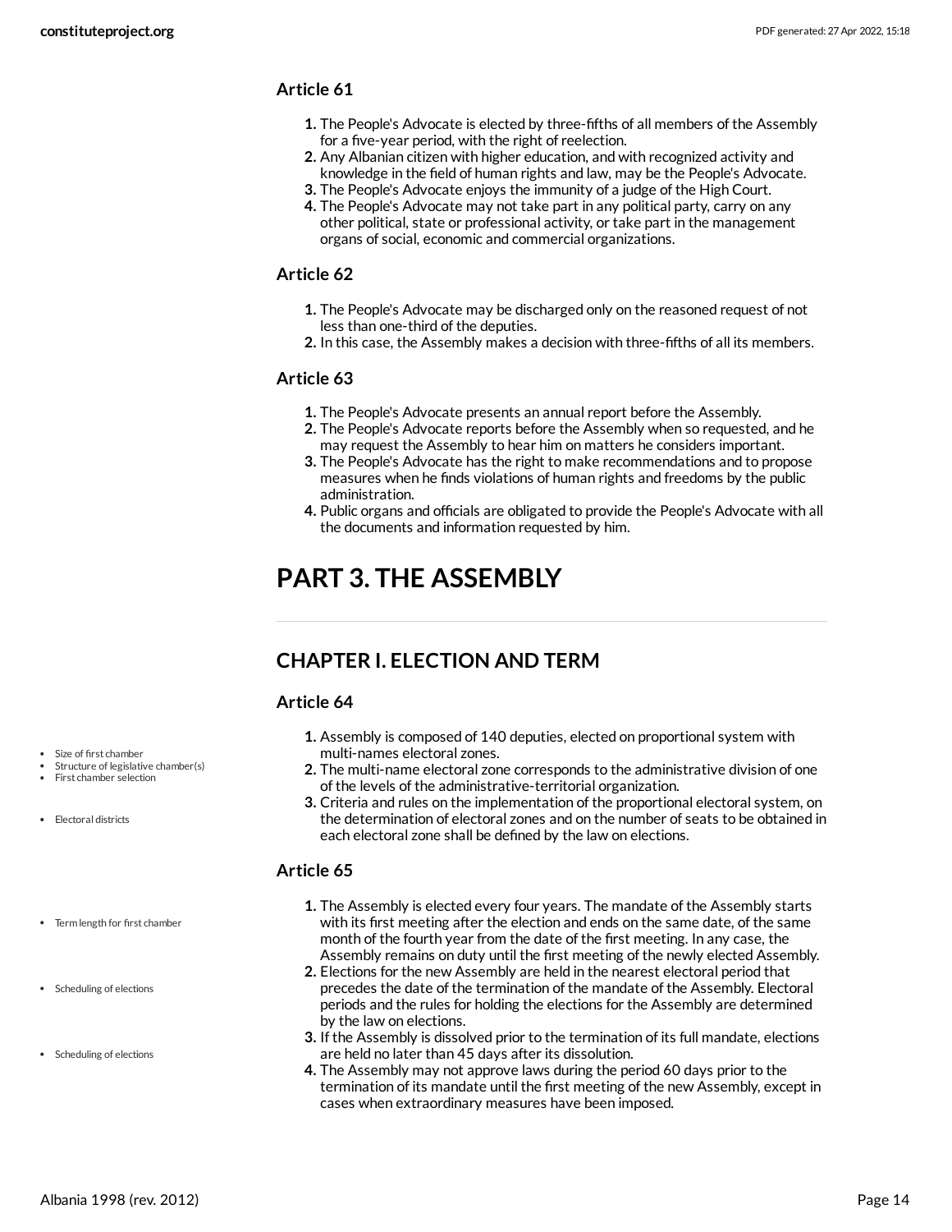### Article 61

1. The People's Advocate is elected by three-fifths of all members of the Assembly for a five-year period, with the right of reelection.
2. Any Albanian citizen with higher education, and with recognized activity and knowledge in the field of human rights and law, may be the People's Advocate.
3. The People's Advocate enjoys the immunity of a judge of the High Court.
4. The People's Advocate may not take part in any political party, carry on any other political, state or professional activity, or take part in the management organs of social, economic and commercial organizations.

### Article 62

1. The People's Advocate may be discharged only on the reasoned request of not less than one-third of the deputies.
2. In this case, the Assembly makes a decision with three-fifths of all its members.

### Article 63

1. The People's Advocate presents an annual report before the Assembly.
2. The People's Advocate reports before the Assembly when so requested, and he may request the Assembly to hear him on matters he considers important.
3. The People's Advocate has the right to make recommendations and to propose measures when he finds violations of human rights and freedoms by the public administration.
4. Public organs and officials are obligated to provide the People's Advocate with all the documents and information requested by him.

# PART 3. THE ASSEMBLY

## CHAPTER I. ELECTION AND TERM

### Article 64

- Size of first chamber
- Structure of legislative chamber(s)
- First chamber selection
- Electoral districts

1. Assembly is composed of 140 deputies, elected on proportional system with multi-names electoral zones.
2. The multi-name electoral zone corresponds to the administrative division of one of the levels of the administrative-territorial organization.
3. Criteria and rules on the implementation of the proportional electoral system, on the determination of electoral zones and on the number of seats to be obtained in each electoral zone shall be defined by the law on elections.

### Article 65

- Term length for first chamber
- Scheduling of elections
- Scheduling of elections

1. The Assembly is elected every four years. The mandate of the Assembly starts with its first meeting after the election and ends on the same date, of the same month of the fourth year from the date of the first meeting. In any case, the Assembly remains on duty until the first meeting of the newly elected Assembly.
2. Elections for the new Assembly are held in the nearest electoral period that precedes the date of the termination of the mandate of the Assembly. Electoral periods and the rules for holding the elections for the Assembly are determined by the law on elections.
3. If the Assembly is dissolved prior to the termination of its full mandate, elections are held no later than 45 days after its dissolution.
4. The Assembly may not approve laws during the period 60 days prior to the termination of its mandate until the first meeting of the new Assembly, except in cases when extraordinary measures have been imposed.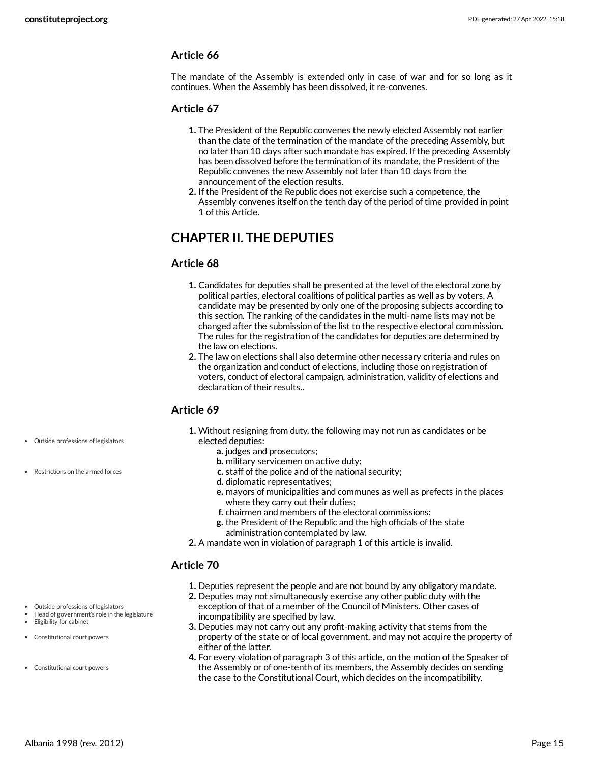### Article 66

The mandate of the Assembly is extended only in case of war and for so long as it continues. When the Assembly has been dissolved, it re-convenes.

### Article 67

1. The President of the Republic convenes the newly elected Assembly not earlier than the date of the termination of the mandate of the preceding Assembly, but no later than 10 days after such mandate has expired. If the preceding Assembly has been dissolved before the termination of its mandate, the President of the Republic convenes the new Assembly not later than 10 days from the announcement of the election results.
2. If the President of the Republic does not exercise such a competence, the Assembly convenes itself on the tenth day of the period of time provided in point 1 of this Article.

## CHAPTER II. THE DEPUTIES

### Article 68

1. Candidates for deputies shall be presented at the level of the electoral zone by political parties, electoral coalitions of political parties as well as by voters. A candidate may be presented by only one of the proposing subjects according to this section. The ranking of the candidates in the multi-name lists may not be changed after the submission of the list to the respective electoral commission. The rules for the registration of the candidates for deputies are determined by the law on elections.
2. The law on elections shall also determine other necessary criteria and rules on the organization and conduct of elections, including those on registration of voters, conduct of electoral campaign, administration, validity of elections and declaration of their results..

### Article 69

- Outside professions of legislators
- Restrictions on the armed forces

1. Without resigning from duty, the following may not run as candidates or be elected deputies:
   - a. judges and prosecutors;
   - b. military servicemen on active duty;
   - c. staff of the police and of the national security;
   - d. diplomatic representatives;
   - e. mayors of municipalities and communes as well as prefects in the places where they carry out their duties;
   - f. chairmen and members of the electoral commissions;
   - g. the President of the Republic and the high officials of the state administration contemplated by law.
2. A mandate won in violation of paragraph 1 of this article is invalid.

### Article 70

- Outside professions of legislators
- Head of government's role in the legislature
- Eligibility for cabinet
- Constitutional court powers

1. Deputies represent the people and are not bound by any obligatory mandate.
2. Deputies may not simultaneously exercise any other public duty with the exception of that of a member of the Council of Ministers. Other cases of incompatibility are specified by law.
3. Deputies may not carry out any profit-making activity that stems from the property of the state or of local government, and may not acquire the property of either of the latter.
4. For every violation of paragraph 3 of this article, on the motion of the Speaker of the Assembly or of one-tenth of its members, the Assembly decides on sending the case to the Constitutional Court, which decides on the incompatibility.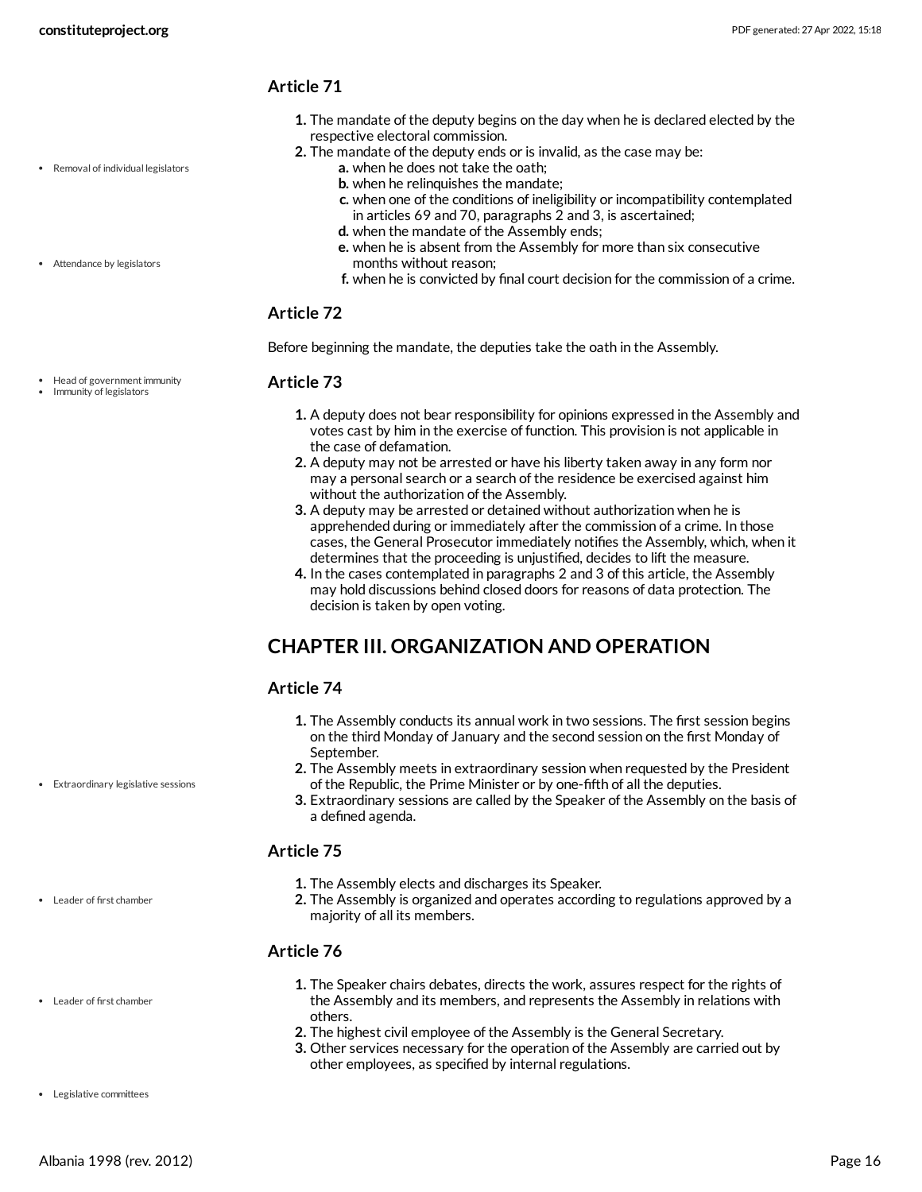### Article 71

1. The mandate of the deputy begins on the day when he is declared elected by the respective electoral commission.
2. The mandate of the deputy ends or is invalid, as the case may be:
   a. when he does not take the oath;
   b. when he relinquishes the mandate;
   c. when one of the conditions of ineligibility or incompatibility contemplated in articles 69 and 70, paragraphs 2 and 3, is ascertained;
   d. when the mandate of the Assembly ends;
   e. when he is absent from the Assembly for more than six consecutive months without reason;
   f. when he is convicted by final court decision for the commission of a crime.

### Article 72

Before beginning the mandate, the deputies take the oath in the Assembly.

### Article 73

1. A deputy does not bear responsibility for opinions expressed in the Assembly and votes cast by him in the exercise of function. This provision is not applicable in the case of defamation.
2. A deputy may not be arrested or have his liberty taken away in any form nor may a personal search or a search of the residence be exercised against him without the authorization of the Assembly.
3. A deputy may be arrested or detained without authorization when he is apprehended during or immediately after the commission of a crime. In those cases, the General Prosecutor immediately notifies the Assembly, which, when it determines that the proceeding is unjustified, decides to lift the measure.
4. In the cases contemplated in paragraphs 2 and 3 of this article, the Assembly may hold discussions behind closed doors for reasons of data protection. The decision is taken by open voting.

## CHAPTER III. ORGANIZATION AND OPERATION

### Article 74

1. The Assembly conducts its annual work in two sessions. The first session begins on the third Monday of January and the second session on the first Monday of September.
2. The Assembly meets in extraordinary session when requested by the President of the Republic, the Prime Minister or by one-fifth of all the deputies.
3. Extraordinary sessions are called by the Speaker of the Assembly on the basis of a defined agenda.

### Article 75

1. The Assembly elects and discharges its Speaker.
2. The Assembly is organized and operates according to regulations approved by a majority of all its members.

### Article 76

1. The Speaker chairs debates, directs the work, assures respect for the rights of the Assembly and its members, and represents the Assembly in relations with others.
2. The highest civil employee of the Assembly is the General Secretary.
3. Other services necessary for the operation of the Assembly are carried out by other employees, as specified by internal regulations.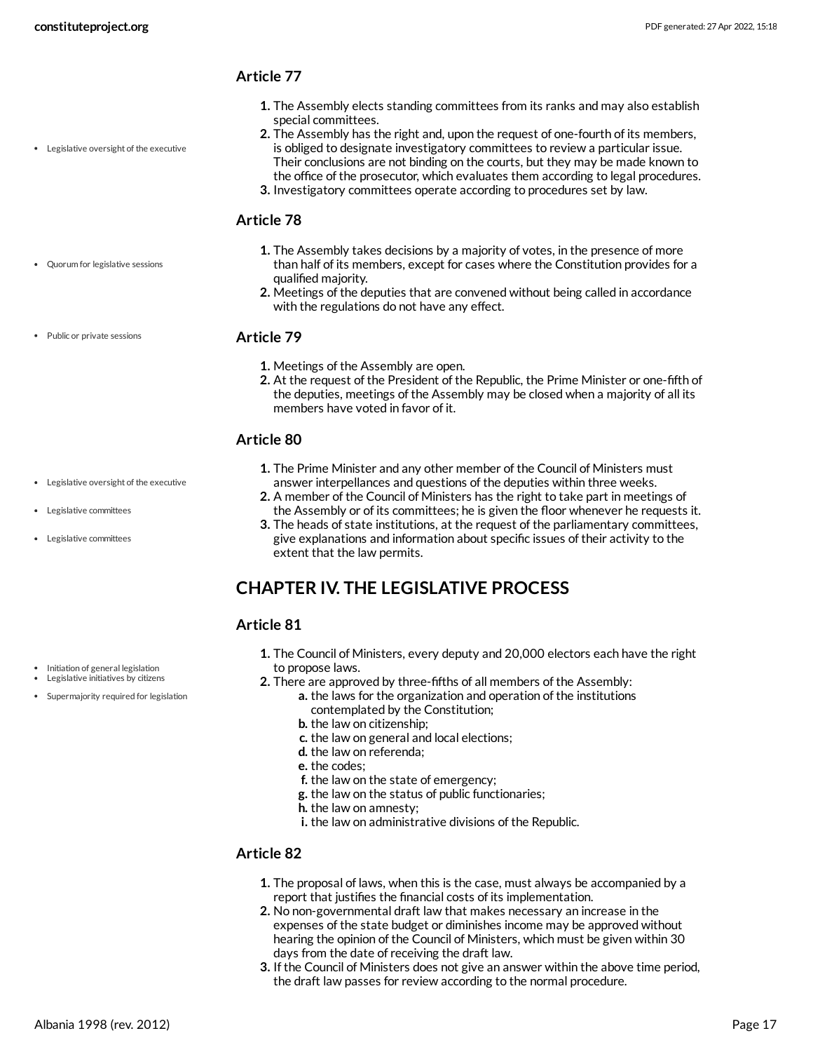### Article 77

- Legislative oversight of the executive

1. The Assembly elects standing committees from its ranks and may also establish special committees.
2. The Assembly has the right and, upon the request of one-fourth of its members, is obliged to designate investigatory committees to review a particular issue. Their conclusions are not binding on the courts, but they may be made known to the office of the prosecutor, which evaluates them according to legal procedures.
3. Investigatory committees operate according to procedures set by law.

### Article 78

- Quorum for legislative sessions

1. The Assembly takes decisions by a majority of votes, in the presence of more than half of its members, except for cases where the Constitution provides for a qualified majority.
2. Meetings of the deputies that are convened without being called in accordance with the regulations do not have any effect.

- Public or private sessions

### Article 79

1. Meetings of the Assembly are open.
2. At the request of the President of the Republic, the Prime Minister or one-fifth of the deputies, meetings of the Assembly may be closed when a majority of all its members have voted in favor of it.

### Article 80

- Legislative oversight of the executive
- Legislative committees
- Legislative committees

1. The Prime Minister and any other member of the Council of Ministers must answer interpellances and questions of the deputies within three weeks.
2. A member of the Council of Ministers has the right to take part in meetings of the Assembly or of its committees; he is given the floor whenever he requests it.
3. The heads of state institutions, at the request of the parliamentary committees, give explanations and information about specific issues of their activity to the extent that the law permits.

## CHAPTER IV. THE LEGISLATIVE PROCESS

### Article 81

- Initiation of general legislation
- Legislative initiatives by citizens
- Supermajority required for legislation

1. The Council of Ministers, every deputy and 20,000 electors each have the right to propose laws.
2. There are approved by three-fifths of all members of the Assembly:
   - a. the laws for the organization and operation of the institutions contemplated by the Constitution;
   - b. the law on citizenship;
   - c. the law on general and local elections;
   - d. the law on referenda;
   - e. the codes;
   - f. the law on the state of emergency;
   - g. the law on the status of public functionaries;
   - h. the law on amnesty;
   - i. the law on administrative divisions of the Republic.

### Article 82

1. The proposal of laws, when this is the case, must always be accompanied by a report that justifies the financial costs of its implementation.
2. No non-governmental draft law that makes necessary an increase in the expenses of the state budget or diminishes income may be approved without hearing the opinion of the Council of Ministers, which must be given within 30 days from the date of receiving the draft law.
3. If the Council of Ministers does not give an answer within the above time period, the draft law passes for review according to the normal procedure.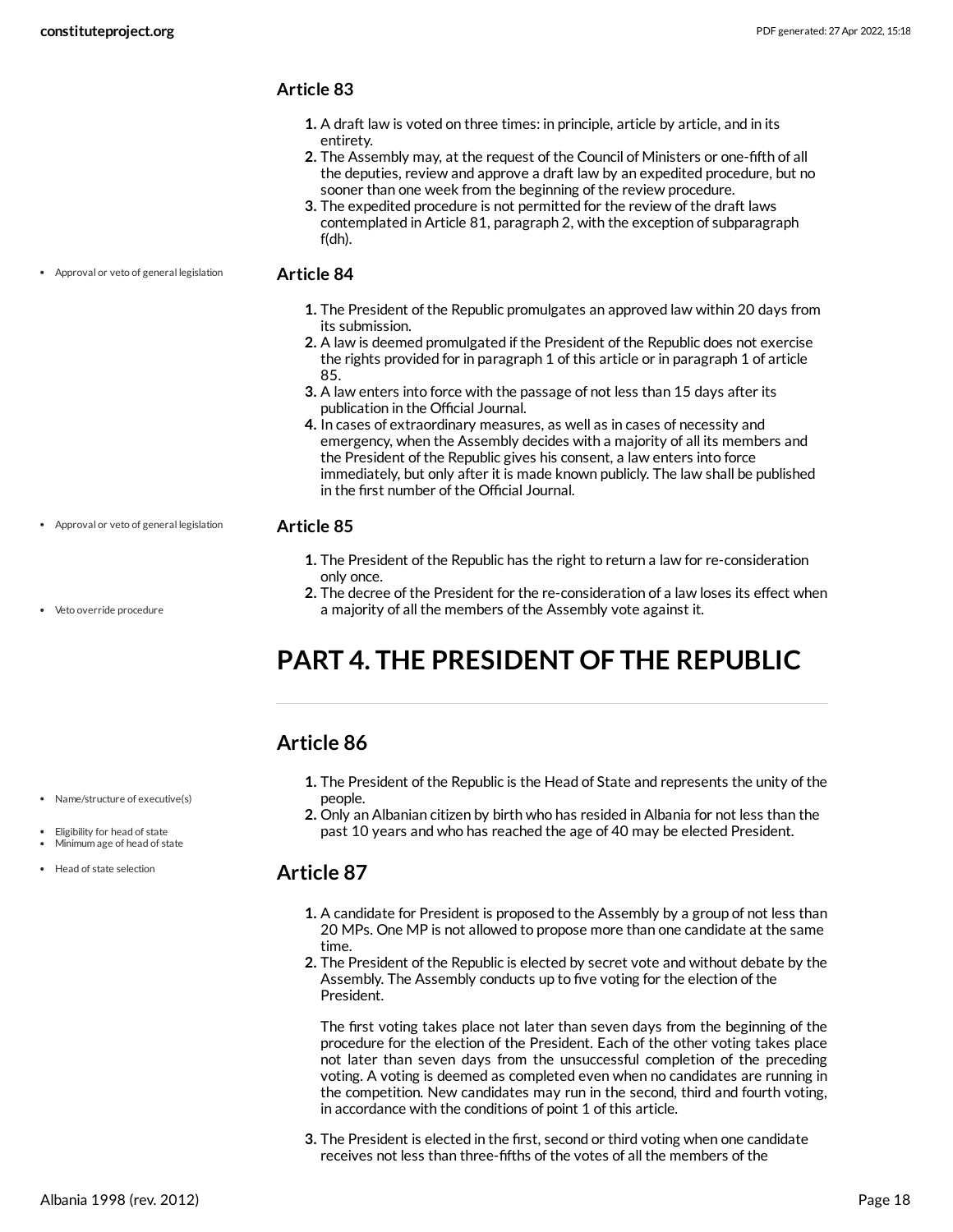### Article 83

1. A draft law is voted on three times: in principle, article by article, and in its entirety.
2. The Assembly may, at the request of the Council of Ministers or one-fifth of all the deputies, review and approve a draft law by an expedited procedure, but no sooner than one week from the beginning of the review procedure.
3. The expedited procedure is not permitted for the review of the draft laws contemplated in Article 81, paragraph 2, with the exception of subparagraph f(dh).

- Approval or veto of general legislation

### Article 84

1. The President of the Republic promulgates an approved law within 20 days from its submission.
2. A law is deemed promulgated if the President of the Republic does not exercise the rights provided for in paragraph 1 of this article or in paragraph 1 of article 85.
3. A law enters into force with the passage of not less than 15 days after its publication in the Official Journal.
4. In cases of extraordinary measures, as well as in cases of necessity and emergency, when the Assembly decides with a majority of all its members and the President of the Republic gives his consent, a law enters into force immediately, but only after it is made known publicly. The law shall be published in the first number of the Official Journal.

- Approval or veto of general legislation

### Article 85

1. The President of the Republic has the right to return a law for re-consideration only once.
2. The decree of the President for the re-consideration of a law loses its effect when a majority of all the members of the Assembly vote against it.

- Veto override procedure

# PART 4. THE PRESIDENT OF THE REPUBLIC

## Article 86

- Name/structure of executive(s)
- Eligibility for head of state
- Minimum age of head of state
- Head of state selection

1. The President of the Republic is the Head of State and represents the unity of the people.
2. Only an Albanian citizen by birth who has resided in Albania for not less than the past 10 years and who has reached the age of 40 may be elected President.

## Article 87

1. A candidate for President is proposed to the Assembly by a group of not less than 20 MPs. One MP is not allowed to propose more than one candidate at the same time.
2. The President of the Republic is elected by secret vote and without debate by the Assembly. The Assembly conducts up to five voting for the election of the President.

   The first voting takes place not later than seven days from the beginning of the procedure for the election of the President. Each of the other voting takes place not later than seven days from the unsuccessful completion of the preceding voting. A voting is deemed as completed even when no candidates are running in the competition. New candidates may run in the second, third and fourth voting, in accordance with the conditions of point 1 of this article.

3. The President is elected in the first, second or third voting when one candidate receives not less than three-fifths of the votes of all the members of the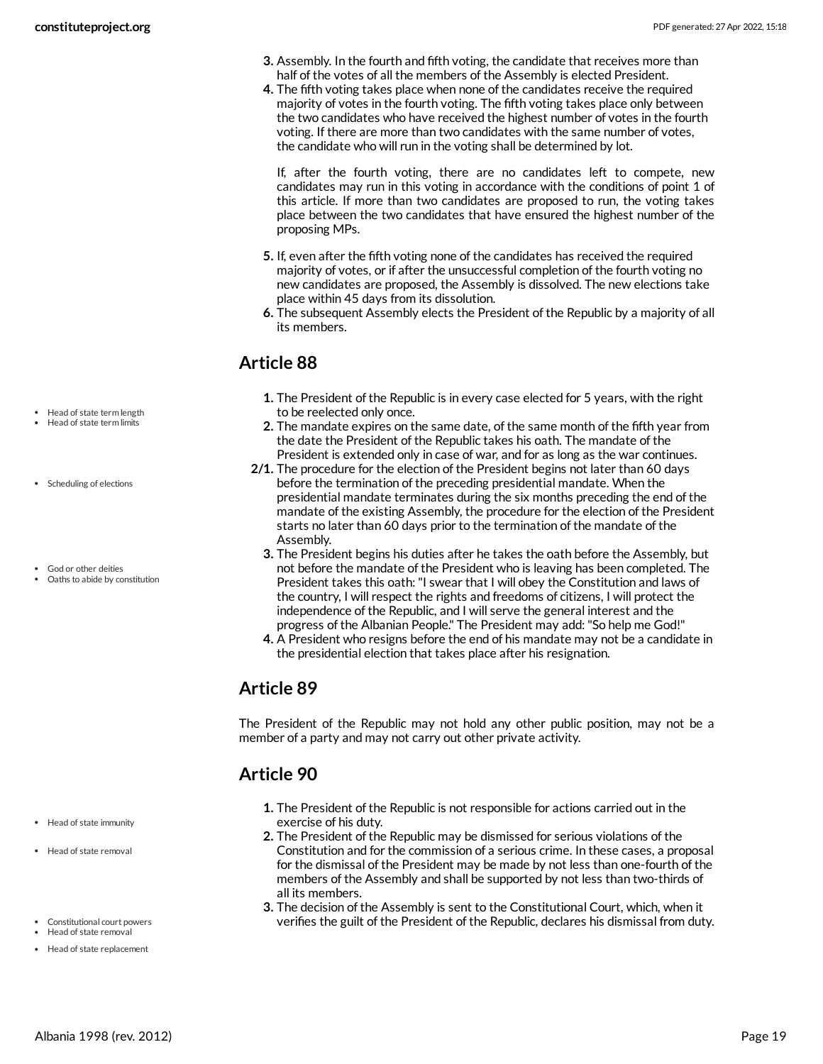3. Assembly. In the fourth and fifth voting, the candidate that receives more than half of the votes of all the members of the Assembly is elected President.
4. The fifth voting takes place when none of the candidates receive the required majority of votes in the fourth voting. The fifth voting takes place only between the two candidates who have received the highest number of votes in the fourth voting. If there are more than two candidates with the same number of votes, the candidate who will run in the voting shall be determined by lot.

   If, after the fourth voting, there are no candidates left to compete, new candidates may run in this voting in accordance with the conditions of point 1 of this article. If more than two candidates are proposed to run, the voting takes place between the two candidates that have ensured the highest number of the proposing MPs.

5. If, even after the fifth voting none of the candidates has received the required majority of votes, or if after the unsuccessful completion of the fourth voting no new candidates are proposed, the Assembly is dissolved. The new elections take place within 45 days from its dissolution.
6. The subsequent Assembly elects the President of the Republic by a majority of all its members.

## Article 88

- Head of state term length
- Head of state term limits
- Scheduling of elections
- God or other deities
- Oaths to abide by constitution

1. The President of the Republic is in every case elected for 5 years, with the right to be reelected only once.
2. The mandate expires on the same date, of the same month of the fifth year from the date the President of the Republic takes his oath. The mandate of the President is extended only in case of war, and for as long as the war continues.

**2/1.** The procedure for the election of the President begins not later than 60 days before the termination of the preceding presidential mandate. When the presidential mandate terminates during the six months preceding the end of the mandate of the existing Assembly, the procedure for the election of the President starts no later than 60 days prior to the termination of the mandate of the Assembly.

3. The President begins his duties after he takes the oath before the Assembly, but not before the mandate of the President who is leaving has been completed. The President takes this oath: "I swear that I will obey the Constitution and laws of the country, I will respect the rights and freedoms of citizens, I will protect the independence of the Republic, and I will serve the general interest and the progress of the Albanian People." The President may add: "So help me God!"
4. A President who resigns before the end of his mandate may not be a candidate in the presidential election that takes place after his resignation.

## Article 89

The President of the Republic may not hold any other public position, may not be a member of a party and may not carry out other private activity.

## Article 90

- Head of state immunity
- Head of state removal
- Constitutional court powers
- Head of state removal
- Head of state replacement

1. The President of the Republic is not responsible for actions carried out in the exercise of his duty.
2. The President of the Republic may be dismissed for serious violations of the Constitution and for the commission of a serious crime. In these cases, a proposal for the dismissal of the President may be made by not less than one-fourth of the members of the Assembly and shall be supported by not less than two-thirds of all its members.
3. The decision of the Assembly is sent to the Constitutional Court, which, when it verifies the guilt of the President of the Republic, declares his dismissal from duty.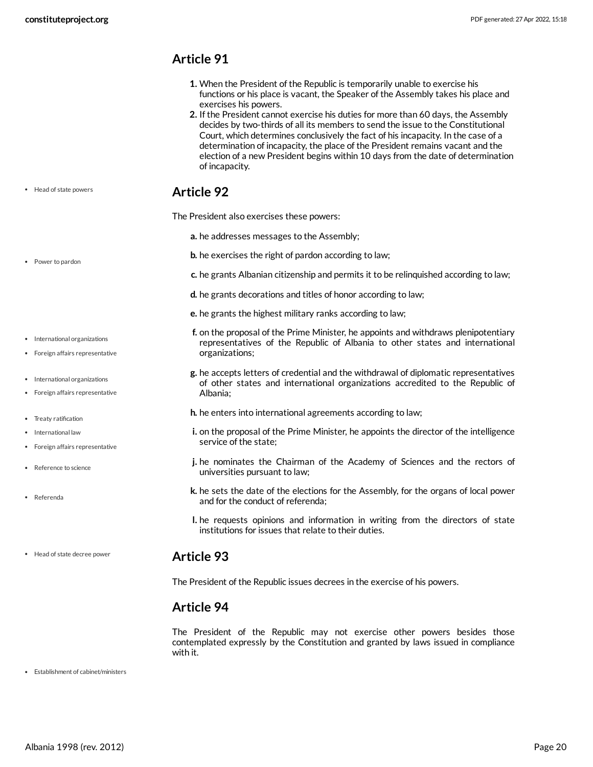## Article 91

1. When the President of the Republic is temporarily unable to exercise his functions or his place is vacant, the Speaker of the Assembly takes his place and exercises his powers.
2. If the President cannot exercise his duties for more than 60 days, the Assembly decides by two-thirds of all its members to send the issue to the Constitutional Court, which determines conclusively the fact of his incapacity. In the case of a determination of incapacity, the place of the President remains vacant and the election of a new President begins within 10 days from the date of determination of incapacity.

## Article 92

- Head of state powers

The President also exercises these powers:

a. he addresses messages to the Assembly;

- Power to pardon

b. he exercises the right of pardon according to law;

c. he grants Albanian citizenship and permits it to be relinquished according to law;

d. he grants decorations and titles of honor according to law;

e. he grants the highest military ranks according to law;

- International organizations
- Foreign affairs representative

f. on the proposal of the Prime Minister, he appoints and withdraws plenipotentiary representatives of the Republic of Albania to other states and international organizations;

- International organizations
- Foreign affairs representative

g. he accepts letters of credential and the withdrawal of diplomatic representatives of other states and international organizations accredited to the Republic of Albania;

- Treaty ratification
- International law
- Foreign affairs representative

h. he enters into international agreements according to law;

i. on the proposal of the Prime Minister, he appoints the director of the intelligence service of the state;

- Reference to science

j. he nominates the Chairman of the Academy of Sciences and the rectors of universities pursuant to law;

- Referenda

k. he sets the date of the elections for the Assembly, for the organs of local power and for the conduct of referenda;

l. he requests opinions and information in writing from the directors of state institutions for issues that relate to their duties.

## Article 93

- Head of state decree power

The President of the Republic issues decrees in the exercise of his powers.

## Article 94

The President of the Republic may not exercise other powers besides those contemplated expressly by the Constitution and granted by laws issued in compliance with it.

- Establishment of cabinet/ministers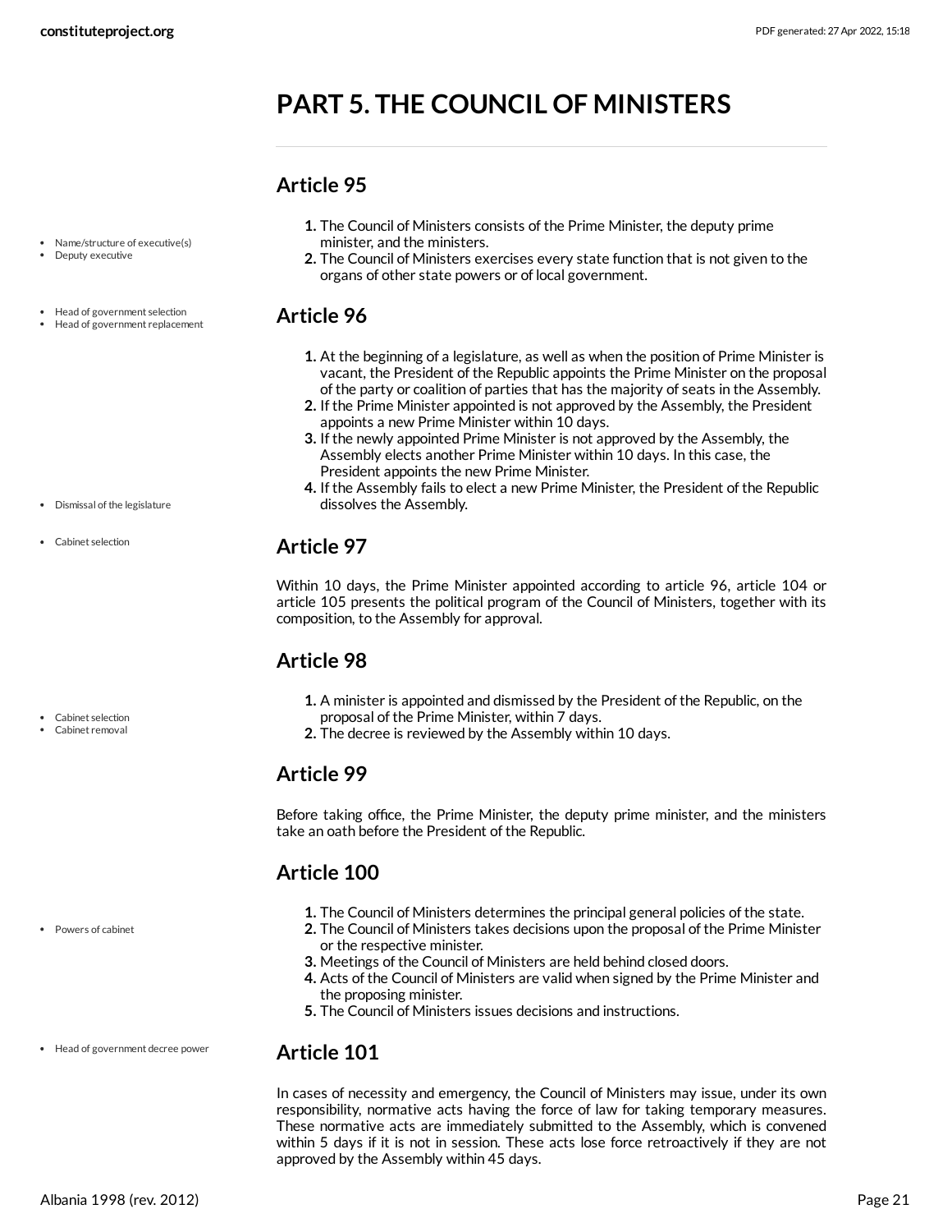# PART 5. THE COUNCIL OF MINISTERS

## Article 95

- Name/structure of executive(s)
- Deputy executive

1. The Council of Ministers consists of the Prime Minister, the deputy prime minister, and the ministers.
2. The Council of Ministers exercises every state function that is not given to the organs of other state powers or of local government.

## Article 96

- Head of government selection
- Head of government replacement

1. At the beginning of a legislature, as well as when the position of Prime Minister is vacant, the President of the Republic appoints the Prime Minister on the proposal of the party or coalition of parties that has the majority of seats in the Assembly.
2. If the Prime Minister appointed is not approved by the Assembly, the President appoints a new Prime Minister within 10 days.
3. If the newly appointed Prime Minister is not approved by the Assembly, the Assembly elects another Prime Minister within 10 days. In this case, the President appoints the new Prime Minister.
4. If the Assembly fails to elect a new Prime Minister, the President of the Republic dissolves the Assembly.

- Dismissal of the legislature

## Article 97

- Cabinet selection

Within 10 days, the Prime Minister appointed according to article 96, article 104 or article 105 presents the political program of the Council of Ministers, together with its composition, to the Assembly for approval.

## Article 98

- Cabinet selection
- Cabinet removal

1. A minister is appointed and dismissed by the President of the Republic, on the proposal of the Prime Minister, within 7 days.
2. The decree is reviewed by the Assembly within 10 days.

## Article 99

Before taking office, the Prime Minister, the deputy prime minister, and the ministers take an oath before the President of the Republic.

## Article 100

- Powers of cabinet

1. The Council of Ministers determines the principal general policies of the state.
2. The Council of Ministers takes decisions upon the proposal of the Prime Minister or the respective minister.
3. Meetings of the Council of Ministers are held behind closed doors.
4. Acts of the Council of Ministers are valid when signed by the Prime Minister and the proposing minister.
5. The Council of Ministers issues decisions and instructions.

## Article 101

- Head of government decree power

In cases of necessity and emergency, the Council of Ministers may issue, under its own responsibility, normative acts having the force of law for taking temporary measures. These normative acts are immediately submitted to the Assembly, which is convened within 5 days if it is not in session. These acts lose force retroactively if they are not approved by the Assembly within 45 days.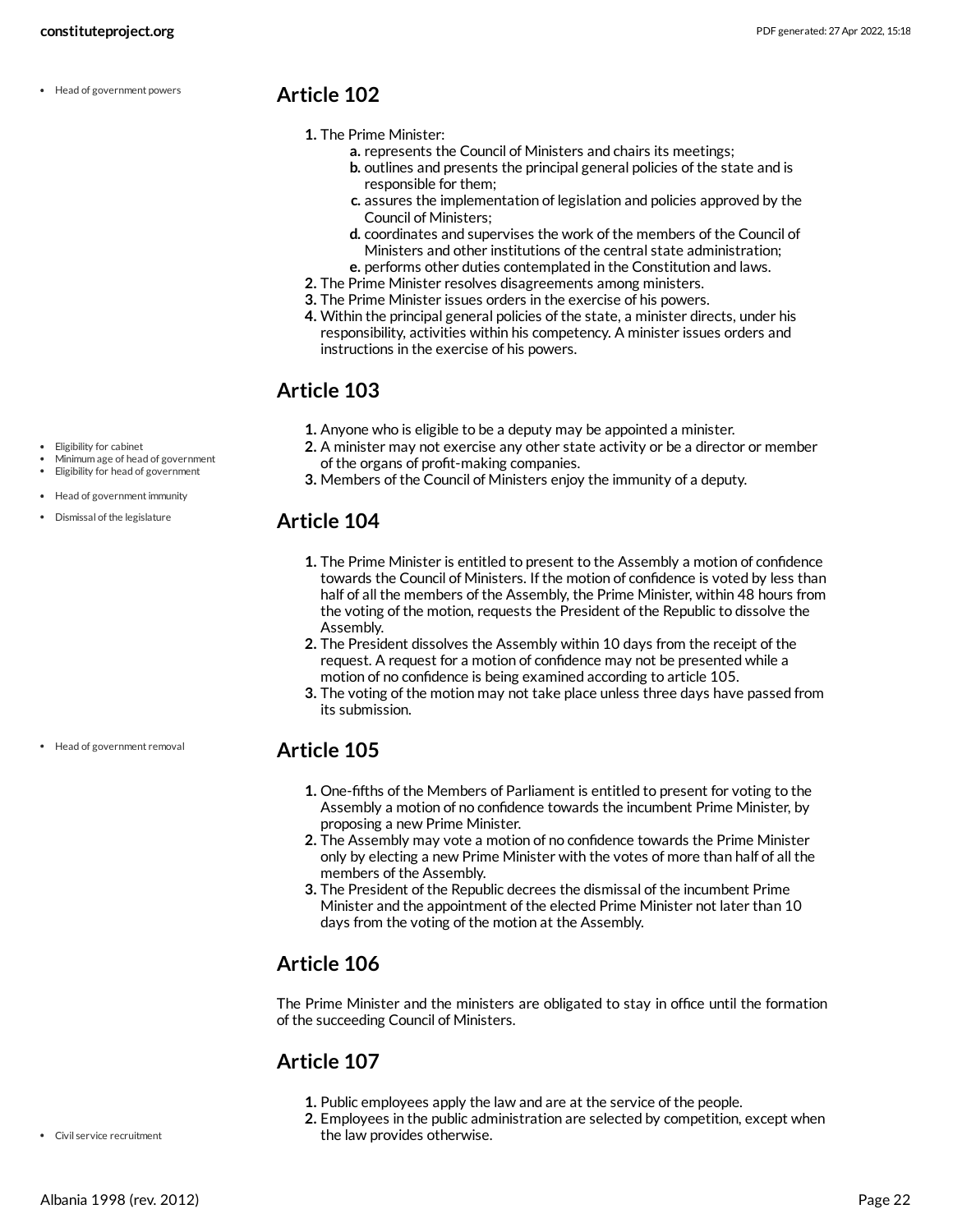## Article 102

1. The Prime Minister:
   a. represents the Council of Ministers and chairs its meetings;
   b. outlines and presents the principal general policies of the state and is responsible for them;
   c. assures the implementation of legislation and policies approved by the Council of Ministers;
   d. coordinates and supervises the work of the members of the Council of Ministers and other institutions of the central state administration;
   e. performs other duties contemplated in the Constitution and laws.
2. The Prime Minister resolves disagreements among ministers.
3. The Prime Minister issues orders in the exercise of his powers.
4. Within the principal general policies of the state, a minister directs, under his responsibility, activities within his competency. A minister issues orders and instructions in the exercise of his powers.

## Article 103

1. Anyone who is eligible to be a deputy may be appointed a minister.
2. A minister may not exercise any other state activity or be a director or member of the organs of profit-making companies.
3. Members of the Council of Ministers enjoy the immunity of a deputy.

## Article 104

1. The Prime Minister is entitled to present to the Assembly a motion of confidence towards the Council of Ministers. If the motion of confidence is voted by less than half of all the members of the Assembly, the Prime Minister, within 48 hours from the voting of the motion, requests the President of the Republic to dissolve the Assembly.
2. The President dissolves the Assembly within 10 days from the receipt of the request. A request for a motion of confidence may not be presented while a motion of no confidence is being examined according to article 105.
3. The voting of the motion may not take place unless three days have passed from its submission.

## Article 105

1. One-fifths of the Members of Parliament is entitled to present for voting to the Assembly a motion of no confidence towards the incumbent Prime Minister, by proposing a new Prime Minister.
2. The Assembly may vote a motion of no confidence towards the Prime Minister only by electing a new Prime Minister with the votes of more than half of all the members of the Assembly.
3. The President of the Republic decrees the dismissal of the incumbent Prime Minister and the appointment of the elected Prime Minister not later than 10 days from the voting of the motion at the Assembly.

## Article 106

The Prime Minister and the ministers are obligated to stay in office until the formation of the succeeding Council of Ministers.

## Article 107

1. Public employees apply the law and are at the service of the people.
2. Employees in the public administration are selected by competition, except when the law provides otherwise.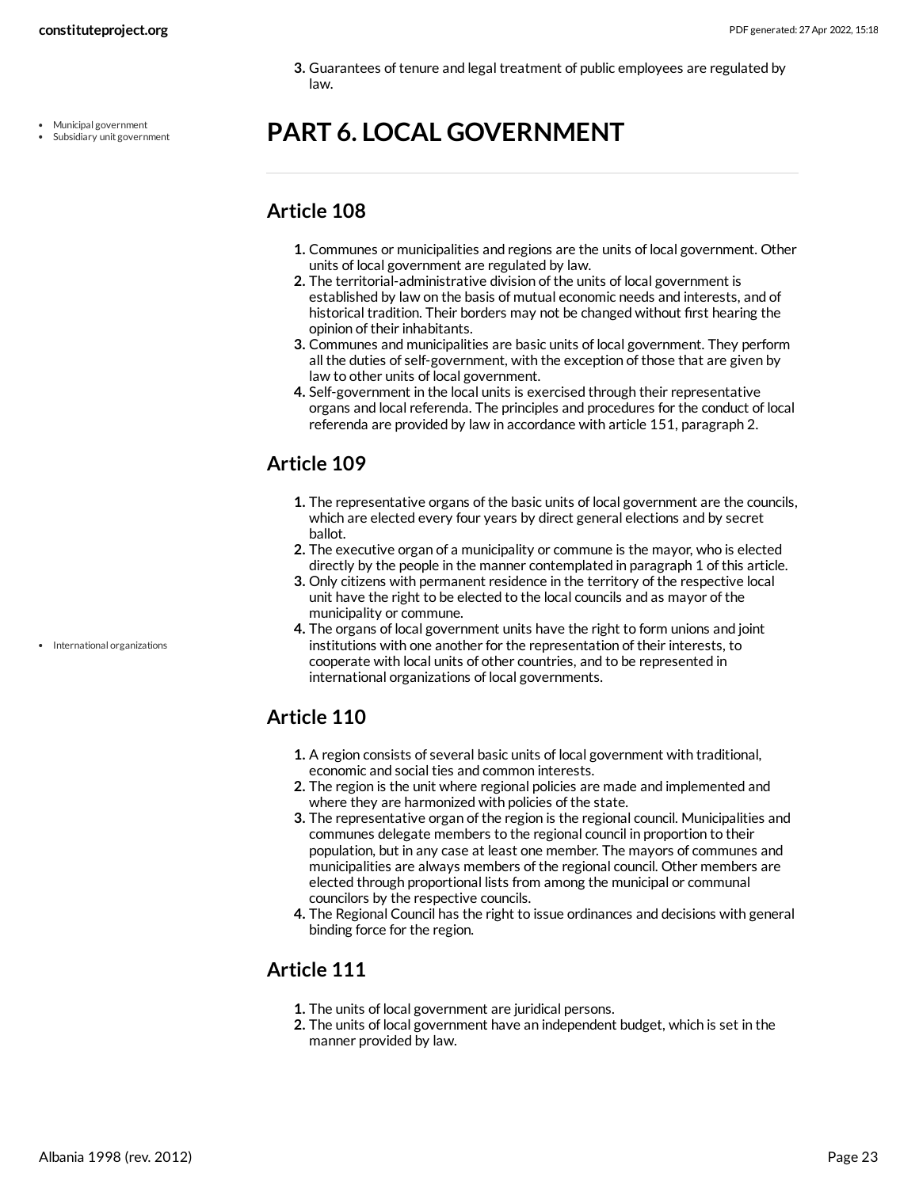3. Guarantees of tenure and legal treatment of public employees are regulated by law.

- Municipal government
- Subsidiary unit government

# PART 6. LOCAL GOVERNMENT

## Article 108

1. Communes or municipalities and regions are the units of local government. Other units of local government are regulated by law.
2. The territorial-administrative division of the units of local government is established by law on the basis of mutual economic needs and interests, and of historical tradition. Their borders may not be changed without first hearing the opinion of their inhabitants.
3. Communes and municipalities are basic units of local government. They perform all the duties of self-government, with the exception of those that are given by law to other units of local government.
4. Self-government in the local units is exercised through their representative organs and local referenda. The principles and procedures for the conduct of local referenda are provided by law in accordance with article 151, paragraph 2.

## Article 109

1. The representative organs of the basic units of local government are the councils, which are elected every four years by direct general elections and by secret ballot.
2. The executive organ of a municipality or commune is the mayor, who is elected directly by the people in the manner contemplated in paragraph 1 of this article.
3. Only citizens with permanent residence in the territory of the respective local unit have the right to be elected to the local councils and as mayor of the municipality or commune.
4. The organs of local government units have the right to form unions and joint institutions with one another for the representation of their interests, to cooperate with local units of other countries, and to be represented in international organizations of local governments.

- International organizations

## Article 110

1. A region consists of several basic units of local government with traditional, economic and social ties and common interests.
2. The region is the unit where regional policies are made and implemented and where they are harmonized with policies of the state.
3. The representative organ of the region is the regional council. Municipalities and communes delegate members to the regional council in proportion to their population, but in any case at least one member. The mayors of communes and municipalities are always members of the regional council. Other members are elected through proportional lists from among the municipal or communal councilors by the respective councils.
4. The Regional Council has the right to issue ordinances and decisions with general binding force for the region.

## Article 111

1. The units of local government are juridical persons.
2. The units of local government have an independent budget, which is set in the manner provided by law.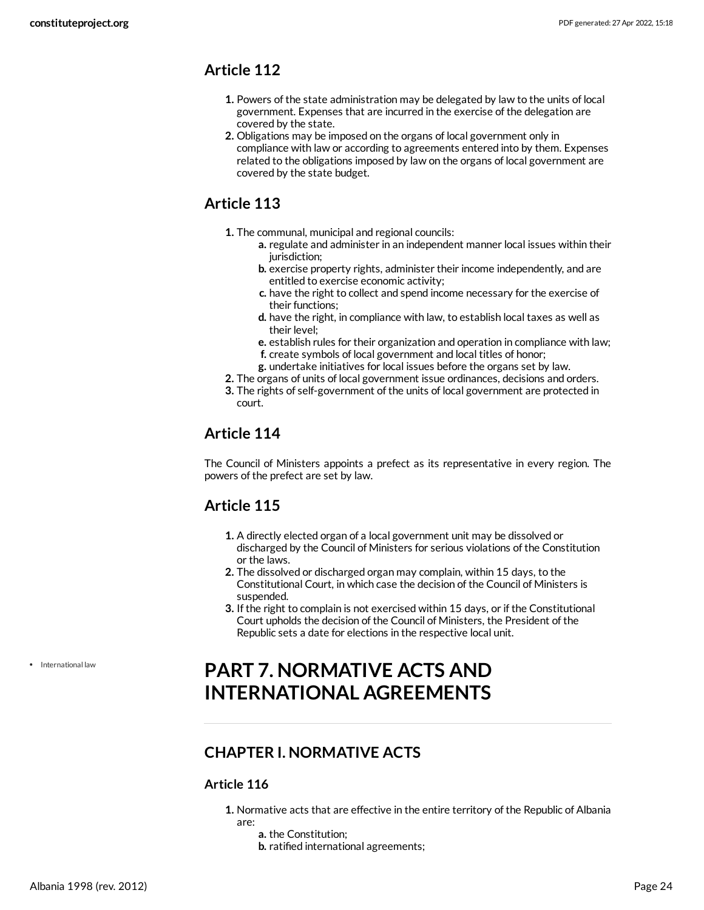## Article 112

1. Powers of the state administration may be delegated by law to the units of local government. Expenses that are incurred in the exercise of the delegation are covered by the state.
2. Obligations may be imposed on the organs of local government only in compliance with law or according to agreements entered into by them. Expenses related to the obligations imposed by law on the organs of local government are covered by the state budget.

## Article 113

1. The communal, municipal and regional councils:
   - a. regulate and administer in an independent manner local issues within their jurisdiction;
   - b. exercise property rights, administer their income independently, and are entitled to exercise economic activity;
   - c. have the right to collect and spend income necessary for the exercise of their functions;
   - d. have the right, in compliance with law, to establish local taxes as well as their level;
   - e. establish rules for their organization and operation in compliance with law;
   - f. create symbols of local government and local titles of honor;
   - g. undertake initiatives for local issues before the organs set by law.
2. The organs of units of local government issue ordinances, decisions and orders.
3. The rights of self-government of the units of local government are protected in court.

## Article 114

The Council of Ministers appoints a prefect as its representative in every region. The powers of the prefect are set by law.

## Article 115

1. A directly elected organ of a local government unit may be dissolved or discharged by the Council of Ministers for serious violations of the Constitution or the laws.
2. The dissolved or discharged organ may complain, within 15 days, to the Constitutional Court, in which case the decision of the Council of Ministers is suspended.
3. If the right to complain is not exercised within 15 days, or if the Constitutional Court upholds the decision of the Council of Ministers, the President of the Republic sets a date for elections in the respective local unit.

- International law

# PART 7. NORMATIVE ACTS AND INTERNATIONAL AGREEMENTS

## CHAPTER I. NORMATIVE ACTS

### Article 116

1. Normative acts that are effective in the entire territory of the Republic of Albania are:
   - a. the Constitution;
   - b. ratified international agreements;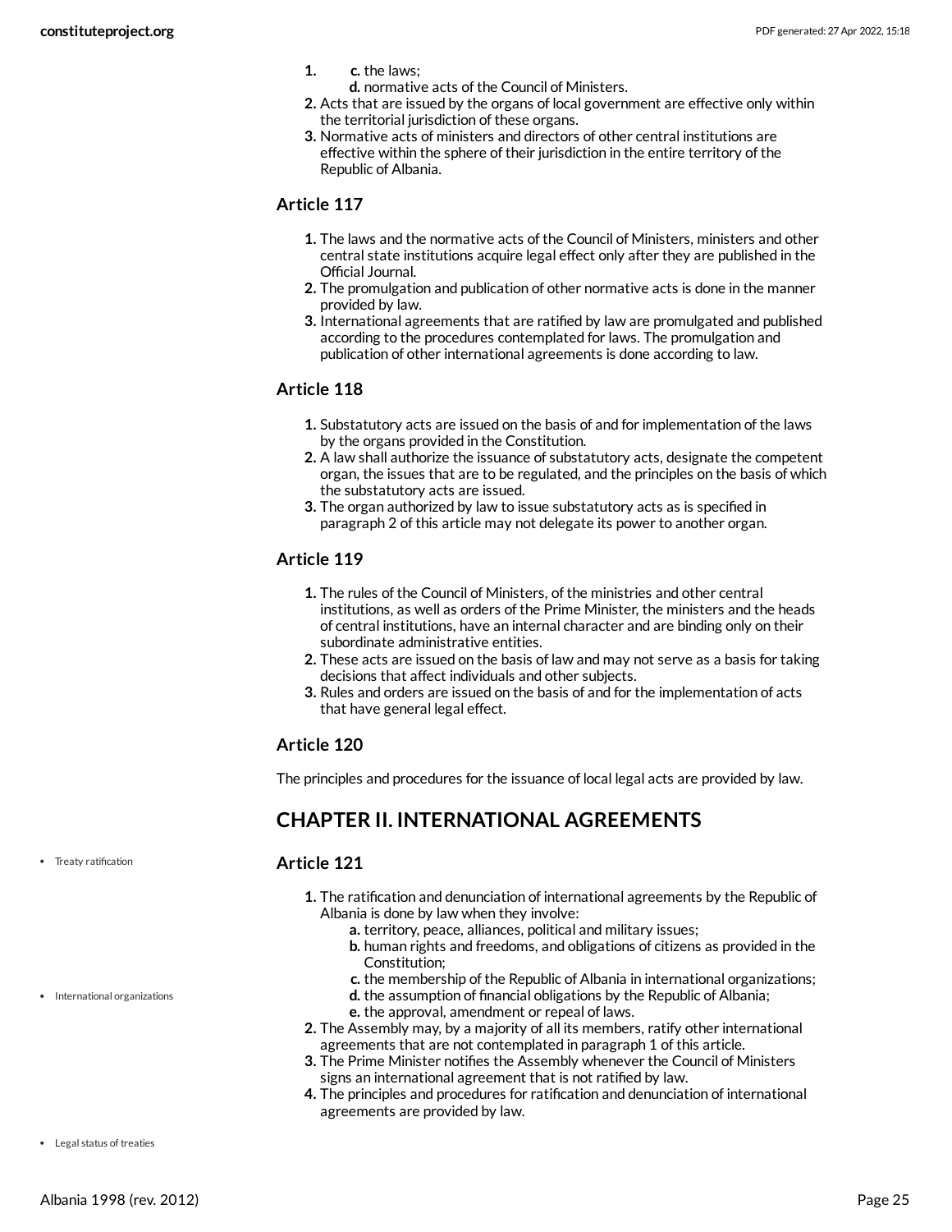1. c. the laws;
   d. normative acts of the Council of Ministers.
2. Acts that are issued by the organs of local government are effective only within the territorial jurisdiction of these organs.
3. Normative acts of ministers and directors of other central institutions are effective within the sphere of their jurisdiction in the entire territory of the Republic of Albania.

### Article 117

1. The laws and the normative acts of the Council of Ministers, ministers and other central state institutions acquire legal effect only after they are published in the Official Journal.
2. The promulgation and publication of other normative acts is done in the manner provided by law.
3. International agreements that are ratified by law are promulgated and published according to the procedures contemplated for laws. The promulgation and publication of other international agreements is done according to law.

### Article 118

1. Substatutory acts are issued on the basis of and for implementation of the laws by the organs provided in the Constitution.
2. A law shall authorize the issuance of substatutory acts, designate the competent organ, the issues that are to be regulated, and the principles on the basis of which the substatutory acts are issued.
3. The organ authorized by law to issue substatutory acts as is specified in paragraph 2 of this article may not delegate its power to another organ.

### Article 119

1. The rules of the Council of Ministers, of the ministries and other central institutions, as well as orders of the Prime Minister, the ministers and the heads of central institutions, have an internal character and are binding only on their subordinate administrative entities.
2. These acts are issued on the basis of law and may not serve as a basis for taking decisions that affect individuals and other subjects.
3. Rules and orders are issued on the basis of and for the implementation of acts that have general legal effect.

### Article 120

The principles and procedures for the issuance of local legal acts are provided by law.

## CHAPTER II. INTERNATIONAL AGREEMENTS

- Treaty ratification

### Article 121

1. The ratification and denunciation of international agreements by the Republic of Albania is done by law when they involve:
   a. territory, peace, alliances, political and military issues;
   b. human rights and freedoms, and obligations of citizens as provided in the Constitution;
   c. the membership of the Republic of Albania in international organizations;
   d. the assumption of financial obligations by the Republic of Albania;
   e. the approval, amendment or repeal of laws.
2. The Assembly may, by a majority of all its members, ratify other international agreements that are not contemplated in paragraph 1 of this article.
3. The Prime Minister notifies the Assembly whenever the Council of Ministers signs an international agreement that is not ratified by law.
4. The principles and procedures for ratification and denunciation of international agreements are provided by law.

- International organizations
- Legal status of treaties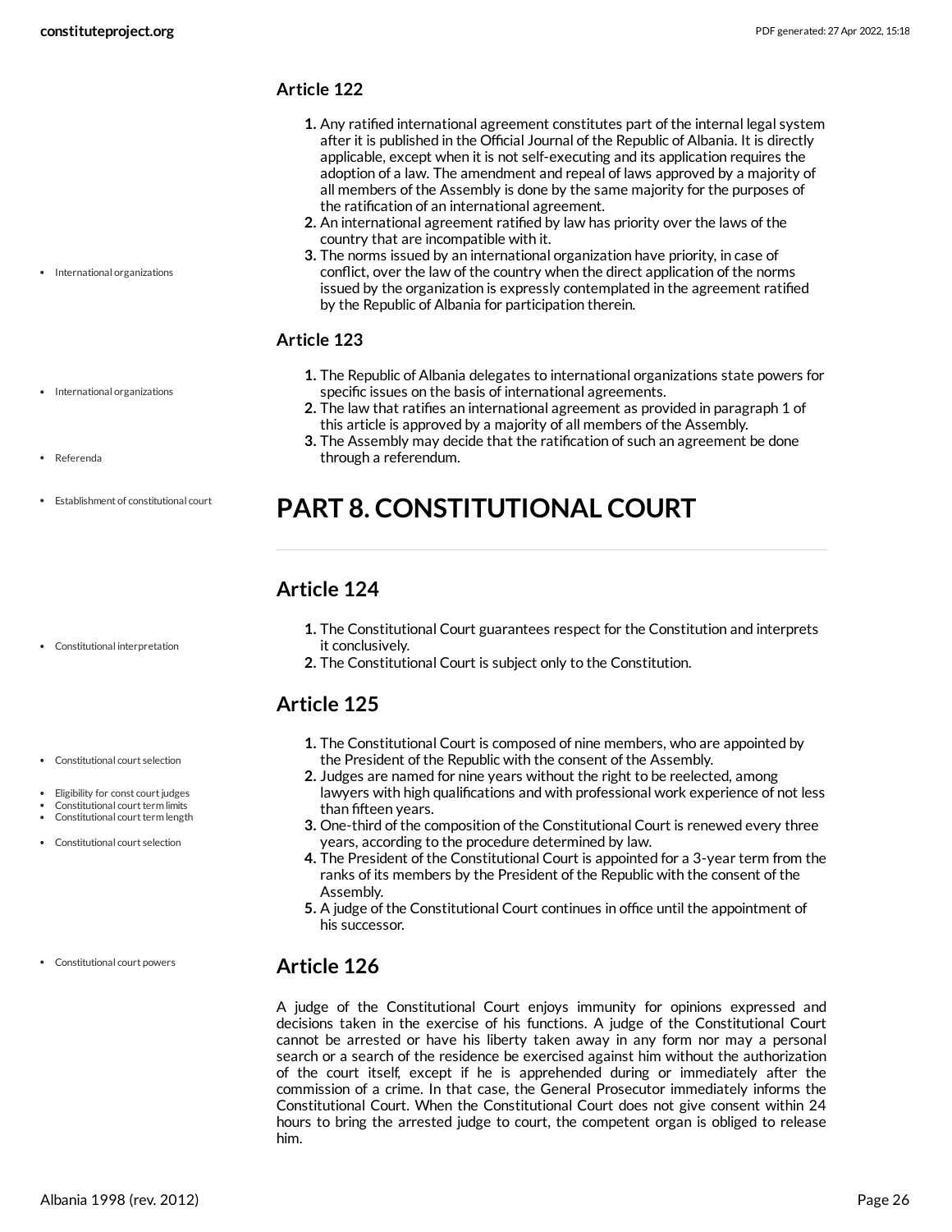### Article 122

1. Any ratified international agreement constitutes part of the internal legal system after it is published in the Official Journal of the Republic of Albania. It is directly applicable, except when it is not self-executing and its application requires the adoption of a law. The amendment and repeal of laws approved by a majority of all members of the Assembly is done by the same majority for the purposes of the ratification of an international agreement.
2. An international agreement ratified by law has priority over the laws of the country that are incompatible with it.
3. The norms issued by an international organization have priority, in case of conflict, over the law of the country when the direct application of the norms issued by the organization is expressly contemplated in the agreement ratified by the Republic of Albania for participation therein.

### Article 123

1. The Republic of Albania delegates to international organizations state powers for specific issues on the basis of international agreements.
2. The law that ratifies an international agreement as provided in paragraph 1 of this article is approved by a majority of all members of the Assembly.
3. The Assembly may decide that the ratification of such an agreement be done through a referendum.

# PART 8. CONSTITUTIONAL COURT

## Article 124

1. The Constitutional Court guarantees respect for the Constitution and interprets it conclusively.
2. The Constitutional Court is subject only to the Constitution.

## Article 125

1. The Constitutional Court is composed of nine members, who are appointed by the President of the Republic with the consent of the Assembly.
2. Judges are named for nine years without the right to be reelected, among lawyers with high qualifications and with professional work experience of not less than fifteen years.
3. One-third of the composition of the Constitutional Court is renewed every three years, according to the procedure determined by law.
4. The President of the Constitutional Court is appointed for a 3-year term from the ranks of its members by the President of the Republic with the consent of the Assembly.
5. A judge of the Constitutional Court continues in office until the appointment of his successor.

## Article 126

A judge of the Constitutional Court enjoys immunity for opinions expressed and decisions taken in the exercise of his functions. A judge of the Constitutional Court cannot be arrested or have his liberty taken away in any form nor may a personal search or a search of the residence be exercised against him without the authorization of the court itself, except if he is apprehended during or immediately after the commission of a crime. In that case, the General Prosecutor immediately informs the Constitutional Court. When the Constitutional Court does not give consent within 24 hours to bring the arrested judge to court, the competent organ is obliged to release him.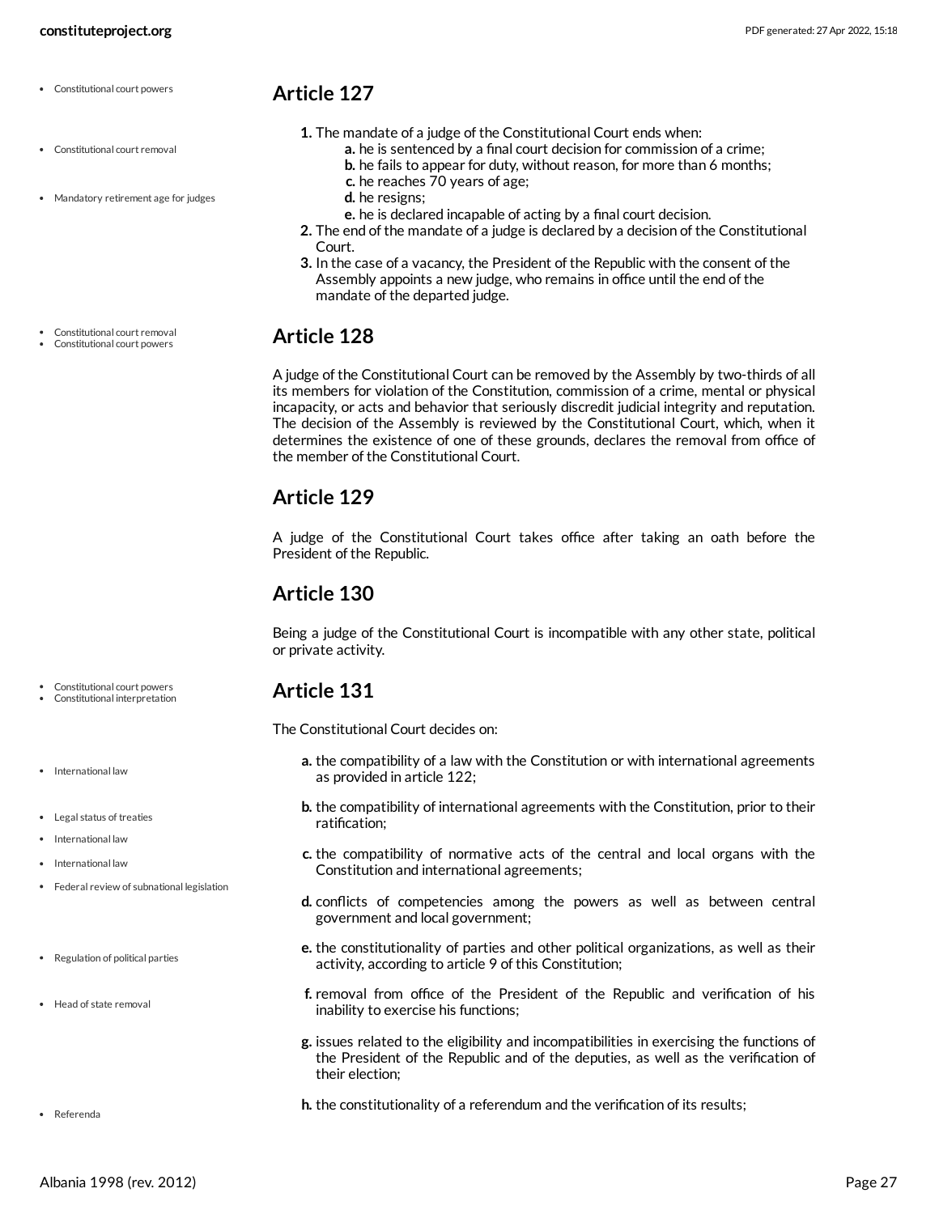## Article 127

1. The mandate of a judge of the Constitutional Court ends when:
   - **a.** he is sentenced by a final court decision for commission of a crime;
   - **b.** he fails to appear for duty, without reason, for more than 6 months;
   - **c.** he reaches 70 years of age;
   - **d.** he resigns;
   - **e.** he is declared incapable of acting by a final court decision.
2. The end of the mandate of a judge is declared by a decision of the Constitutional Court.
3. In the case of a vacancy, the President of the Republic with the consent of the Assembly appoints a new judge, who remains in office until the end of the mandate of the departed judge.

## Article 128

A judge of the Constitutional Court can be removed by the Assembly by two-thirds of all its members for violation of the Constitution, commission of a crime, mental or physical incapacity, or acts and behavior that seriously discredit judicial integrity and reputation. The decision of the Assembly is reviewed by the Constitutional Court, which, when it determines the existence of one of these grounds, declares the removal from office of the member of the Constitutional Court.

## Article 129

A judge of the Constitutional Court takes office after taking an oath before the President of the Republic.

## Article 130

Being a judge of the Constitutional Court is incompatible with any other state, political or private activity.

## Article 131

The Constitutional Court decides on:

- **a.** the compatibility of a law with the Constitution or with international agreements as provided in article 122;
- **b.** the compatibility of international agreements with the Constitution, prior to their ratification;
- **c.** the compatibility of normative acts of the central and local organs with the Constitution and international agreements;
- **d.** conflicts of competencies among the powers as well as between central government and local government;
- **e.** the constitutionality of parties and other political organizations, as well as their activity, according to article 9 of this Constitution;
- **f.** removal from office of the President of the Republic and verification of his inability to exercise his functions;
- **g.** issues related to the eligibility and incompatibilities in exercising the functions of the President of the Republic and of the deputies, as well as the verification of their election;
- **h.** the constitutionality of a referendum and the verification of its results;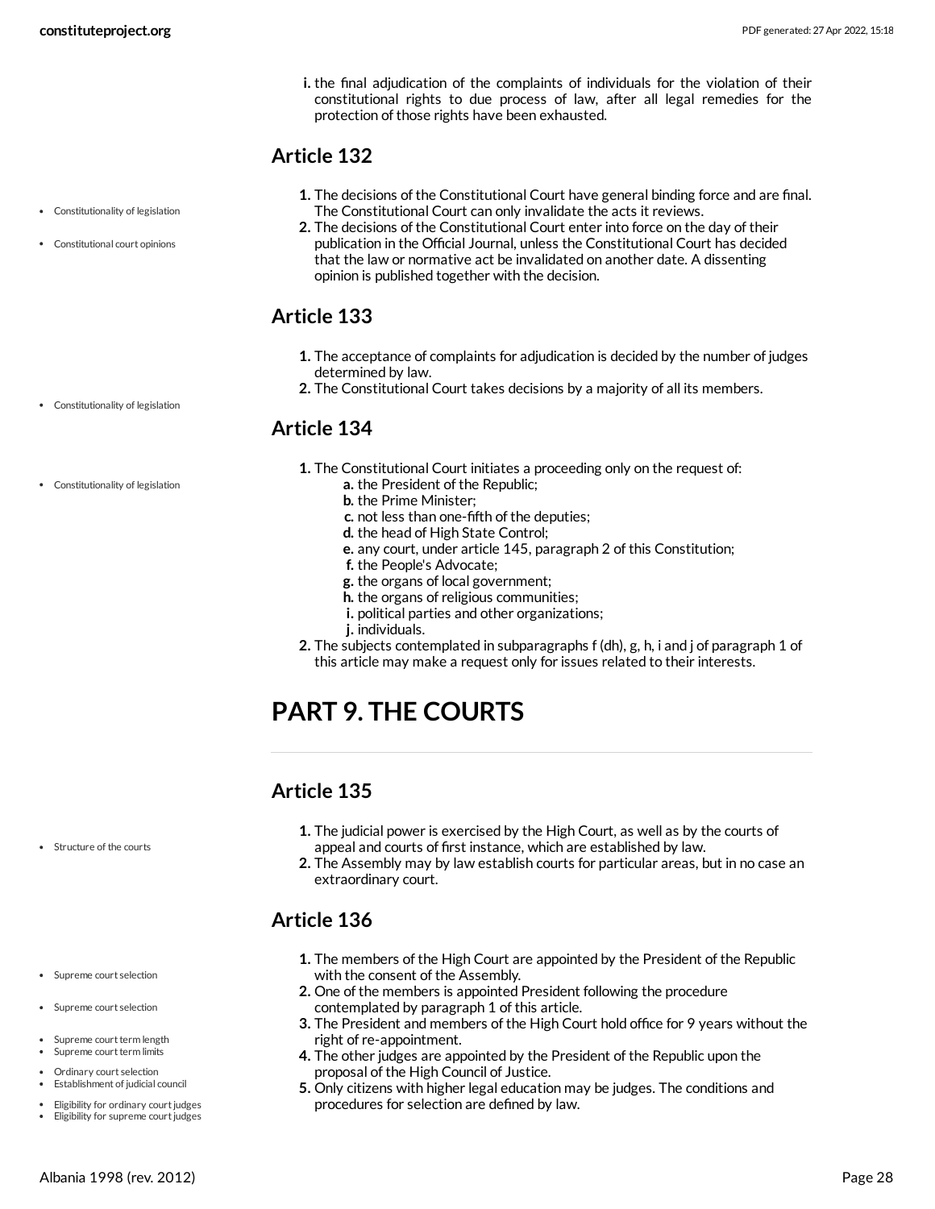i. the final adjudication of the complaints of individuals for the violation of their constitutional rights to due process of law, after all legal remedies for the protection of those rights have been exhausted.

## Article 132

1. The decisions of the Constitutional Court have general binding force and are final. The Constitutional Court can only invalidate the acts it reviews.
2. The decisions of the Constitutional Court enter into force on the day of their publication in the Official Journal, unless the Constitutional Court has decided that the law or normative act be invalidated on another date. A dissenting opinion is published together with the decision.

## Article 133

1. The acceptance of complaints for adjudication is decided by the number of judges determined by law.
2. The Constitutional Court takes decisions by a majority of all its members.

## Article 134

1. The Constitutional Court initiates a proceeding only on the request of:
   a. the President of the Republic;
   b. the Prime Minister;
   c. not less than one-fifth of the deputies;
   d. the head of High State Control;
   e. any court, under article 145, paragraph 2 of this Constitution;
   f. the People's Advocate;
   g. the organs of local government;
   h. the organs of religious communities;
   i. political parties and other organizations;
   j. individuals.
2. The subjects contemplated in subparagraphs f (dh), g, h, i and j of paragraph 1 of this article may make a request only for issues related to their interests.

# PART 9. THE COURTS

## Article 135

1. The judicial power is exercised by the High Court, as well as by the courts of appeal and courts of first instance, which are established by law.
2. The Assembly may by law establish courts for particular areas, but in no case an extraordinary court.

## Article 136

1. The members of the High Court are appointed by the President of the Republic with the consent of the Assembly.
2. One of the members is appointed President following the procedure contemplated by paragraph 1 of this article.
3. The President and members of the High Court hold office for 9 years without the right of re-appointment.
4. The other judges are appointed by the President of the Republic upon the proposal of the High Council of Justice.
5. Only citizens with higher legal education may be judges. The conditions and procedures for selection are defined by law.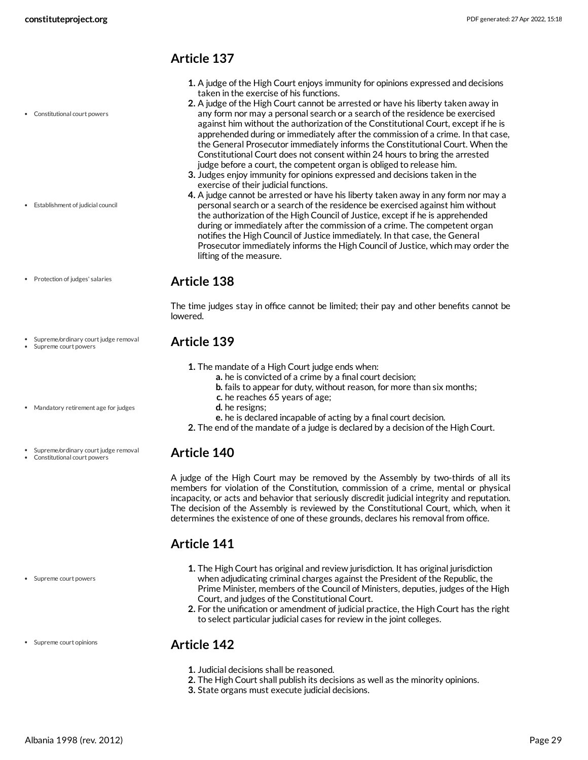## Article 137

- Constitutional court powers
- Establishment of judicial council

1. A judge of the High Court enjoys immunity for opinions expressed and decisions taken in the exercise of his functions.
2. A judge of the High Court cannot be arrested or have his liberty taken away in any form nor may a personal search or a search of the residence be exercised against him without the authorization of the Constitutional Court, except if he is apprehended during or immediately after the commission of a crime. In that case, the General Prosecutor immediately informs the Constitutional Court. When the Constitutional Court does not consent within 24 hours to bring the arrested judge before a court, the competent organ is obliged to release him.
3. Judges enjoy immunity for opinions expressed and decisions taken in the exercise of their judicial functions.
4. A judge cannot be arrested or have his liberty taken away in any form nor may a personal search or a search of the residence be exercised against him without the authorization of the High Council of Justice, except if he is apprehended during or immediately after the commission of a crime. The competent organ notifies the High Council of Justice immediately. In that case, the General Prosecutor immediately informs the High Council of Justice, which may order the lifting of the measure.

## Article 138

- Protection of judges' salaries

The time judges stay in office cannot be limited; their pay and other benefits cannot be lowered.

## Article 139

- Supreme/ordinary court judge removal
- Supreme court powers
- Mandatory retirement age for judges

1. The mandate of a High Court judge ends when:
   - **a.** he is convicted of a crime by a final court decision;
   - **b.** fails to appear for duty, without reason, for more than six months;
   - **c.** he reaches 65 years of age;
   - **d.** he resigns;
   - **e.** he is declared incapable of acting by a final court decision.
2. The end of the mandate of a judge is declared by a decision of the High Court.

## Article 140

- Supreme/ordinary court judge removal
- Constitutional court powers

A judge of the High Court may be removed by the Assembly by two-thirds of all its members for violation of the Constitution, commission of a crime, mental or physical incapacity, or acts and behavior that seriously discredit judicial integrity and reputation. The decision of the Assembly is reviewed by the Constitutional Court, which, when it determines the existence of one of these grounds, declares his removal from office.

## Article 141

- Supreme court powers

1. The High Court has original and review jurisdiction. It has original jurisdiction when adjudicating criminal charges against the President of the Republic, the Prime Minister, members of the Council of Ministers, deputies, judges of the High Court, and judges of the Constitutional Court.
2. For the unification or amendment of judicial practice, the High Court has the right to select particular judicial cases for review in the joint colleges.

## Article 142

- Supreme court opinions

1. Judicial decisions shall be reasoned.
2. The High Court shall publish its decisions as well as the minority opinions.
3. State organs must execute judicial decisions.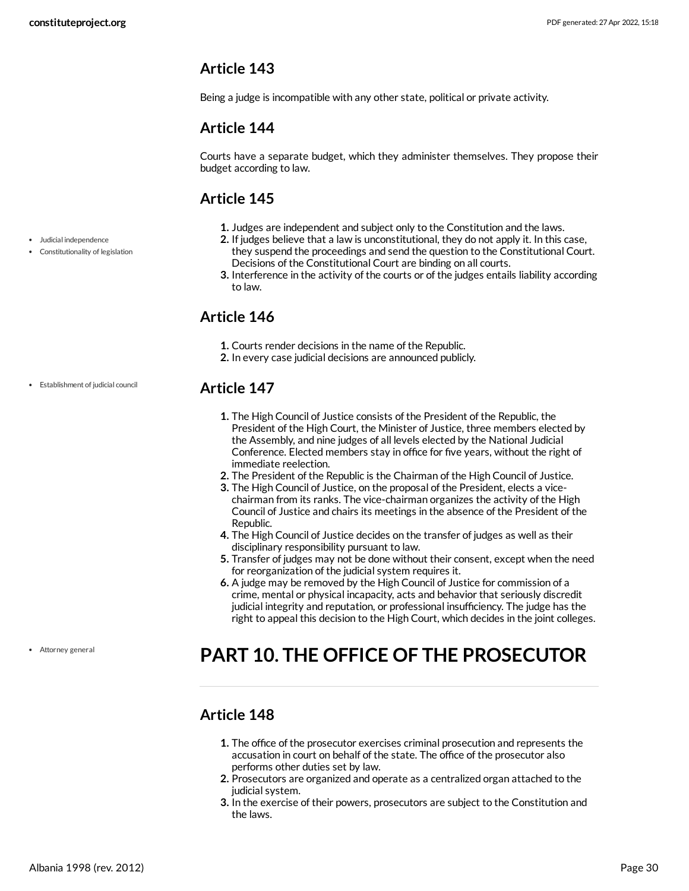## Article 143

Being a judge is incompatible with any other state, political or private activity.

## Article 144

Courts have a separate budget, which they administer themselves. They propose their budget according to law.

## Article 145

- Judicial independence
- Constitutionality of legislation

1. Judges are independent and subject only to the Constitution and the laws.
2. If judges believe that a law is unconstitutional, they do not apply it. In this case, they suspend the proceedings and send the question to the Constitutional Court. Decisions of the Constitutional Court are binding on all courts.
3. Interference in the activity of the courts or of the judges entails liability according to law.

## Article 146

1. Courts render decisions in the name of the Republic.
2. In every case judicial decisions are announced publicly.

- Establishment of judicial council

## Article 147

1. The High Council of Justice consists of the President of the Republic, the President of the High Court, the Minister of Justice, three members elected by the Assembly, and nine judges of all levels elected by the National Judicial Conference. Elected members stay in office for five years, without the right of immediate reelection.
2. The President of the Republic is the Chairman of the High Council of Justice.
3. The High Council of Justice, on the proposal of the President, elects a vice-chairman from its ranks. The vice-chairman organizes the activity of the High Council of Justice and chairs its meetings in the absence of the President of the Republic.
4. The High Council of Justice decides on the transfer of judges as well as their disciplinary responsibility pursuant to law.
5. Transfer of judges may not be done without their consent, except when the need for reorganization of the judicial system requires it.
6. A judge may be removed by the High Council of Justice for commission of a crime, mental or physical incapacity, acts and behavior that seriously discredit judicial integrity and reputation, or professional insufficiency. The judge has the right to appeal this decision to the High Court, which decides in the joint colleges.

- Attorney general

# PART 10. THE OFFICE OF THE PROSECUTOR

## Article 148

1. The office of the prosecutor exercises criminal prosecution and represents the accusation in court on behalf of the state. The office of the prosecutor also performs other duties set by law.
2. Prosecutors are organized and operate as a centralized organ attached to the judicial system.
3. In the exercise of their powers, prosecutors are subject to the Constitution and the laws.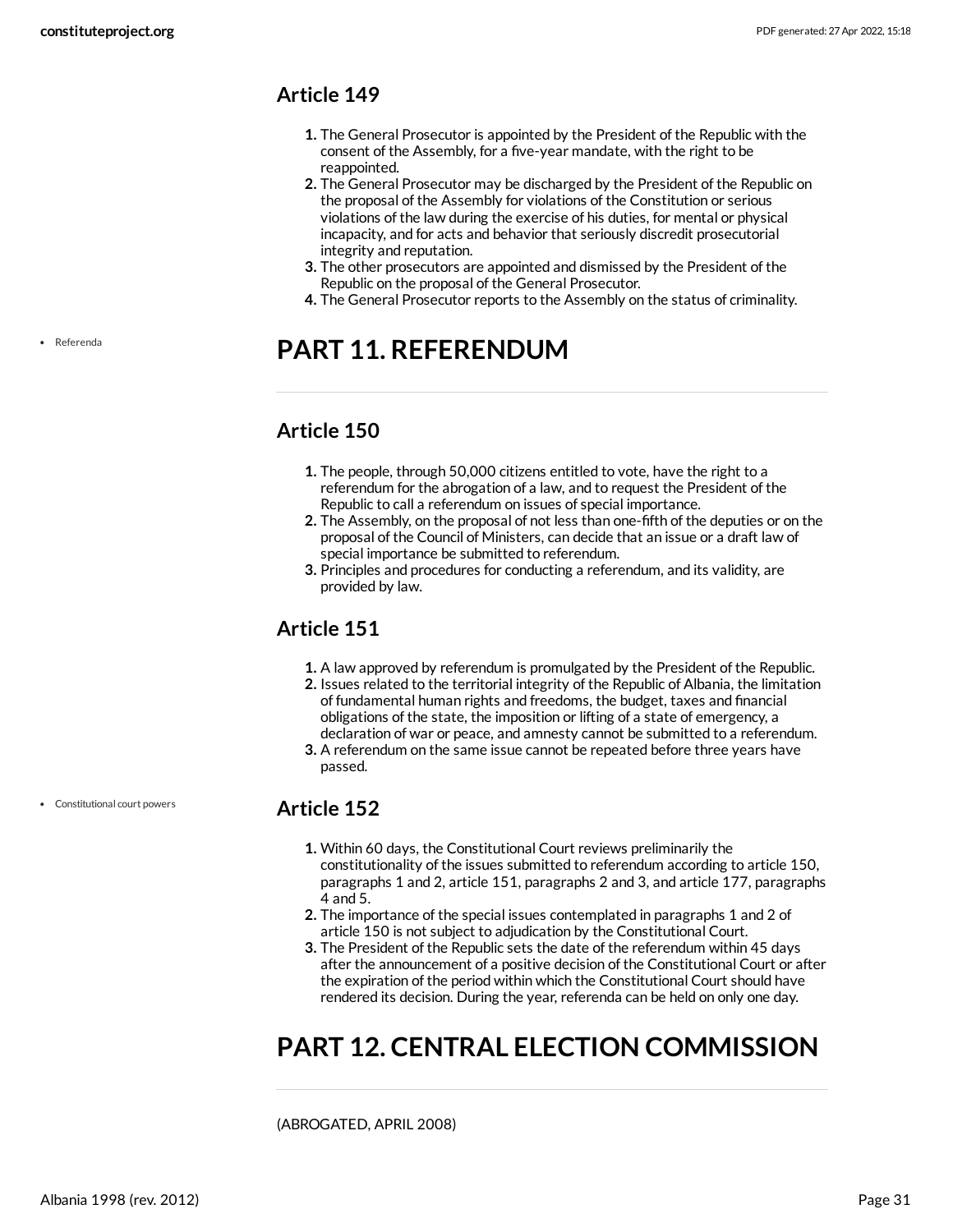### Article 149

1. The General Prosecutor is appointed by the President of the Republic with the consent of the Assembly, for a five-year mandate, with the right to be reappointed.
2. The General Prosecutor may be discharged by the President of the Republic on the proposal of the Assembly for violations of the Constitution or serious violations of the law during the exercise of his duties, for mental or physical incapacity, and for acts and behavior that seriously discredit prosecutorial integrity and reputation.
3. The other prosecutors are appointed and dismissed by the President of the Republic on the proposal of the General Prosecutor.
4. The General Prosecutor reports to the Assembly on the status of criminality.

- Referenda

## PART 11. REFERENDUM

### Article 150

1. The people, through 50,000 citizens entitled to vote, have the right to a referendum for the abrogation of a law, and to request the President of the Republic to call a referendum on issues of special importance.
2. The Assembly, on the proposal of not less than one-fifth of the deputies or on the proposal of the Council of Ministers, can decide that an issue or a draft law of special importance be submitted to referendum.
3. Principles and procedures for conducting a referendum, and its validity, are provided by law.

### Article 151

1. A law approved by referendum is promulgated by the President of the Republic.
2. Issues related to the territorial integrity of the Republic of Albania, the limitation of fundamental human rights and freedoms, the budget, taxes and financial obligations of the state, the imposition or lifting of a state of emergency, a declaration of war or peace, and amnesty cannot be submitted to a referendum.
3. A referendum on the same issue cannot be repeated before three years have passed.

- Constitutional court powers

### Article 152

1. Within 60 days, the Constitutional Court reviews preliminarily the constitutionality of the issues submitted to referendum according to article 150, paragraphs 1 and 2, article 151, paragraphs 2 and 3, and article 177, paragraphs 4 and 5.
2. The importance of the special issues contemplated in paragraphs 1 and 2 of article 150 is not subject to adjudication by the Constitutional Court.
3. The President of the Republic sets the date of the referendum within 45 days after the announcement of a positive decision of the Constitutional Court or after the expiration of the period within which the Constitutional Court should have rendered its decision. During the year, referenda can be held on only one day.

## PART 12. CENTRAL ELECTION COMMISSION

(ABROGATED, APRIL 2008)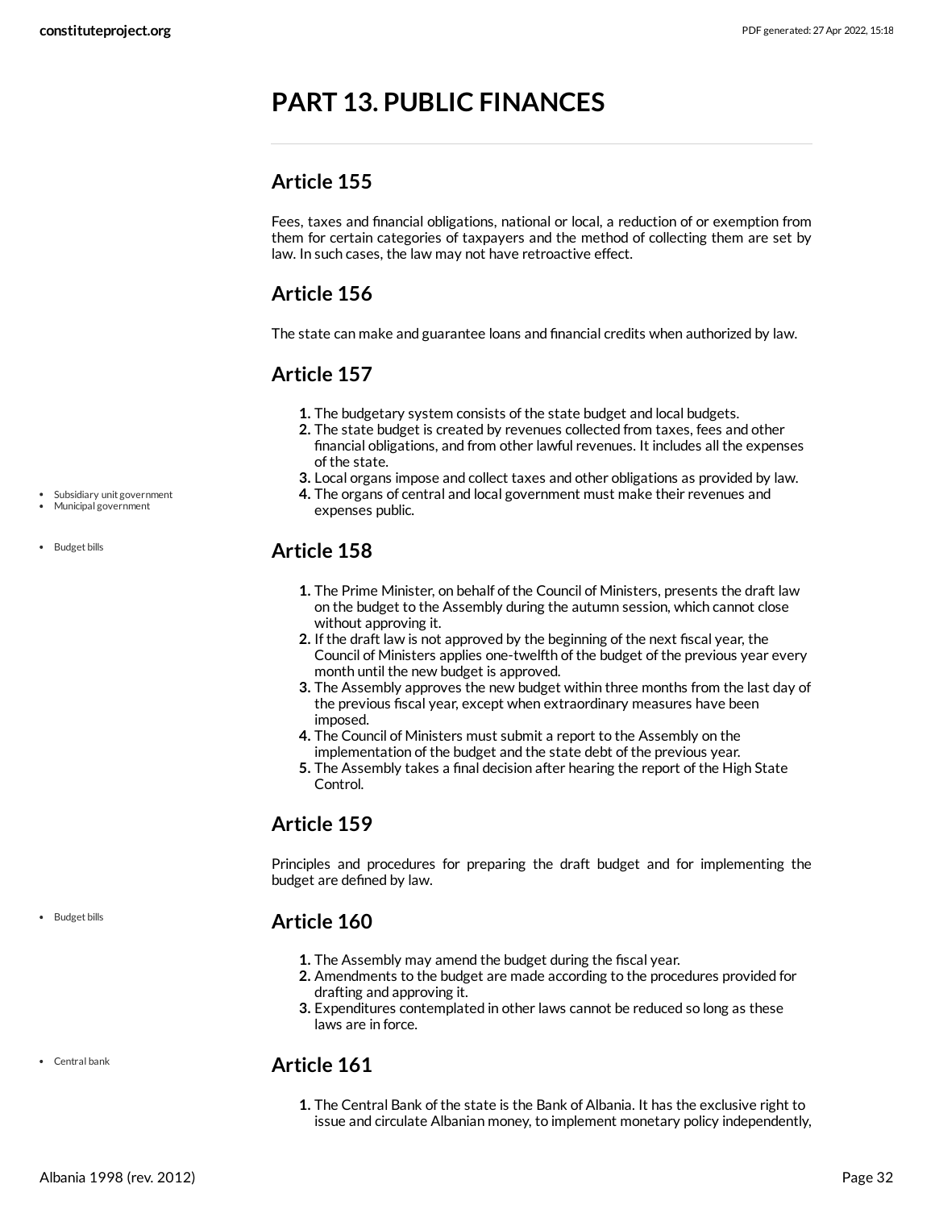# PART 13. PUBLIC FINANCES

## Article 155

Fees, taxes and financial obligations, national or local, a reduction of or exemption from them for certain categories of taxpayers and the method of collecting them are set by law. In such cases, the law may not have retroactive effect.

## Article 156

The state can make and guarantee loans and financial credits when authorized by law.

## Article 157

1. The budgetary system consists of the state budget and local budgets.
2. The state budget is created by revenues collected from taxes, fees and other financial obligations, and from other lawful revenues. It includes all the expenses of the state.
3. Local organs impose and collect taxes and other obligations as provided by law.
4. The organs of central and local government must make their revenues and expenses public.

## Article 158

1. The Prime Minister, on behalf of the Council of Ministers, presents the draft law on the budget to the Assembly during the autumn session, which cannot close without approving it.
2. If the draft law is not approved by the beginning of the next fiscal year, the Council of Ministers applies one-twelfth of the budget of the previous year every month until the new budget is approved.
3. The Assembly approves the new budget within three months from the last day of the previous fiscal year, except when extraordinary measures have been imposed.
4. The Council of Ministers must submit a report to the Assembly on the implementation of the budget and the state debt of the previous year.
5. The Assembly takes a final decision after hearing the report of the High State Control.

## Article 159

Principles and procedures for preparing the draft budget and for implementing the budget are defined by law.

## Article 160

1. The Assembly may amend the budget during the fiscal year.
2. Amendments to the budget are made according to the procedures provided for drafting and approving it.
3. Expenditures contemplated in other laws cannot be reduced so long as these laws are in force.

## Article 161

1. The Central Bank of the state is the Bank of Albania. It has the exclusive right to issue and circulate Albanian money, to implement monetary policy independently,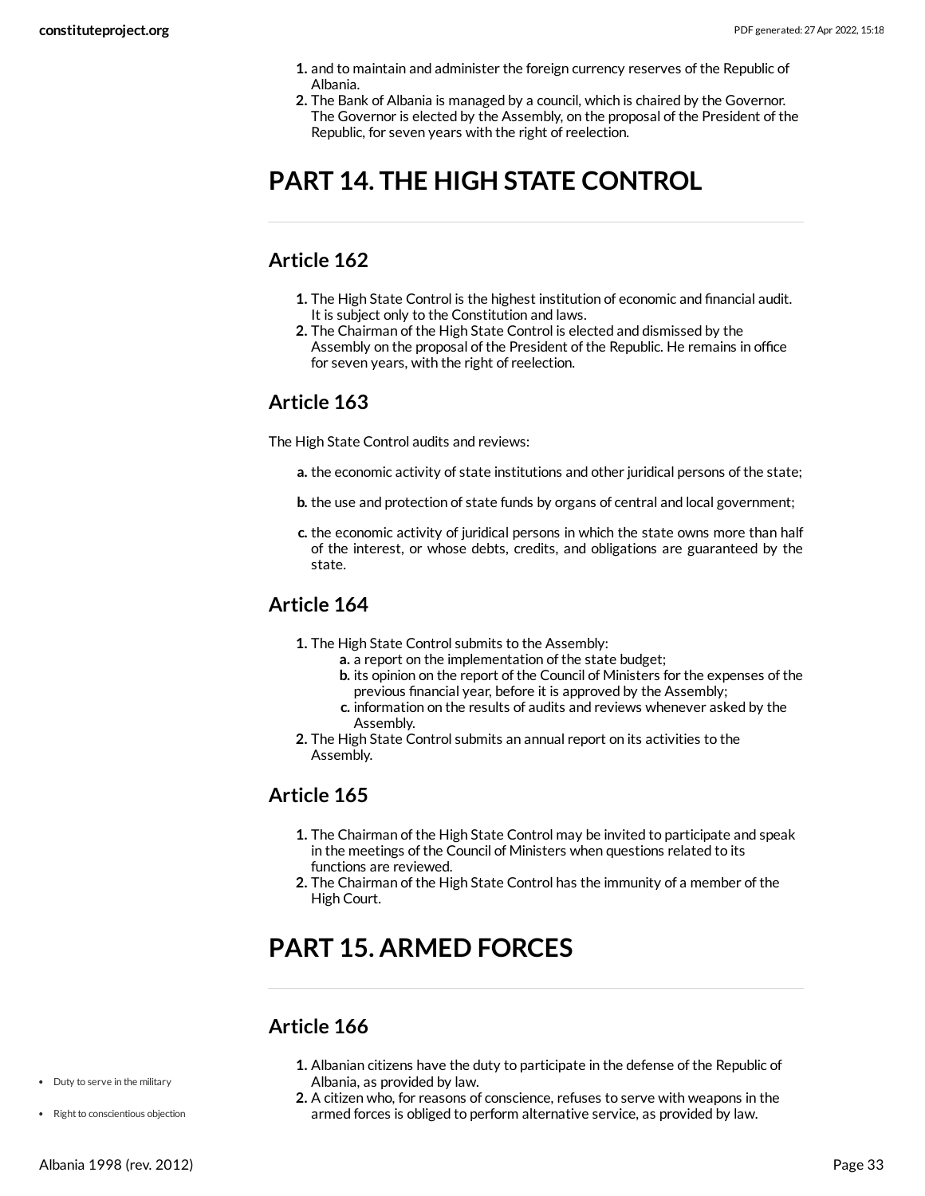1. and to maintain and administer the foreign currency reserves of the Republic of Albania.
2. The Bank of Albania is managed by a council, which is chaired by the Governor. The Governor is elected by the Assembly, on the proposal of the President of the Republic, for seven years with the right of reelection.

# PART 14. THE HIGH STATE CONTROL

## Article 162

1. The High State Control is the highest institution of economic and financial audit. It is subject only to the Constitution and laws.
2. The Chairman of the High State Control is elected and dismissed by the Assembly on the proposal of the President of the Republic. He remains in office for seven years, with the right of reelection.

## Article 163

The High State Control audits and reviews:

a. the economic activity of state institutions and other juridical persons of the state;

b. the use and protection of state funds by organs of central and local government;

c. the economic activity of juridical persons in which the state owns more than half of the interest, or whose debts, credits, and obligations are guaranteed by the state.

## Article 164

1. The High State Control submits to the Assembly:
   a. a report on the implementation of the state budget;
   b. its opinion on the report of the Council of Ministers for the expenses of the previous financial year, before it is approved by the Assembly;
   c. information on the results of audits and reviews whenever asked by the Assembly.
2. The High State Control submits an annual report on its activities to the Assembly.

## Article 165

1. The Chairman of the High State Control may be invited to participate and speak in the meetings of the Council of Ministers when questions related to its functions are reviewed.
2. The Chairman of the High State Control has the immunity of a member of the High Court.

# PART 15. ARMED FORCES

## Article 166

- Duty to serve in the military
- Right to conscientious objection

1. Albanian citizens have the duty to participate in the defense of the Republic of Albania, as provided by law.
2. A citizen who, for reasons of conscience, refuses to serve with weapons in the armed forces is obliged to perform alternative service, as provided by law.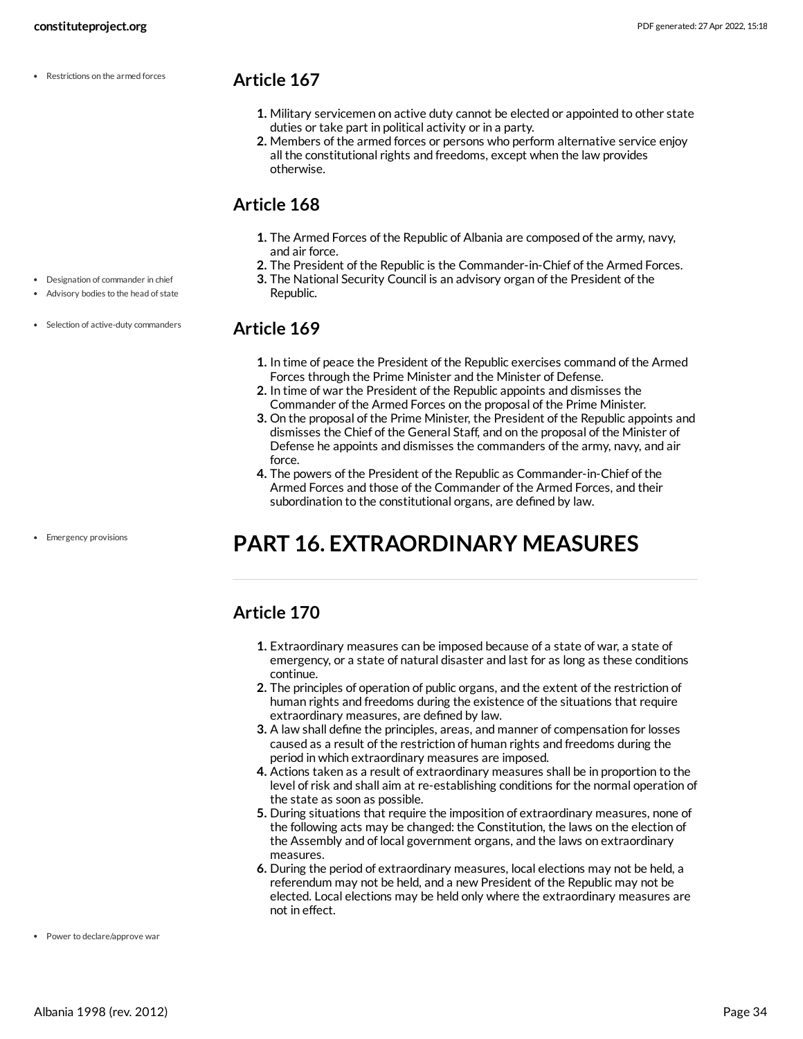- Restrictions on the armed forces

## Article 167

1. Military servicemen on active duty cannot be elected or appointed to other state duties or take part in political activity or in a party.
2. Members of the armed forces or persons who perform alternative service enjoy all the constitutional rights and freedoms, except when the law provides otherwise.

## Article 168

- Designation of commander in chief
- Advisory bodies to the head of state

1. The Armed Forces of the Republic of Albania are composed of the army, navy, and air force.
2. The President of the Republic is the Commander-in-Chief of the Armed Forces.
3. The National Security Council is an advisory organ of the President of the Republic.

- Selection of active-duty commanders

## Article 169

1. In time of peace the President of the Republic exercises command of the Armed Forces through the Prime Minister and the Minister of Defense.
2. In time of war the President of the Republic appoints and dismisses the Commander of the Armed Forces on the proposal of the Prime Minister.
3. On the proposal of the Prime Minister, the President of the Republic appoints and dismisses the Chief of the General Staff, and on the proposal of the Minister of Defense he appoints and dismisses the commanders of the army, navy, and air force.
4. The powers of the President of the Republic as Commander-in-Chief of the Armed Forces and those of the Commander of the Armed Forces, and their subordination to the constitutional organs, are defined by law.

- Emergency provisions

# PART 16. EXTRAORDINARY MEASURES

## Article 170

1. Extraordinary measures can be imposed because of a state of war, a state of emergency, or a state of natural disaster and last for as long as these conditions continue.
2. The principles of operation of public organs, and the extent of the restriction of human rights and freedoms during the existence of the situations that require extraordinary measures, are defined by law.
3. A law shall define the principles, areas, and manner of compensation for losses caused as a result of the restriction of human rights and freedoms during the period in which extraordinary measures are imposed.
4. Actions taken as a result of extraordinary measures shall be in proportion to the level of risk and shall aim at re-establishing conditions for the normal operation of the state as soon as possible.
5. During situations that require the imposition of extraordinary measures, none of the following acts may be changed: the Constitution, the laws on the election of the Assembly and of local government organs, and the laws on extraordinary measures.
6. During the period of extraordinary measures, local elections may not be held, a referendum may not be held, and a new President of the Republic may not be elected. Local elections may be held only where the extraordinary measures are not in effect.

- Power to declare/approve war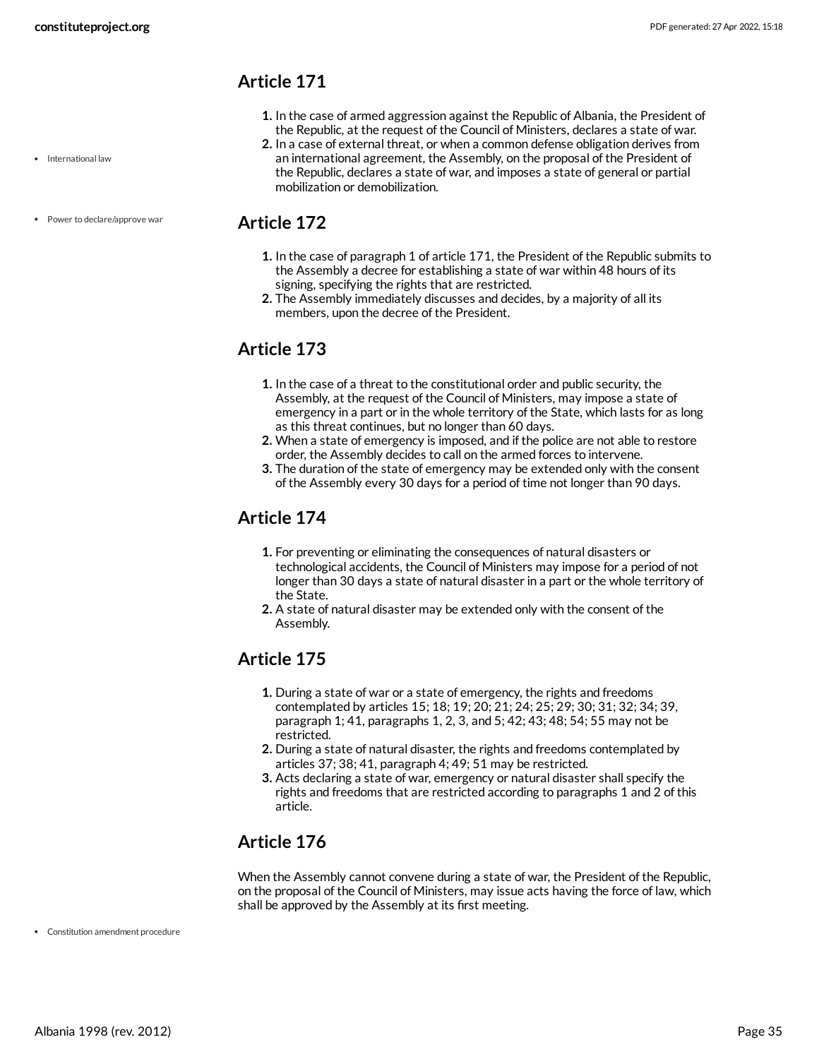## Article 171

1. In the case of armed aggression against the Republic of Albania, the President of the Republic, at the request of the Council of Ministers, declares a state of war.
2. In a case of external threat, or when a common defense obligation derives from an international agreement, the Assembly, on the proposal of the President of the Republic, declares a state of war, and imposes a state of general or partial mobilization or demobilization.

## Article 172

1. In the case of paragraph 1 of article 171, the President of the Republic submits to the Assembly a decree for establishing a state of war within 48 hours of its signing, specifying the rights that are restricted.
2. The Assembly immediately discusses and decides, by a majority of all its members, upon the decree of the President.

## Article 173

1. In the case of a threat to the constitutional order and public security, the Assembly, at the request of the Council of Ministers, may impose a state of emergency in a part or in the whole territory of the State, which lasts for as long as this threat continues, but no longer than 60 days.
2. When a state of emergency is imposed, and if the police are not able to restore order, the Assembly decides to call on the armed forces to intervene.
3. The duration of the state of emergency may be extended only with the consent of the Assembly every 30 days for a period of time not longer than 90 days.

## Article 174

1. For preventing or eliminating the consequences of natural disasters or technological accidents, the Council of Ministers may impose for a period of not longer than 30 days a state of natural disaster in a part or the whole territory of the State.
2. A state of natural disaster may be extended only with the consent of the Assembly.

## Article 175

1. During a state of war or a state of emergency, the rights and freedoms contemplated by articles 15; 18; 19; 20; 21; 24; 25; 29; 30; 31; 32; 34; 39, paragraph 1; 41, paragraphs 1, 2, 3, and 5; 42; 43; 48; 54; 55 may not be restricted.
2. During a state of natural disaster, the rights and freedoms contemplated by articles 37; 38; 41, paragraph 4; 49; 51 may be restricted.
3. Acts declaring a state of war, emergency or natural disaster shall specify the rights and freedoms that are restricted according to paragraphs 1 and 2 of this article.

## Article 176

When the Assembly cannot convene during a state of war, the President of the Republic, on the proposal of the Council of Ministers, may issue acts having the force of law, which shall be approved by the Assembly at its first meeting.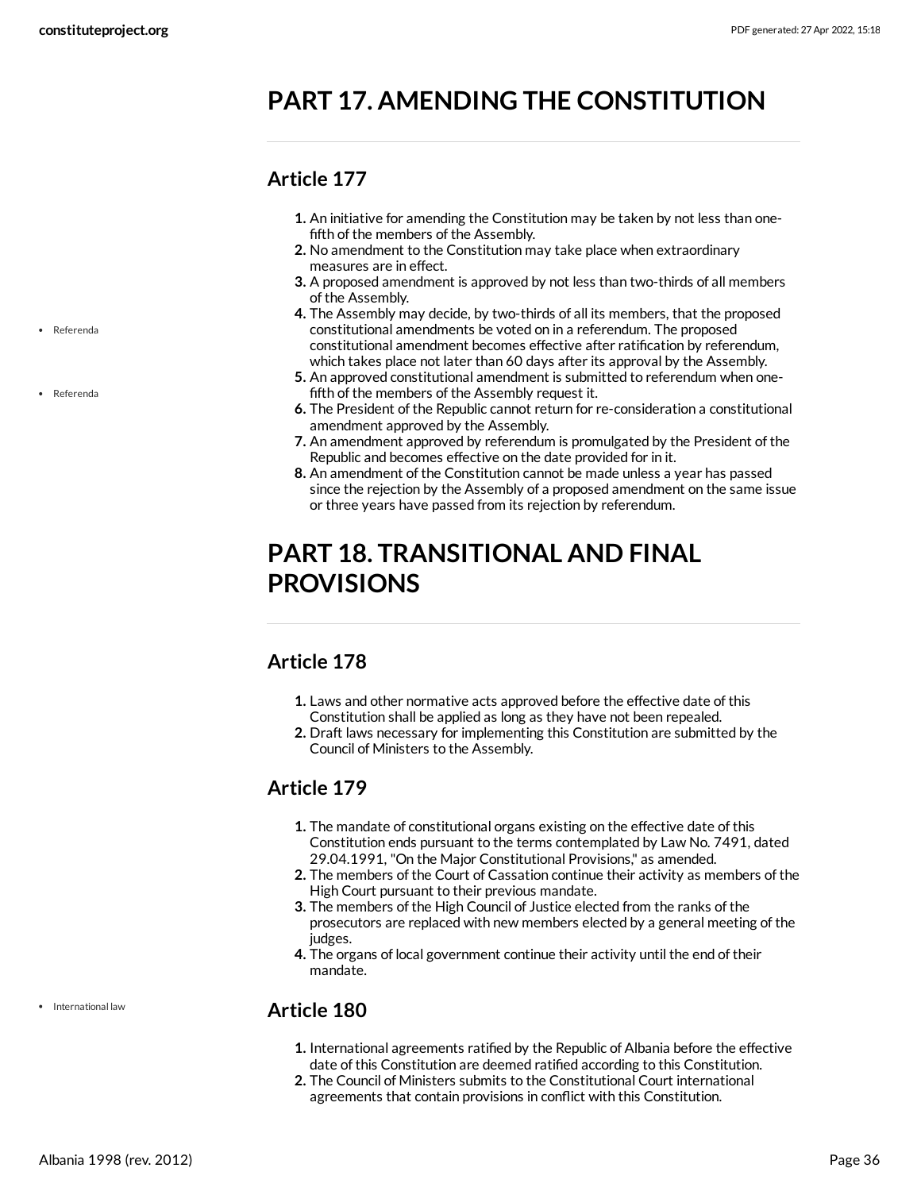# PART 17. AMENDING THE CONSTITUTION

## Article 177

1. An initiative for amending the Constitution may be taken by not less than one-fifth of the members of the Assembly.
2. No amendment to the Constitution may take place when extraordinary measures are in effect.
3. A proposed amendment is approved by not less than two-thirds of all members of the Assembly.
4. The Assembly may decide, by two-thirds of all its members, that the proposed constitutional amendments be voted on in a referendum. The proposed constitutional amendment becomes effective after ratification by referendum, which takes place not later than 60 days after its approval by the Assembly.
5. An approved constitutional amendment is submitted to referendum when one-fifth of the members of the Assembly request it.
6. The President of the Republic cannot return for re-consideration a constitutional amendment approved by the Assembly.
7. An amendment approved by referendum is promulgated by the President of the Republic and becomes effective on the date provided for in it.
8. An amendment of the Constitution cannot be made unless a year has passed since the rejection by the Assembly of a proposed amendment on the same issue or three years have passed from its rejection by referendum.

# PART 18. TRANSITIONAL AND FINAL PROVISIONS

## Article 178

1. Laws and other normative acts approved before the effective date of this Constitution shall be applied as long as they have not been repealed.
2. Draft laws necessary for implementing this Constitution are submitted by the Council of Ministers to the Assembly.

## Article 179

1. The mandate of constitutional organs existing on the effective date of this Constitution ends pursuant to the terms contemplated by Law No. 7491, dated 29.04.1991, "On the Major Constitutional Provisions," as amended.
2. The members of the Court of Cassation continue their activity as members of the High Court pursuant to their previous mandate.
3. The members of the High Council of Justice elected from the ranks of the prosecutors are replaced with new members elected by a general meeting of the judges.
4. The organs of local government continue their activity until the end of their mandate.

## Article 180

1. International agreements ratified by the Republic of Albania before the effective date of this Constitution are deemed ratified according to this Constitution.
2. The Council of Ministers submits to the Constitutional Court international agreements that contain provisions in conflict with this Constitution.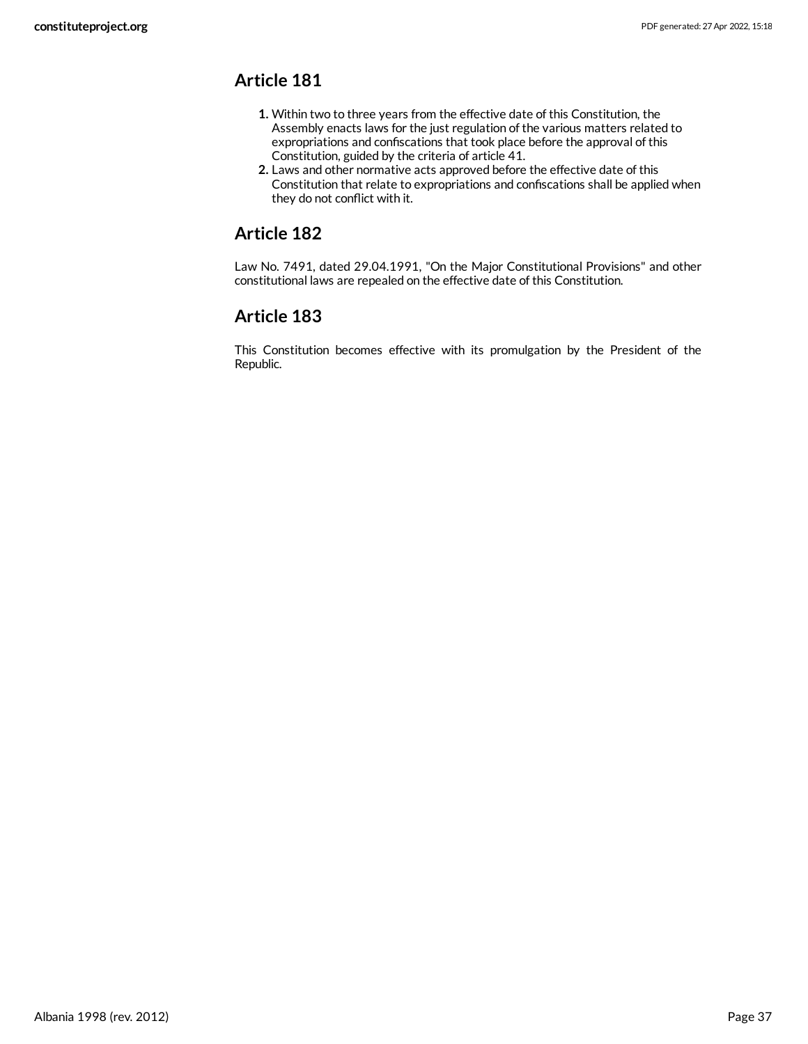## Article 181

1. Within two to three years from the effective date of this Constitution, the Assembly enacts laws for the just regulation of the various matters related to expropriations and confiscations that took place before the approval of this Constitution, guided by the criteria of article 41.
2. Laws and other normative acts approved before the effective date of this Constitution that relate to expropriations and confiscations shall be applied when they do not conflict with it.

## Article 182

Law No. 7491, dated 29.04.1991, "On the Major Constitutional Provisions" and other constitutional laws are repealed on the effective date of this Constitution.

## Article 183

This Constitution becomes effective with its promulgation by the President of the Republic.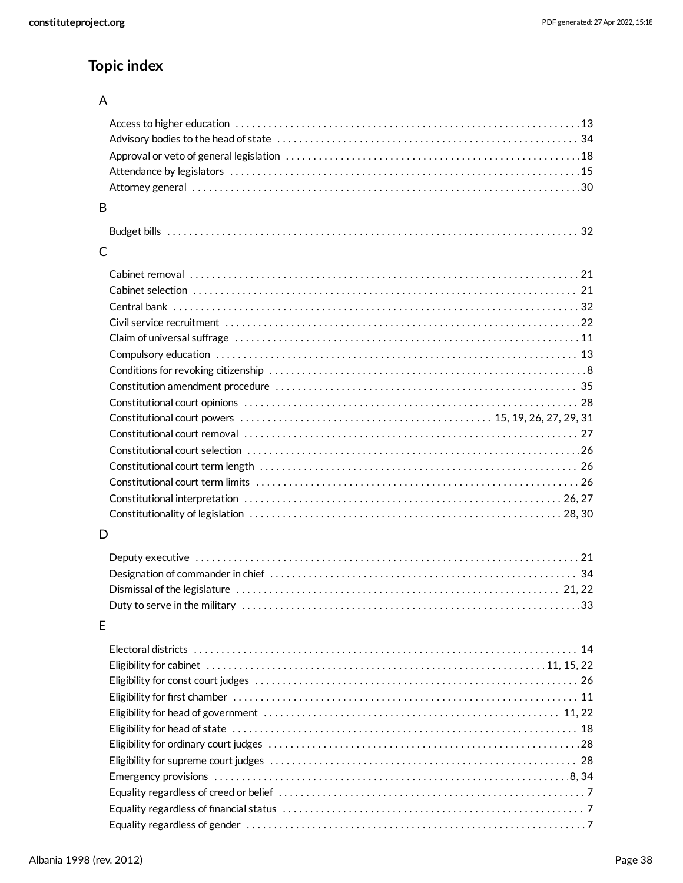## Topic index

### A

- Access to higher education ..... 13
- Advisory bodies to the head of state ..... 34
- Approval or veto of general legislation ..... 18
- Attendance by legislators ..... 15
- Attorney general ..... 30

### B

- Budget bills ..... 32

### C

- Cabinet removal ..... 21
- Cabinet selection ..... 21
- Central bank ..... 32
- Civil service recruitment ..... 22
- Claim of universal suffrage ..... 11
- Compulsory education ..... 13
- Conditions for revoking citizenship ..... 8
- Constitution amendment procedure ..... 35
- Constitutional court opinions ..... 28
- Constitutional court powers ..... 15, 19, 26, 27, 29, 31
- Constitutional court removal ..... 27
- Constitutional court selection ..... 26
- Constitutional court term length ..... 26
- Constitutional court term limits ..... 26
- Constitutional interpretation ..... 26, 27
- Constitutionality of legislation ..... 28, 30

### D

- Deputy executive ..... 21
- Designation of commander in chief ..... 34
- Dismissal of the legislature ..... 21, 22
- Duty to serve in the military ..... 33

### E

- Electoral districts ..... 14
- Eligibility for cabinet ..... 11, 15, 22
- Eligibility for const court judges ..... 26
- Eligibility for first chamber ..... 11
- Eligibility for head of government ..... 11, 22
- Eligibility for head of state ..... 18
- Eligibility for ordinary court judges ..... 28
- Eligibility for supreme court judges ..... 28
- Emergency provisions ..... 8, 34
- Equality regardless of creed or belief ..... 7
- Equality regardless of financial status ..... 7
- Equality regardless of gender ..... 7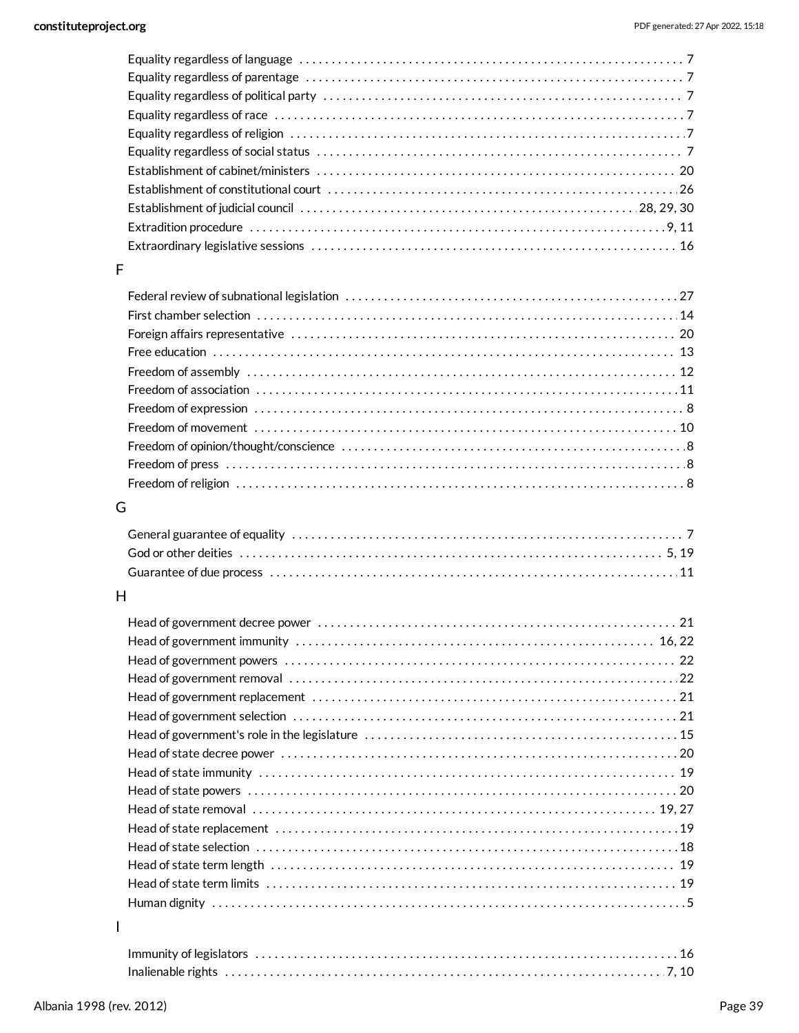Equality regardless of language . . . . . . . . . . 7
Equality regardless of parentage . . . . . . . . . . 7
Equality regardless of political party . . . . . . . . . . 7
Equality regardless of race . . . . . . . . . . 7
Equality regardless of religion . . . . . . . . . . 7
Equality regardless of social status . . . . . . . . . . 7
Establishment of cabinet/ministers . . . . . . . . . . 20
Establishment of constitutional court . . . . . . . . . . 26
Establishment of judicial council . . . . . . . . . . 28, 29, 30
Extradition procedure . . . . . . . . . . 9, 11
Extraordinary legislative sessions . . . . . . . . . . 16

F

Federal review of subnational legislation . . . . . . . . . . 27
First chamber selection . . . . . . . . . . 14
Foreign affairs representative . . . . . . . . . . 20
Free education . . . . . . . . . . 13
Freedom of assembly . . . . . . . . . . 12
Freedom of association . . . . . . . . . . 11
Freedom of expression . . . . . . . . . . 8
Freedom of movement . . . . . . . . . . 10
Freedom of opinion/thought/conscience . . . . . . . . . . 8
Freedom of press . . . . . . . . . . 8
Freedom of religion . . . . . . . . . . 8

G

General guarantee of equality . . . . . . . . . . 7
God or other deities . . . . . . . . . . 5, 19
Guarantee of due process . . . . . . . . . . 11

H

Head of government decree power . . . . . . . . . . 21
Head of government immunity . . . . . . . . . . 16, 22
Head of government powers . . . . . . . . . . 22
Head of government removal . . . . . . . . . . 22
Head of government replacement . . . . . . . . . . 21
Head of government selection . . . . . . . . . . 21
Head of government's role in the legislature . . . . . . . . . . 15
Head of state decree power . . . . . . . . . . 20
Head of state immunity . . . . . . . . . . 19
Head of state powers . . . . . . . . . . 20
Head of state removal . . . . . . . . . . 19, 27
Head of state replacement . . . . . . . . . . 19
Head of state selection . . . . . . . . . . 18
Head of state term length . . . . . . . . . . 19
Head of state term limits . . . . . . . . . . 19
Human dignity . . . . . . . . . . 5

I

Immunity of legislators . . . . . . . . . . 16
Inalienable rights . . . . . . . . . . 7, 10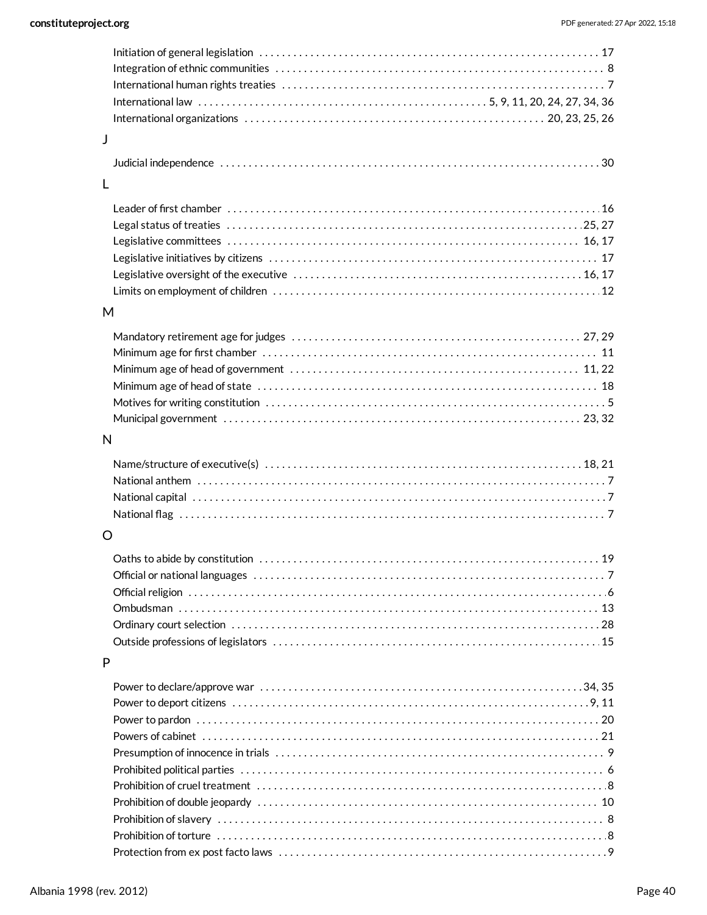Initiation of general legislation . . . . . 17
Integration of ethnic communities . . . . . 8
International human rights treaties . . . . . 7
International law . . . . . 5, 9, 11, 20, 24, 27, 34, 36
International organizations . . . . . 20, 23, 25, 26

## J

Judicial independence . . . . . 30

## L

Leader of first chamber . . . . . 16
Legal status of treaties . . . . . 25, 27
Legislative committees . . . . . 16, 17
Legislative initiatives by citizens . . . . . 17
Legislative oversight of the executive . . . . . 16, 17
Limits on employment of children . . . . . 12

## M

Mandatory retirement age for judges . . . . . 27, 29
Minimum age for first chamber . . . . . 11
Minimum age of head of government . . . . . 11, 22
Minimum age of head of state . . . . . 18
Motives for writing constitution . . . . . 5
Municipal government . . . . . 23, 32

## N

Name/structure of executive(s) . . . . . 18, 21
National anthem . . . . . 7
National capital . . . . . 7
National flag . . . . . 7

## O

Oaths to abide by constitution . . . . . 19
Official or national languages . . . . . 7
Official religion . . . . . 6
Ombudsman . . . . . 13
Ordinary court selection . . . . . 28
Outside professions of legislators . . . . . 15

## P

Power to declare/approve war . . . . . 34, 35
Power to deport citizens . . . . . 9, 11
Power to pardon . . . . . 20
Powers of cabinet . . . . . 21
Presumption of innocence in trials . . . . . 9
Prohibited political parties . . . . . 6
Prohibition of cruel treatment . . . . . 8
Prohibition of double jeopardy . . . . . 10
Prohibition of slavery . . . . . 8
Prohibition of torture . . . . . 8
Protection from ex post facto laws . . . . . 9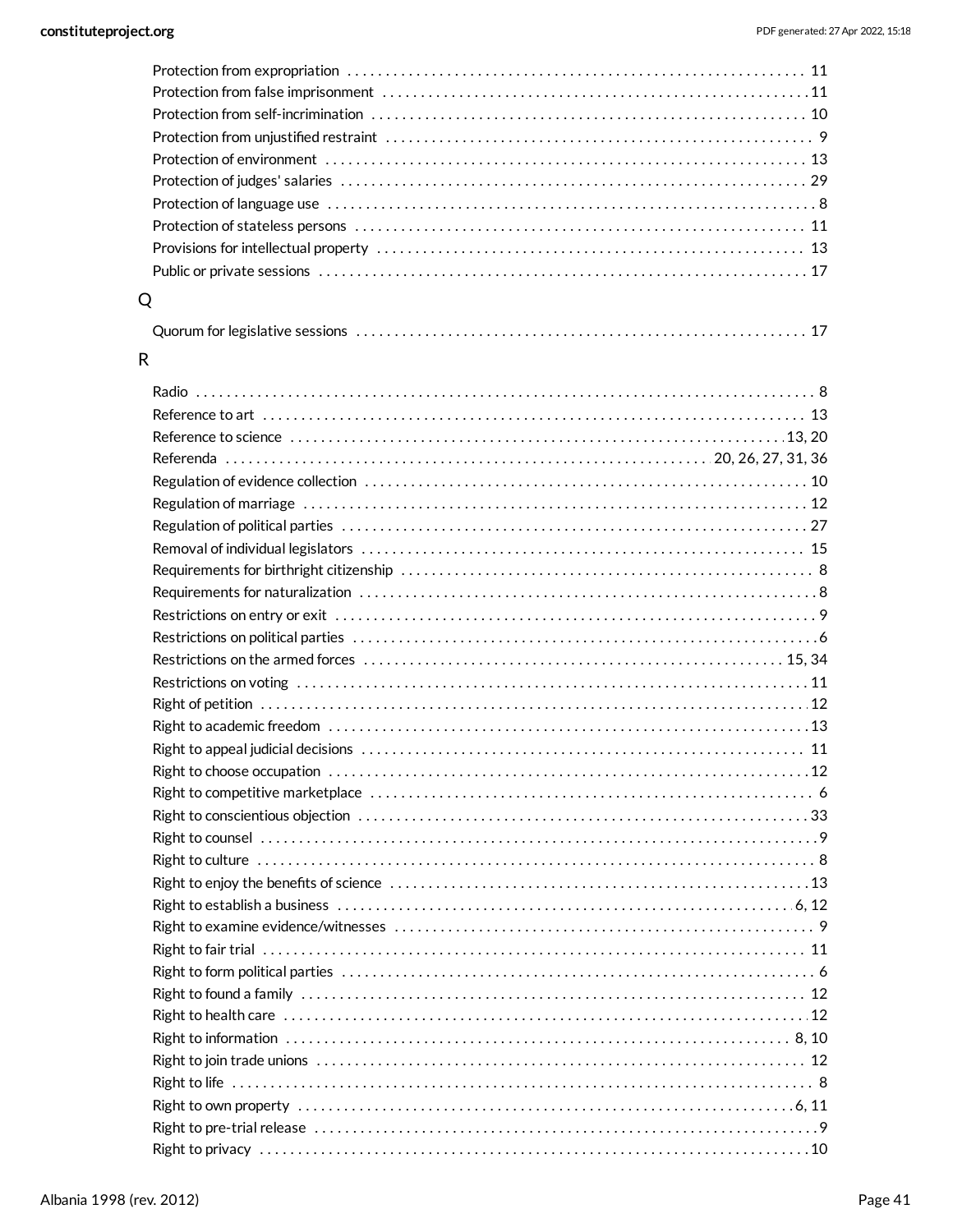Protection from expropriation . . . . . . . . . . . . . . . . . . . . . . . . . . . . . . . . . . . . . . . . . . . . . . . . . . . . . . . . . . . 11
Protection from false imprisonment . . . . . . . . . . . . . . . . . . . . . . . . . . . . . . . . . . . . . . . . . . . . . . . . . . . . . . 11
Protection from self-incrimination . . . . . . . . . . . . . . . . . . . . . . . . . . . . . . . . . . . . . . . . . . . . . . . . . . . . . . . . 10
Protection from unjustified restraint . . . . . . . . . . . . . . . . . . . . . . . . . . . . . . . . . . . . . . . . . . . . . . . . . . . . . . . 9
Protection of environment . . . . . . . . . . . . . . . . . . . . . . . . . . . . . . . . . . . . . . . . . . . . . . . . . . . . . . . . . . . . . . . 13
Protection of judges' salaries . . . . . . . . . . . . . . . . . . . . . . . . . . . . . . . . . . . . . . . . . . . . . . . . . . . . . . . . . . . . 29
Protection of language use . . . . . . . . . . . . . . . . . . . . . . . . . . . . . . . . . . . . . . . . . . . . . . . . . . . . . . . . . . . . . . . 8
Protection of stateless persons . . . . . . . . . . . . . . . . . . . . . . . . . . . . . . . . . . . . . . . . . . . . . . . . . . . . . . . . . . 11
Provisions for intellectual property . . . . . . . . . . . . . . . . . . . . . . . . . . . . . . . . . . . . . . . . . . . . . . . . . . . . . . . 13
Public or private sessions . . . . . . . . . . . . . . . . . . . . . . . . . . . . . . . . . . . . . . . . . . . . . . . . . . . . . . . . . . . . . . . 17

## Q

Quorum for legislative sessions . . . . . . . . . . . . . . . . . . . . . . . . . . . . . . . . . . . . . . . . . . . . . . . . . . . . . . . . . . 17

## R

Radio . . . . . . . . . . . . . . . . . . . . . . . . . . . . . . . . . . . . . . . . . . . . . . . . . . . . . . . . . . . . . . . . . . . . . . . . . . . . . . . 8
Reference to art . . . . . . . . . . . . . . . . . . . . . . . . . . . . . . . . . . . . . . . . . . . . . . . . . . . . . . . . . . . . . . . . . . . . . . 13
Reference to science . . . . . . . . . . . . . . . . . . . . . . . . . . . . . . . . . . . . . . . . . . . . . . . . . . . . . . . . . . . . . . . 13, 20
Referenda . . . . . . . . . . . . . . . . . . . . . . . . . . . . . . . . . . . . . . . . . . . . . . . . . . . . . . . . . . . . . 20, 26, 27, 31, 36
Regulation of evidence collection . . . . . . . . . . . . . . . . . . . . . . . . . . . . . . . . . . . . . . . . . . . . . . . . . . . . . . . . . 10
Regulation of marriage . . . . . . . . . . . . . . . . . . . . . . . . . . . . . . . . . . . . . . . . . . . . . . . . . . . . . . . . . . . . . . . . . 12
Regulation of political parties . . . . . . . . . . . . . . . . . . . . . . . . . . . . . . . . . . . . . . . . . . . . . . . . . . . . . . . . . . . 27
Removal of individual legislators . . . . . . . . . . . . . . . . . . . . . . . . . . . . . . . . . . . . . . . . . . . . . . . . . . . . . . . . 15
Requirements for birthright citizenship . . . . . . . . . . . . . . . . . . . . . . . . . . . . . . . . . . . . . . . . . . . . . . . . . . . . 8
Requirements for naturalization . . . . . . . . . . . . . . . . . . . . . . . . . . . . . . . . . . . . . . . . . . . . . . . . . . . . . . . . . . 8
Restrictions on entry or exit . . . . . . . . . . . . . . . . . . . . . . . . . . . . . . . . . . . . . . . . . . . . . . . . . . . . . . . . . . . . . 9
Restrictions on political parties . . . . . . . . . . . . . . . . . . . . . . . . . . . . . . . . . . . . . . . . . . . . . . . . . . . . . . . . . . 6
Restrictions on the armed forces . . . . . . . . . . . . . . . . . . . . . . . . . . . . . . . . . . . . . . . . . . . . . . . . . . . . . 15, 34
Restrictions on voting . . . . . . . . . . . . . . . . . . . . . . . . . . . . . . . . . . . . . . . . . . . . . . . . . . . . . . . . . . . . . . . . . . 11
Right of petition . . . . . . . . . . . . . . . . . . . . . . . . . . . . . . . . . . . . . . . . . . . . . . . . . . . . . . . . . . . . . . . . . . . . . . 12
Right to academic freedom . . . . . . . . . . . . . . . . . . . . . . . . . . . . . . . . . . . . . . . . . . . . . . . . . . . . . . . . . . . . . 13
Right to appeal judicial decisions . . . . . . . . . . . . . . . . . . . . . . . . . . . . . . . . . . . . . . . . . . . . . . . . . . . . . . . . 11
Right to choose occupation . . . . . . . . . . . . . . . . . . . . . . . . . . . . . . . . . . . . . . . . . . . . . . . . . . . . . . . . . . . . . 12
Right to competitive marketplace . . . . . . . . . . . . . . . . . . . . . . . . . . . . . . . . . . . . . . . . . . . . . . . . . . . . . . . . . 6
Right to conscientious objection . . . . . . . . . . . . . . . . . . . . . . . . . . . . . . . . . . . . . . . . . . . . . . . . . . . . . . . . . 33
Right to counsel . . . . . . . . . . . . . . . . . . . . . . . . . . . . . . . . . . . . . . . . . . . . . . . . . . . . . . . . . . . . . . . . . . . . . . 9
Right to culture . . . . . . . . . . . . . . . . . . . . . . . . . . . . . . . . . . . . . . . . . . . . . . . . . . . . . . . . . . . . . . . . . . . . . . . 8
Right to enjoy the benefits of science . . . . . . . . . . . . . . . . . . . . . . . . . . . . . . . . . . . . . . . . . . . . . . . . . . . . . 13
Right to establish a business . . . . . . . . . . . . . . . . . . . . . . . . . . . . . . . . . . . . . . . . . . . . . . . . . . . . . . . . . 6, 12
Right to examine evidence/witnesses . . . . . . . . . . . . . . . . . . . . . . . . . . . . . . . . . . . . . . . . . . . . . . . . . . . . . 9
Right to fair trial . . . . . . . . . . . . . . . . . . . . . . . . . . . . . . . . . . . . . . . . . . . . . . . . . . . . . . . . . . . . . . . . . . . . . . 11
Right to form political parties . . . . . . . . . . . . . . . . . . . . . . . . . . . . . . . . . . . . . . . . . . . . . . . . . . . . . . . . . . . 6
Right to found a family . . . . . . . . . . . . . . . . . . . . . . . . . . . . . . . . . . . . . . . . . . . . . . . . . . . . . . . . . . . . . . . . 12
Right to health care . . . . . . . . . . . . . . . . . . . . . . . . . . . . . . . . . . . . . . . . . . . . . . . . . . . . . . . . . . . . . . . . . . . 12
Right to information . . . . . . . . . . . . . . . . . . . . . . . . . . . . . . . . . . . . . . . . . . . . . . . . . . . . . . . . . . . . . . . . 8, 10
Right to join trade unions . . . . . . . . . . . . . . . . . . . . . . . . . . . . . . . . . . . . . . . . . . . . . . . . . . . . . . . . . . . . . . 12
Right to life . . . . . . . . . . . . . . . . . . . . . . . . . . . . . . . . . . . . . . . . . . . . . . . . . . . . . . . . . . . . . . . . . . . . . . . . . . 8
Right to own property . . . . . . . . . . . . . . . . . . . . . . . . . . . . . . . . . . . . . . . . . . . . . . . . . . . . . . . . . . . . . . . 6, 11
Right to pre-trial release . . . . . . . . . . . . . . . . . . . . . . . . . . . . . . . . . . . . . . . . . . . . . . . . . . . . . . . . . . . . . . . 9
Right to privacy . . . . . . . . . . . . . . . . . . . . . . . . . . . . . . . . . . . . . . . . . . . . . . . . . . . . . . . . . . . . . . . . . . . . . . 10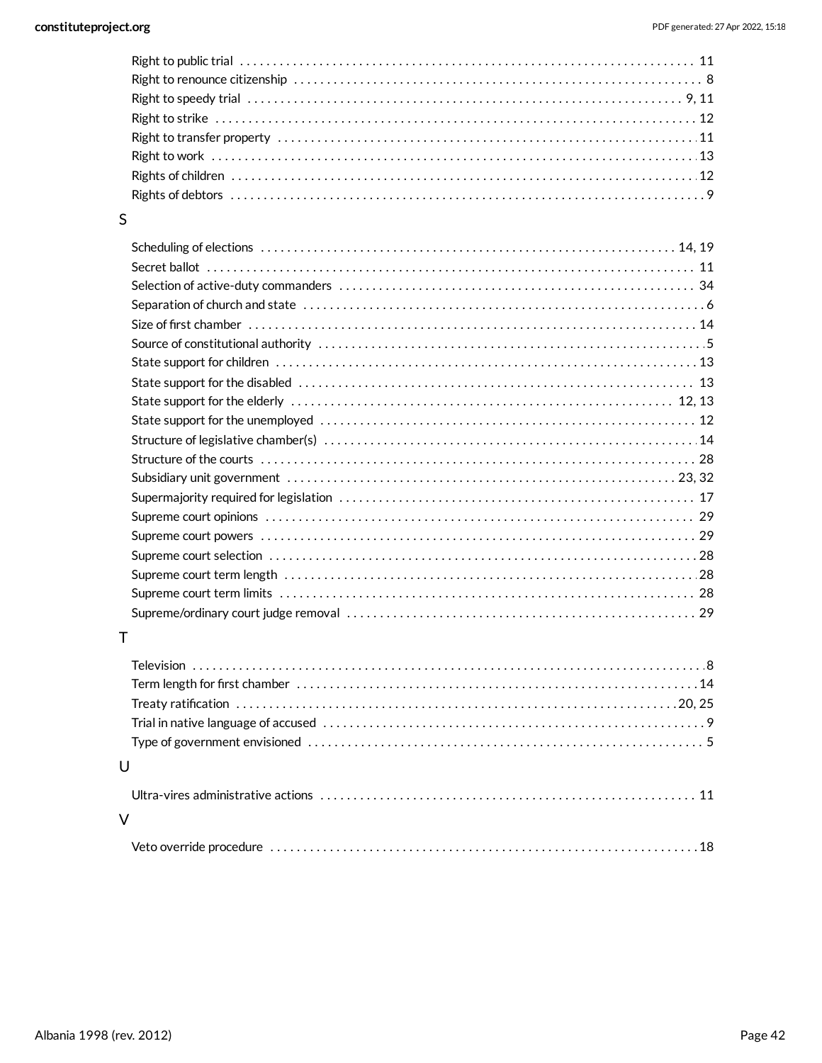Right to public trial . . . . . . . . . . . . . . . . . . . . . . . . . . . . . . . . . . . . . . . . . . . . . . . . . . . . . . . . . . . . . . . . . . . . 11
Right to renounce citizenship . . . . . . . . . . . . . . . . . . . . . . . . . . . . . . . . . . . . . . . . . . . . . . . . . . . . . . . . . . . . . . 8
Right to speedy trial . . . . . . . . . . . . . . . . . . . . . . . . . . . . . . . . . . . . . . . . . . . . . . . . . . . . . . . . . . . . . . . . . . 9, 11
Right to strike . . . . . . . . . . . . . . . . . . . . . . . . . . . . . . . . . . . . . . . . . . . . . . . . . . . . . . . . . . . . . . . . . . . . . . . . . 12
Right to transfer property . . . . . . . . . . . . . . . . . . . . . . . . . . . . . . . . . . . . . . . . . . . . . . . . . . . . . . . . . . . . . . . . 11
Right to work . . . . . . . . . . . . . . . . . . . . . . . . . . . . . . . . . . . . . . . . . . . . . . . . . . . . . . . . . . . . . . . . . . . . . . . . . . 13
Rights of children . . . . . . . . . . . . . . . . . . . . . . . . . . . . . . . . . . . . . . . . . . . . . . . . . . . . . . . . . . . . . . . . . . . . . . 12
Rights of debtors . . . . . . . . . . . . . . . . . . . . . . . . . . . . . . . . . . . . . . . . . . . . . . . . . . . . . . . . . . . . . . . . . . . . . . . 9

## S

Scheduling of elections . . . . . . . . . . . . . . . . . . . . . . . . . . . . . . . . . . . . . . . . . . . . . . . . . . . . . . . . . . . . . . 14, 19
Secret ballot . . . . . . . . . . . . . . . . . . . . . . . . . . . . . . . . . . . . . . . . . . . . . . . . . . . . . . . . . . . . . . . . . . . . . . . . . . 11
Selection of active-duty commanders . . . . . . . . . . . . . . . . . . . . . . . . . . . . . . . . . . . . . . . . . . . . . . . . . . . . . 34
Separation of church and state . . . . . . . . . . . . . . . . . . . . . . . . . . . . . . . . . . . . . . . . . . . . . . . . . . . . . . . . . . . . 6
Size of first chamber . . . . . . . . . . . . . . . . . . . . . . . . . . . . . . . . . . . . . . . . . . . . . . . . . . . . . . . . . . . . . . . . . . . . 14
Source of constitutional authority . . . . . . . . . . . . . . . . . . . . . . . . . . . . . . . . . . . . . . . . . . . . . . . . . . . . . . . . . . 5
State support for children . . . . . . . . . . . . . . . . . . . . . . . . . . . . . . . . . . . . . . . . . . . . . . . . . . . . . . . . . . . . . . . 13
State support for the disabled . . . . . . . . . . . . . . . . . . . . . . . . . . . . . . . . . . . . . . . . . . . . . . . . . . . . . . . . . . . . 13
State support for the elderly . . . . . . . . . . . . . . . . . . . . . . . . . . . . . . . . . . . . . . . . . . . . . . . . . . . . . . . . . . . 12, 13
State support for the unemployed . . . . . . . . . . . . . . . . . . . . . . . . . . . . . . . . . . . . . . . . . . . . . . . . . . . . . . . . . 12
Structure of legislative chamber(s) . . . . . . . . . . . . . . . . . . . . . . . . . . . . . . . . . . . . . . . . . . . . . . . . . . . . . . . . 14
Structure of the courts . . . . . . . . . . . . . . . . . . . . . . . . . . . . . . . . . . . . . . . . . . . . . . . . . . . . . . . . . . . . . . . . . . 28
Subsidiary unit government . . . . . . . . . . . . . . . . . . . . . . . . . . . . . . . . . . . . . . . . . . . . . . . . . . . . . . . . . . . 23, 32
Supermajority required for legislation . . . . . . . . . . . . . . . . . . . . . . . . . . . . . . . . . . . . . . . . . . . . . . . . . . . . . 17
Supreme court opinions . . . . . . . . . . . . . . . . . . . . . . . . . . . . . . . . . . . . . . . . . . . . . . . . . . . . . . . . . . . . . . . . 29
Supreme court powers . . . . . . . . . . . . . . . . . . . . . . . . . . . . . . . . . . . . . . . . . . . . . . . . . . . . . . . . . . . . . . . . . 29
Supreme court selection . . . . . . . . . . . . . . . . . . . . . . . . . . . . . . . . . . . . . . . . . . . . . . . . . . . . . . . . . . . . . . . . 28
Supreme court term length . . . . . . . . . . . . . . . . . . . . . . . . . . . . . . . . . . . . . . . . . . . . . . . . . . . . . . . . . . . . . . 28
Supreme court term limits . . . . . . . . . . . . . . . . . . . . . . . . . . . . . . . . . . . . . . . . . . . . . . . . . . . . . . . . . . . . . . . 28
Supreme/ordinary court judge removal . . . . . . . . . . . . . . . . . . . . . . . . . . . . . . . . . . . . . . . . . . . . . . . . . . . . 29

## T

Television . . . . . . . . . . . . . . . . . . . . . . . . . . . . . . . . . . . . . . . . . . . . . . . . . . . . . . . . . . . . . . . . . . . . . . . . . . . . . 8
Term length for first chamber . . . . . . . . . . . . . . . . . . . . . . . . . . . . . . . . . . . . . . . . . . . . . . . . . . . . . . . . . . . . 14
Treaty ratification . . . . . . . . . . . . . . . . . . . . . . . . . . . . . . . . . . . . . . . . . . . . . . . . . . . . . . . . . . . . . . . . . . . 20, 25
Trial in native language of accused . . . . . . . . . . . . . . . . . . . . . . . . . . . . . . . . . . . . . . . . . . . . . . . . . . . . . . . . 9
Type of government envisioned . . . . . . . . . . . . . . . . . . . . . . . . . . . . . . . . . . . . . . . . . . . . . . . . . . . . . . . . . . . 5

## U

Ultra-vires administrative actions . . . . . . . . . . . . . . . . . . . . . . . . . . . . . . . . . . . . . . . . . . . . . . . . . . . . . . . . . 11

## V

Veto override procedure . . . . . . . . . . . . . . . . . . . . . . . . . . . . . . . . . . . . . . . . . . . . . . . . . . . . . . . . . . . . . . . . 18